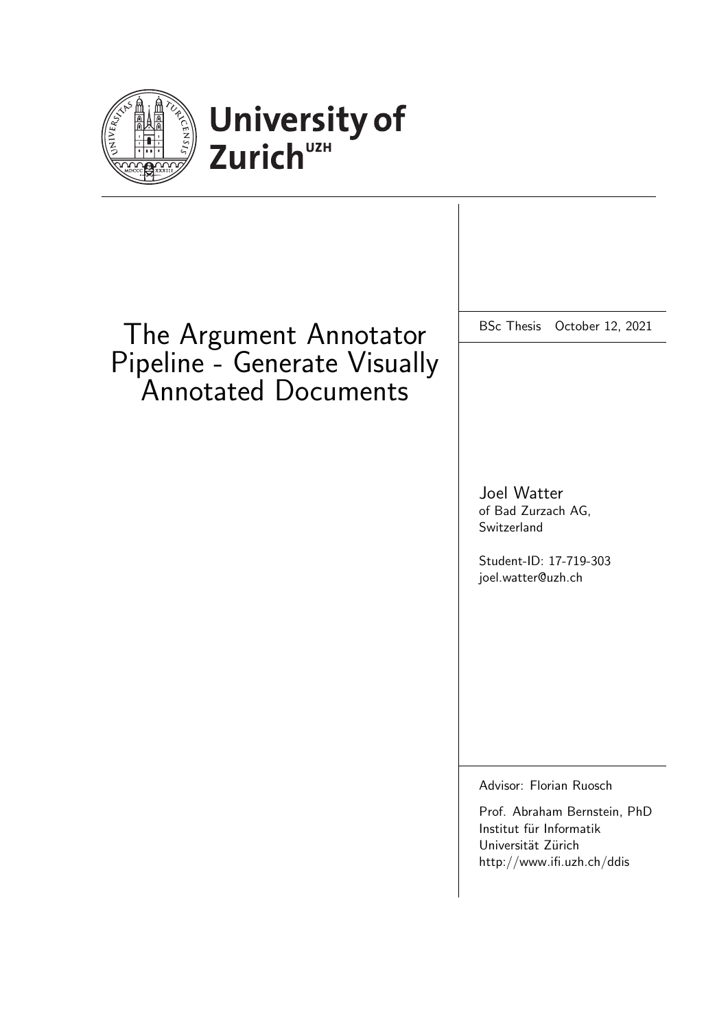University of Zurich[UZH]

# The Argument Annotator Pipeline - Generate Visually Annotated Documents

BSc Thesis October 12, 2021

Joel Watter
of Bad Zurzach AG,
Switzerland

Student-ID: 17-719-303
joel.watter@uzh.ch

Advisor: Florian Ruosch

Prof. Abraham Bernstein, PhD
Institut für Informatik
Universität Zürich
http://www.ifi.uzh.ch/ddis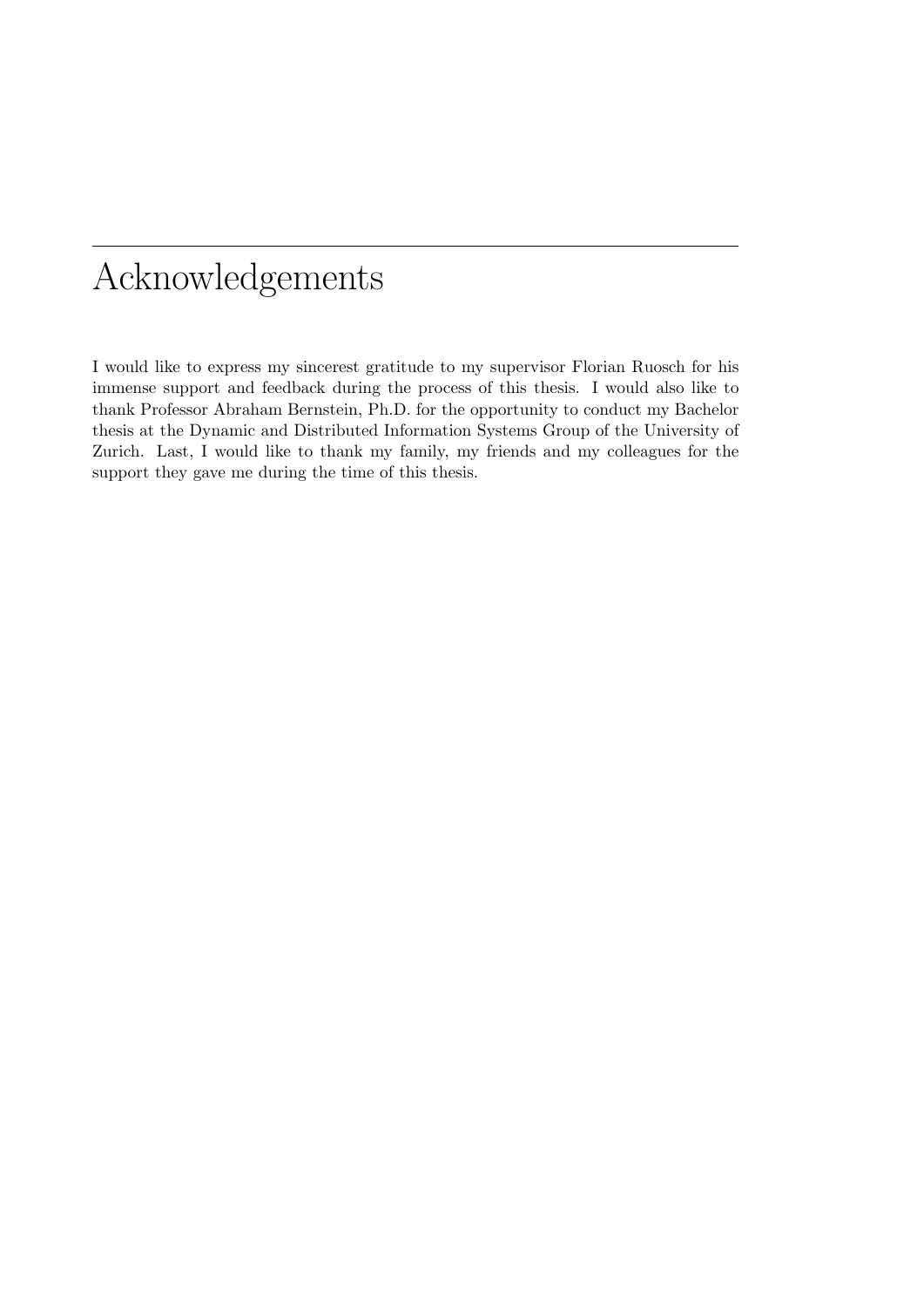# Acknowledgements

I would like to express my sincerest gratitude to my supervisor Florian Ruosch for his immense support and feedback during the process of this thesis. I would also like to thank Professor Abraham Bernstein, Ph.D. for the opportunity to conduct my Bachelor thesis at the Dynamic and Distributed Information Systems Group of the University of Zurich. Last, I would like to thank my family, my friends and my colleagues for the support they gave me during the time of this thesis.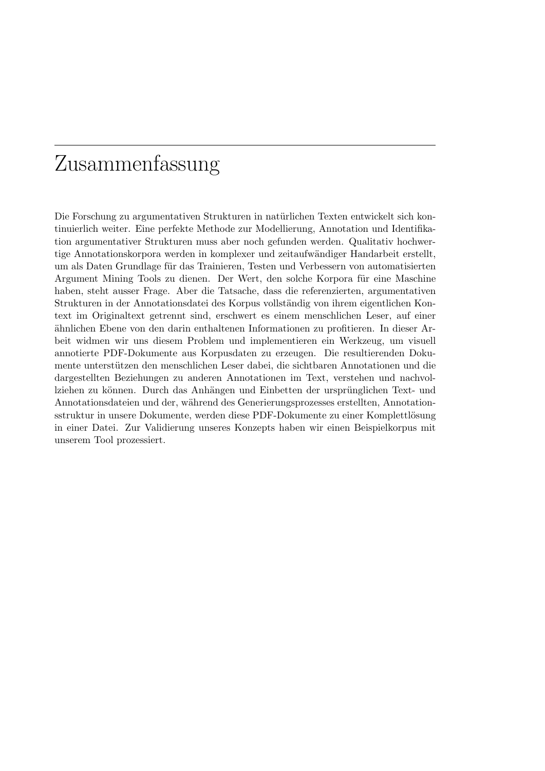# Zusammenfassung

Die Forschung zu argumentativen Strukturen in natürlichen Texten entwickelt sich kontinuierlich weiter. Eine perfekte Methode zur Modellierung, Annotation und Identifikation argumentativer Strukturen muss aber noch gefunden werden. Qualitativ hochwertige Annotationskorpora werden in komplexer und zeitaufwändiger Handarbeit erstellt, um als Daten Grundlage für das Trainieren, Testen und Verbessern von automatisierten Argument Mining Tools zu dienen. Der Wert, den solche Korpora für eine Maschine haben, steht ausser Frage. Aber die Tatsache, dass die referenzierten, argumentativen Strukturen in der Annotationsdatei des Korpus vollständig von ihrem eigentlichen Kontext im Originaltext getrennt sind, erschwert es einem menschlichen Leser, auf einer ähnlichen Ebene von den darin enthaltenen Informationen zu profitieren. In dieser Arbeit widmen wir uns diesem Problem und implementieren ein Werkzeug, um visuell annotierte PDF-Dokumente aus Korpusdaten zu erzeugen. Die resultierenden Dokumente unterstützen den menschlichen Leser dabei, die sichtbaren Annotationen und die dargestellten Beziehungen zu anderen Annotationen im Text, verstehen und nachvollziehen zu können. Durch das Anhängen und Einbetten der ursprünglichen Text- und Annotationsdateien und der, während des Generierungsprozesses erstellten, Annotationsstruktur in unsere Dokumente, werden diese PDF-Dokumente zu einer Komplettlösung in einer Datei. Zur Validierung unseres Konzepts haben wir einen Beispielkorpus mit unserem Tool prozessiert.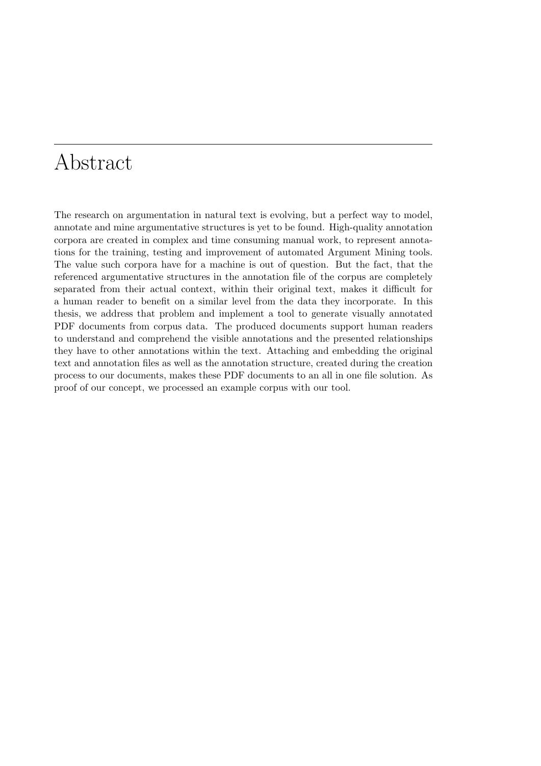# Abstract

The research on argumentation in natural text is evolving, but a perfect way to model, annotate and mine argumentative structures is yet to be found. High-quality annotation corpora are created in complex and time consuming manual work, to represent annotations for the training, testing and improvement of automated Argument Mining tools. The value such corpora have for a machine is out of question. But the fact, that the referenced argumentative structures in the annotation file of the corpus are completely separated from their actual context, within their original text, makes it difficult for a human reader to benefit on a similar level from the data they incorporate. In this thesis, we address that problem and implement a tool to generate visually annotated PDF documents from corpus data. The produced documents support human readers to understand and comprehend the visible annotations and the presented relationships they have to other annotations within the text. Attaching and embedding the original text and annotation files as well as the annotation structure, created during the creation process to our documents, makes these PDF documents to an all in one file solution. As proof of our concept, we processed an example corpus with our tool.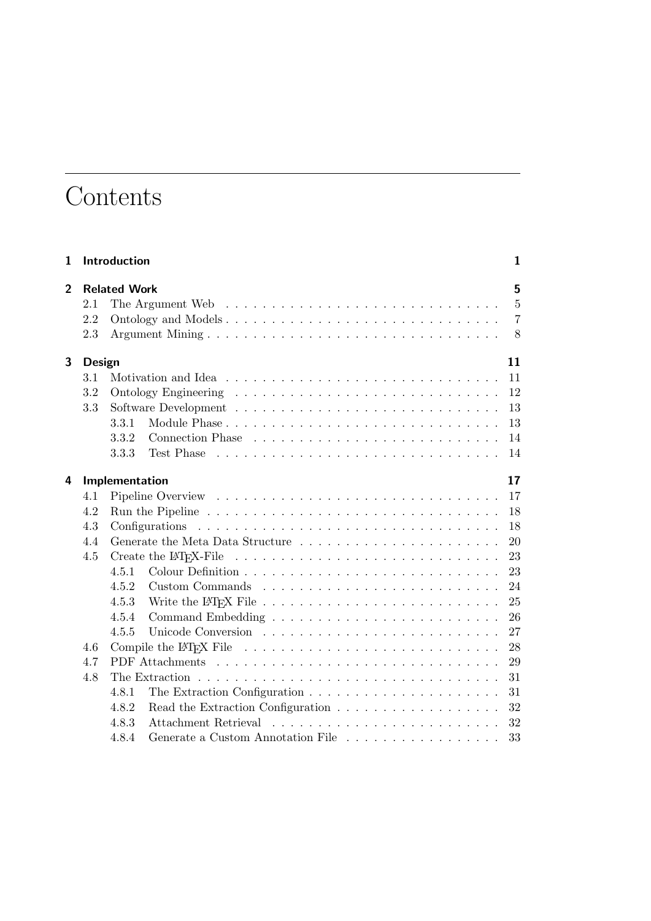# Contents

- **1 Introduction** — 1
- **2 Related Work** — 5
  - 2.1 The Argument Web — 5
  - 2.2 Ontology and Models — 7
  - 2.3 Argument Mining — 8
- **3 Design** — 11
  - 3.1 Motivation and Idea — 11
  - 3.2 Ontology Engineering — 12
  - 3.3 Software Development — 13
    - 3.3.1 Module Phase — 13
    - 3.3.2 Connection Phase — 14
    - 3.3.3 Test Phase — 14
- **4 Implementation** — 17
  - 4.1 Pipeline Overview — 17
  - 4.2 Run the Pipeline — 18
  - 4.3 Configurations — 18
  - 4.4 Generate the Meta Data Structure — 20
  - 4.5 Create the LaTeX-File — 23
    - 4.5.1 Colour Definition — 23
    - 4.5.2 Custom Commands — 24
    - 4.5.3 Write the LaTeX File — 25
    - 4.5.4 Command Embedding — 26
    - 4.5.5 Unicode Conversion — 27
  - 4.6 Compile the LaTeX File — 28
  - 4.7 PDF Attachments — 29
  - 4.8 The Extraction — 31
    - 4.8.1 The Extraction Configuration — 31
    - 4.8.2 Read the Extraction Configuration — 32
    - 4.8.3 Attachment Retrieval — 32
    - 4.8.4 Generate a Custom Annotation File — 33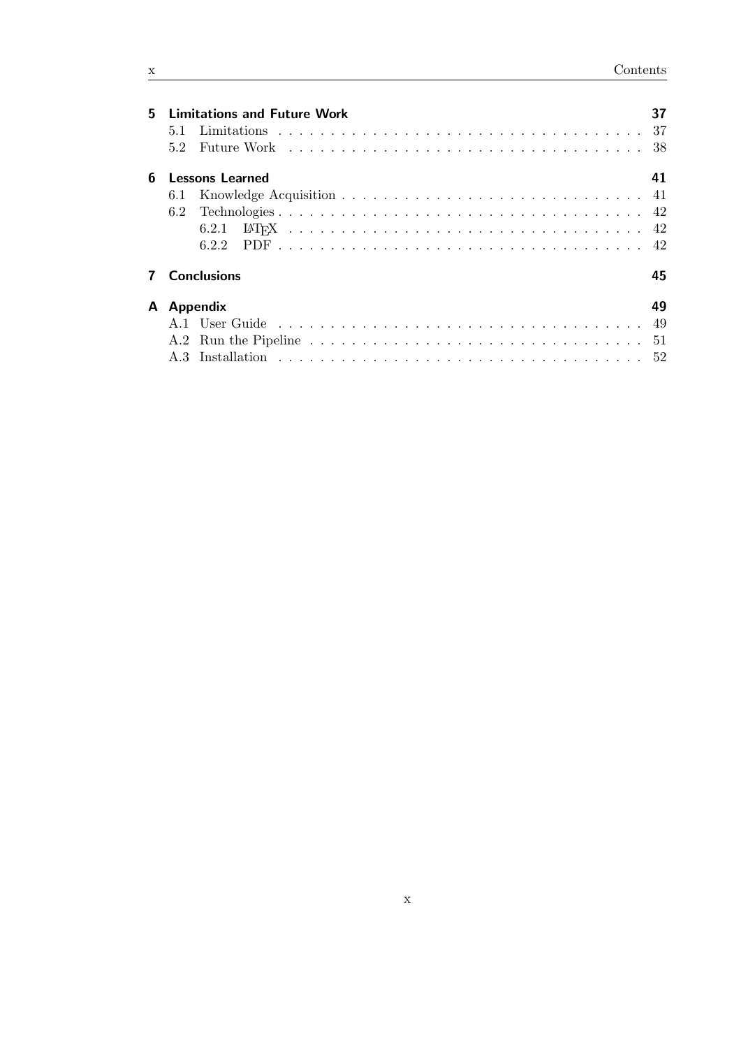**5 Limitations and Future Work** — 37

- 5.1 Limitations — 37
- 5.2 Future Work — 38

**6 Lessons Learned** — 41

- 6.1 Knowledge Acquisition — 41
- 6.2 Technologies — 42
  - 6.2.1 LaTeX — 42
  - 6.2.2 PDF — 42

**7 Conclusions** — 45

**A Appendix** — 49

- A.1 User Guide — 49
- A.2 Run the Pipeline — 51
- A.3 Installation — 52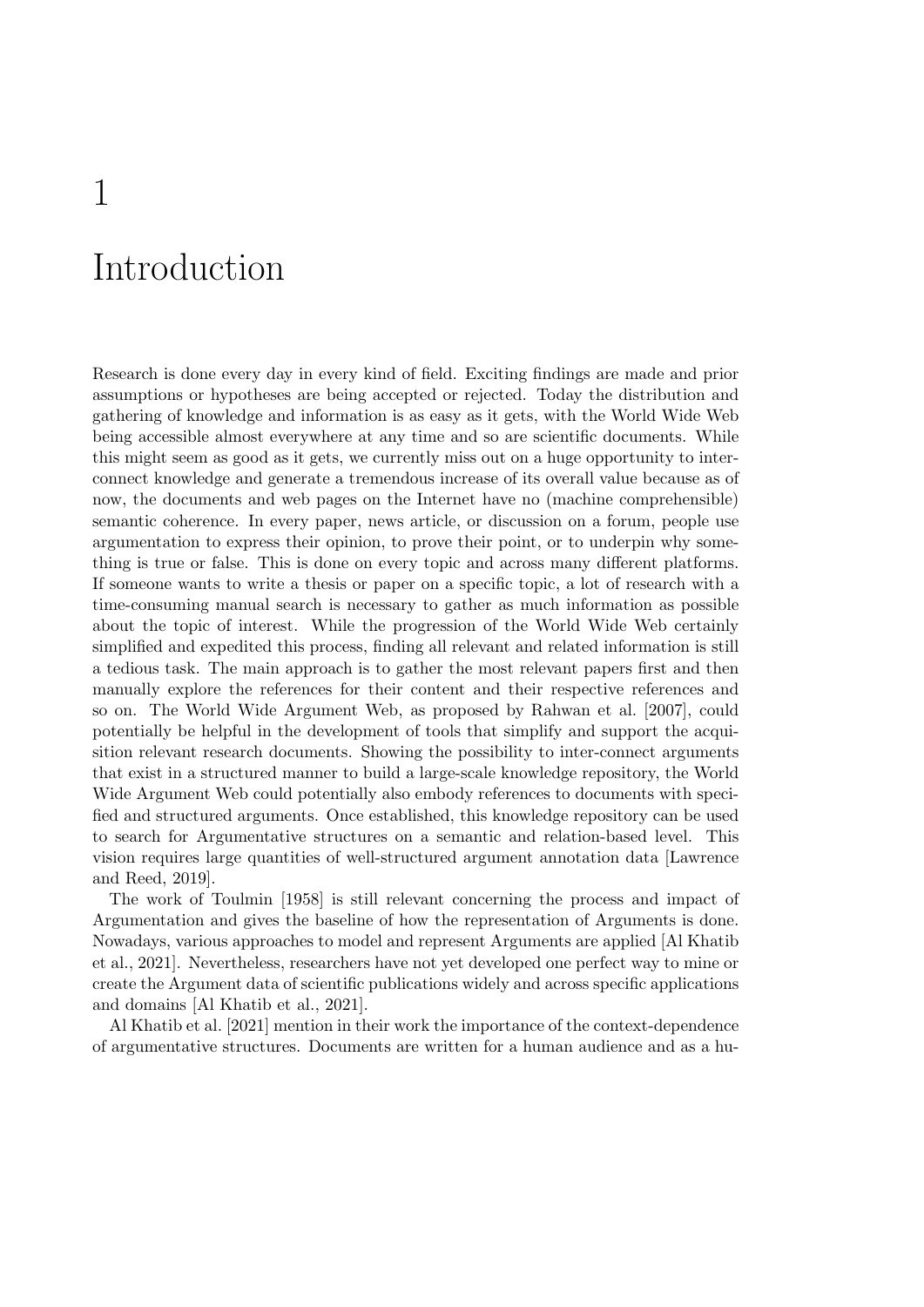# 1 Introduction

Research is done every day in every kind of field. Exciting findings are made and prior assumptions or hypotheses are being accepted or rejected. Today the distribution and gathering of knowledge and information is as easy as it gets, with the World Wide Web being accessible almost everywhere at any time and so are scientific documents. While this might seem as good as it gets, we currently miss out on a huge opportunity to inter-connect knowledge and generate a tremendous increase of its overall value because as of now, the documents and web pages on the Internet have no (machine comprehensible) semantic coherence. In every paper, news article, or discussion on a forum, people use argumentation to express their opinion, to prove their point, or to underpin why something is true or false. This is done on every topic and across many different platforms. If someone wants to write a thesis or paper on a specific topic, a lot of research with a time-consuming manual search is necessary to gather as much information as possible about the topic of interest. While the progression of the World Wide Web certainly simplified and expedited this process, finding all relevant and related information is still a tedious task. The main approach is to gather the most relevant papers first and then manually explore the references for their content and their respective references and so on. The World Wide Argument Web, as proposed by Rahwan et al. [2007], could potentially be helpful in the development of tools that simplify and support the acquisition relevant research documents. Showing the possibility to inter-connect arguments that exist in a structured manner to build a large-scale knowledge repository, the World Wide Argument Web could potentially also embody references to documents with specified and structured arguments. Once established, this knowledge repository can be used to search for Argumentative structures on a semantic and relation-based level. This vision requires large quantities of well-structured argument annotation data [Lawrence and Reed, 2019].

The work of Toulmin [1958] is still relevant concerning the process and impact of Argumentation and gives the baseline of how the representation of Arguments is done. Nowadays, various approaches to model and represent Arguments are applied [Al Khatib et al., 2021]. Nevertheless, researchers have not yet developed one perfect way to mine or create the Argument data of scientific publications widely and across specific applications and domains [Al Khatib et al., 2021].

Al Khatib et al. [2021] mention in their work the importance of the context-dependence of argumentative structures. Documents are written for a human audience and as a hu-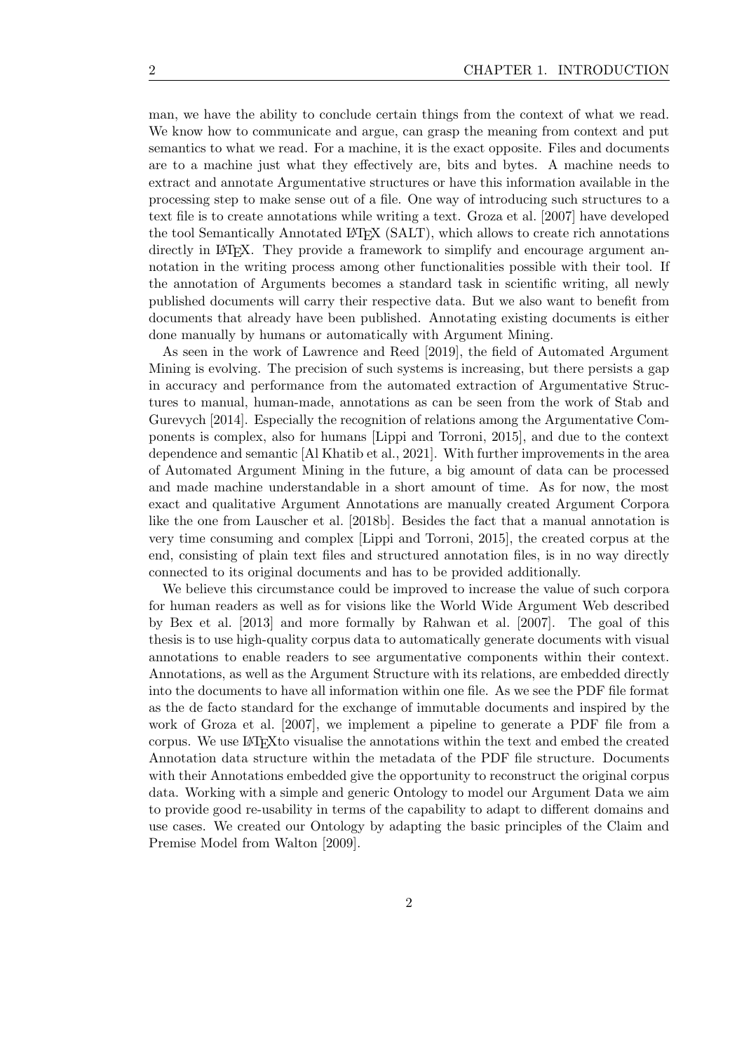man, we have the ability to conclude certain things from the context of what we read. We know how to communicate and argue, can grasp the meaning from context and put semantics to what we read. For a machine, it is the exact opposite. Files and documents are to a machine just what they effectively are, bits and bytes. A machine needs to extract and annotate Argumentative structures or have this information available in the processing step to make sense out of a file. One way of introducing such structures to a text file is to create annotations while writing a text. Groza et al. [2007] have developed the tool Semantically Annotated LaTeX (SALT), which allows to create rich annotations directly in LaTeX. They provide a framework to simplify and encourage argument annotation in the writing process among other functionalities possible with their tool. If the annotation of Arguments becomes a standard task in scientific writing, all newly published documents will carry their respective data. But we also want to benefit from documents that already have been published. Annotating existing documents is either done manually by humans or automatically with Argument Mining.

As seen in the work of Lawrence and Reed [2019], the field of Automated Argument Mining is evolving. The precision of such systems is increasing, but there persists a gap in accuracy and performance from the automated extraction of Argumentative Structures to manual, human-made, annotations as can be seen from the work of Stab and Gurevych [2014]. Especially the recognition of relations among the Argumentative Components is complex, also for humans [Lippi and Torroni, 2015], and due to the context dependence and semantic [Al Khatib et al., 2021]. With further improvements in the area of Automated Argument Mining in the future, a big amount of data can be processed and made machine understandable in a short amount of time. As for now, the most exact and qualitative Argument Annotations are manually created Argument Corpora like the one from Lauscher et al. [2018b]. Besides the fact that a manual annotation is very time consuming and complex [Lippi and Torroni, 2015], the created corpus at the end, consisting of plain text files and structured annotation files, is in no way directly connected to its original documents and has to be provided additionally.

We believe this circumstance could be improved to increase the value of such corpora for human readers as well as for visions like the World Wide Argument Web described by Bex et al. [2013] and more formally by Rahwan et al. [2007]. The goal of this thesis is to use high-quality corpus data to automatically generate documents with visual annotations to enable readers to see argumentative components within their context. Annotations, as well as the Argument Structure with its relations, are embedded directly into the documents to have all information within one file. As we see the PDF file format as the de facto standard for the exchange of immutable documents and inspired by the work of Groza et al. [2007], we implement a pipeline to generate a PDF file from a corpus. We use LaTeXto visualise the annotations within the text and embed the created Annotation data structure within the metadata of the PDF file structure. Documents with their Annotations embedded give the opportunity to reconstruct the original corpus data. Working with a simple and generic Ontology to model our Argument Data we aim to provide good re-usability in terms of the capability to adapt to different domains and use cases. We created our Ontology by adapting the basic principles of the Claim and Premise Model from Walton [2009].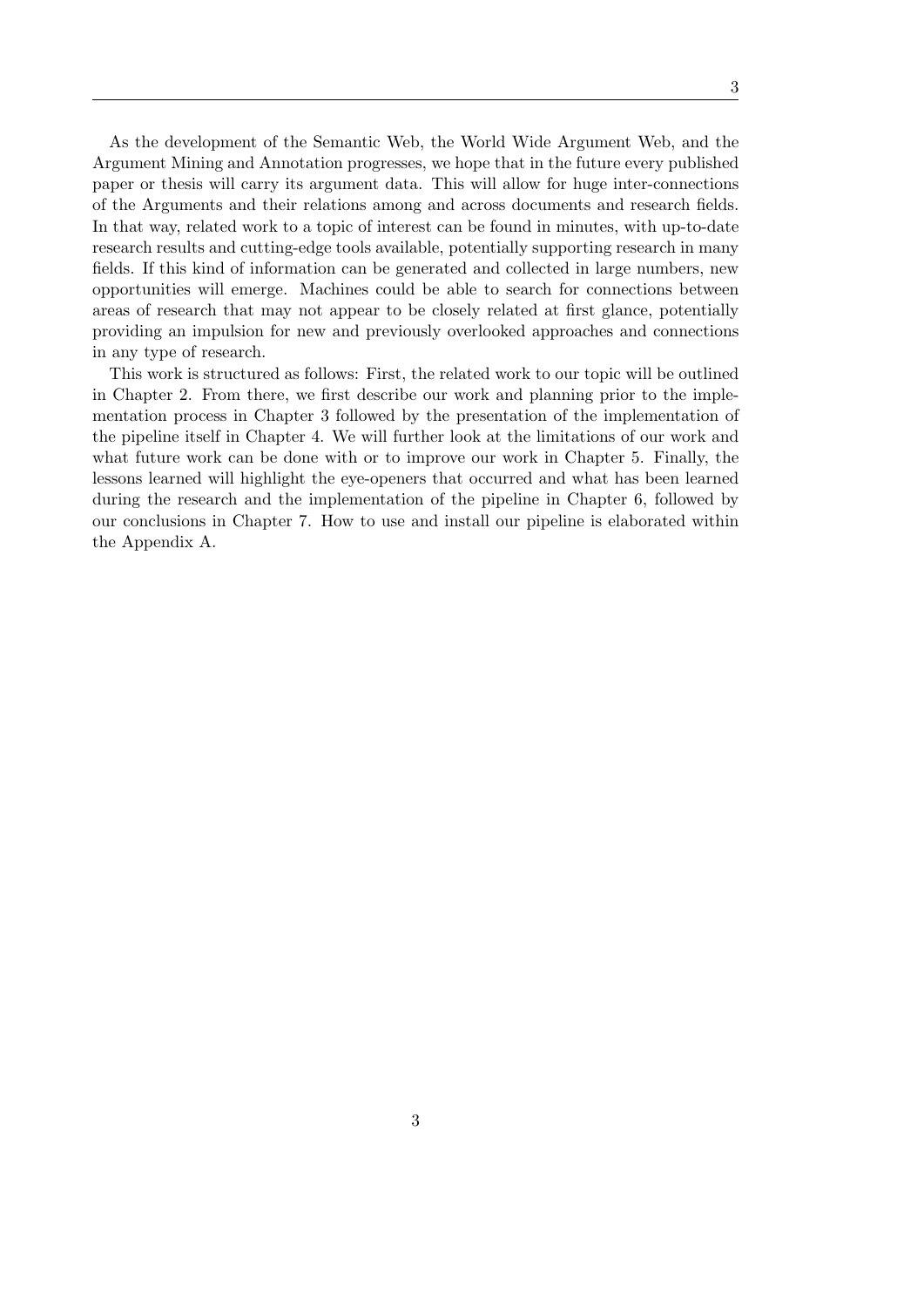As the development of the Semantic Web, the World Wide Argument Web, and the Argument Mining and Annotation progresses, we hope that in the future every published paper or thesis will carry its argument data. This will allow for huge inter-connections of the Arguments and their relations among and across documents and research fields. In that way, related work to a topic of interest can be found in minutes, with up-to-date research results and cutting-edge tools available, potentially supporting research in many fields. If this kind of information can be generated and collected in large numbers, new opportunities will emerge. Machines could be able to search for connections between areas of research that may not appear to be closely related at first glance, potentially providing an impulsion for new and previously overlooked approaches and connections in any type of research.

This work is structured as follows: First, the related work to our topic will be outlined in Chapter 2. From there, we first describe our work and planning prior to the implementation process in Chapter 3 followed by the presentation of the implementation of the pipeline itself in Chapter 4. We will further look at the limitations of our work and what future work can be done with or to improve our work in Chapter 5. Finally, the lessons learned will highlight the eye-openers that occurred and what has been learned during the research and the implementation of the pipeline in Chapter 6, followed by our conclusions in Chapter 7. How to use and install our pipeline is elaborated within the Appendix A.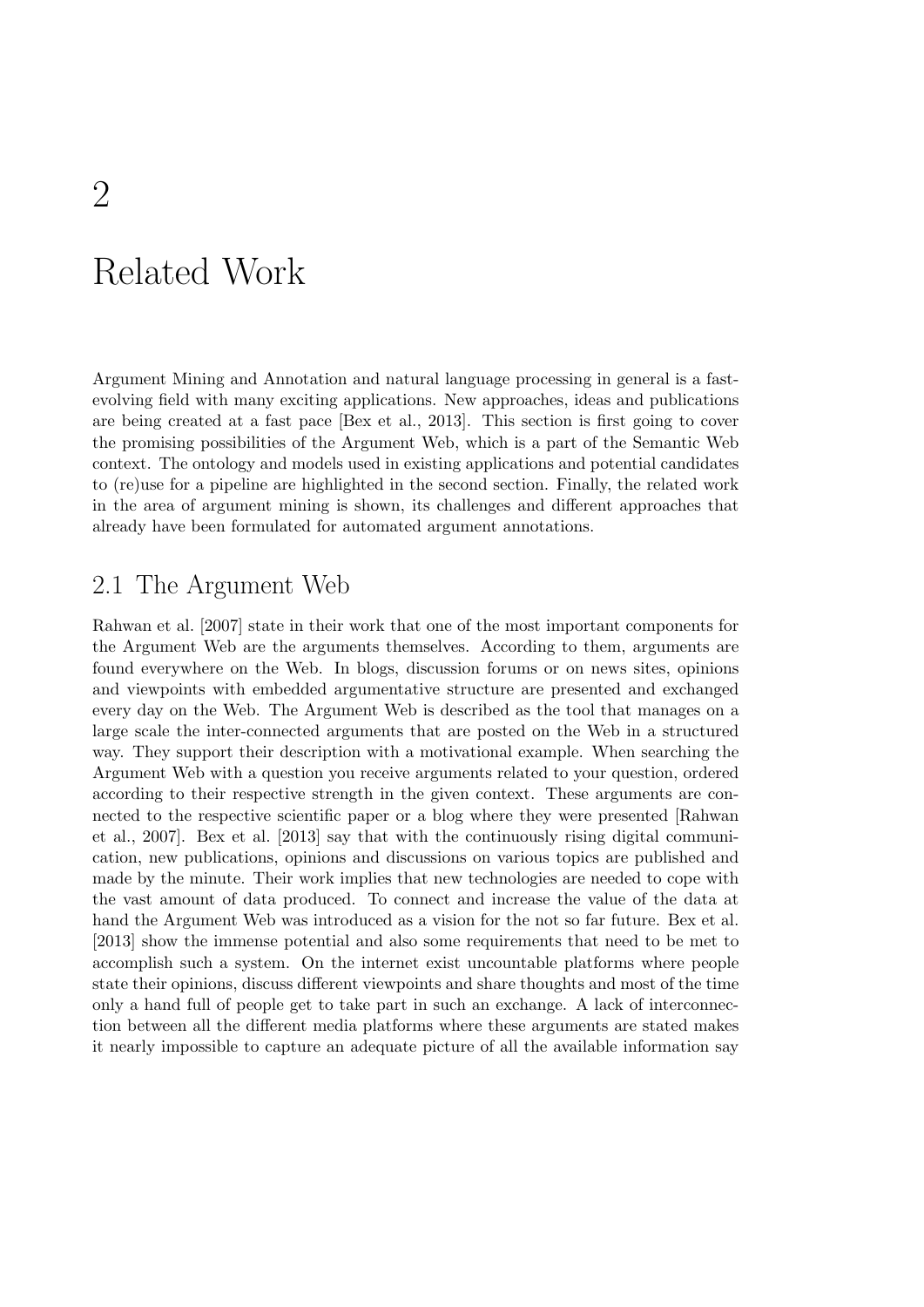# 2

# Related Work

Argument Mining and Annotation and natural language processing in general is a fast-evolving field with many exciting applications. New approaches, ideas and publications are being created at a fast pace [Bex et al., 2013]. This section is first going to cover the promising possibilities of the Argument Web, which is a part of the Semantic Web context. The ontology and models used in existing applications and potential candidates to (re)use for a pipeline are highlighted in the second section. Finally, the related work in the area of argument mining is shown, its challenges and different approaches that already have been formulated for automated argument annotations.

## 2.1 The Argument Web

Rahwan et al. [2007] state in their work that one of the most important components for the Argument Web are the arguments themselves. According to them, arguments are found everywhere on the Web. In blogs, discussion forums or on news sites, opinions and viewpoints with embedded argumentative structure are presented and exchanged every day on the Web. The Argument Web is described as the tool that manages on a large scale the inter-connected arguments that are posted on the Web in a structured way. They support their description with a motivational example. When searching the Argument Web with a question you receive arguments related to your question, ordered according to their respective strength in the given context. These arguments are connected to the respective scientific paper or a blog where they were presented [Rahwan et al., 2007]. Bex et al. [2013] say that with the continuously rising digital communication, new publications, opinions and discussions on various topics are published and made by the minute. Their work implies that new technologies are needed to cope with the vast amount of data produced. To connect and increase the value of the data at hand the Argument Web was introduced as a vision for the not so far future. Bex et al. [2013] show the immense potential and also some requirements that need to be met to accomplish such a system. On the internet exist uncountable platforms where people state their opinions, discuss different viewpoints and share thoughts and most of the time only a hand full of people get to take part in such an exchange. A lack of interconnection between all the different media platforms where these arguments are stated makes it nearly impossible to capture an adequate picture of all the available information say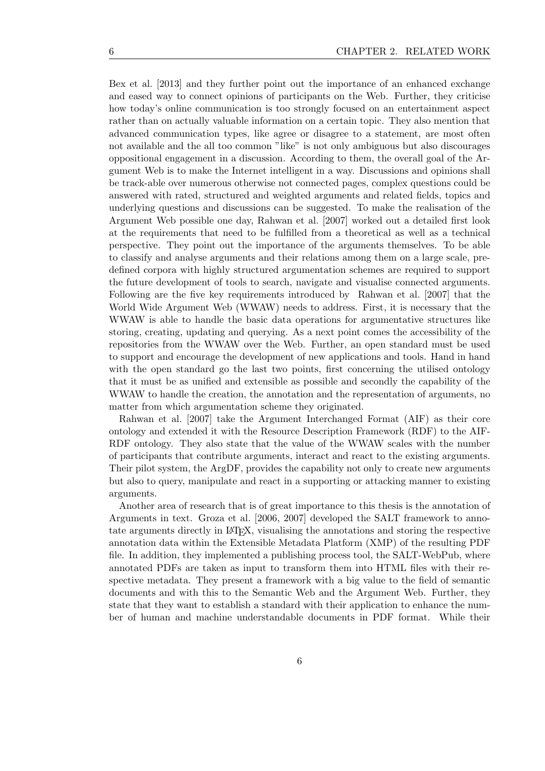Bex et al. [2013] and they further point out the importance of an enhanced exchange and eased way to connect opinions of participants on the Web. Further, they criticise how today's online communication is too strongly focused on an entertainment aspect rather than on actually valuable information on a certain topic. They also mention that advanced communication types, like agree or disagree to a statement, are most often not available and the all too common "like" is not only ambiguous but also discourages oppositional engagement in a discussion. According to them, the overall goal of the Argument Web is to make the Internet intelligent in a way. Discussions and opinions shall be track-able over numerous otherwise not connected pages, complex questions could be answered with rated, structured and weighted arguments and related fields, topics and underlying questions and discussions can be suggested. To make the realisation of the Argument Web possible one day, Rahwan et al. [2007] worked out a detailed first look at the requirements that need to be fulfilled from a theoretical as well as a technical perspective. They point out the importance of the arguments themselves. To be able to classify and analyse arguments and their relations among them on a large scale, predefined corpora with highly structured argumentation schemes are required to support the future development of tools to search, navigate and visualise connected arguments. Following are the five key requirements introduced by Rahwan et al. [2007] that the World Wide Argument Web (WWAW) needs to address. First, it is necessary that the WWAW is able to handle the basic data operations for argumentative structures like storing, creating, updating and querying. As a next point comes the accessibility of the repositories from the WWAW over the Web. Further, an open standard must be used to support and encourage the development of new applications and tools. Hand in hand with the open standard go the last two points, first concerning the utilised ontology that it must be as unified and extensible as possible and secondly the capability of the WWAW to handle the creation, the annotation and the representation of arguments, no matter from which argumentation scheme they originated.

Rahwan et al. [2007] take the Argument Interchanged Format (AIF) as their core ontology and extended it with the Resource Description Framework (RDF) to the AIF-RDF ontology. They also state that the value of the WWAW scales with the number of participants that contribute arguments, interact and react to the existing arguments. Their pilot system, the ArgDF, provides the capability not only to create new arguments but also to query, manipulate and react in a supporting or attacking manner to existing arguments.

Another area of research that is of great importance to this thesis is the annotation of Arguments in text. Groza et al. [2006, 2007] developed the SALT framework to annotate arguments directly in LaTeX, visualising the annotations and storing the respective annotation data within the Extensible Metadata Platform (XMP) of the resulting PDF file. In addition, they implemented a publishing process tool, the SALT-WebPub, where annotated PDFs are taken as input to transform them into HTML files with their respective metadata. They present a framework with a big value to the field of semantic documents and with this to the Semantic Web and the Argument Web. Further, they state that they want to establish a standard with their application to enhance the number of human and machine understandable documents in PDF format. While their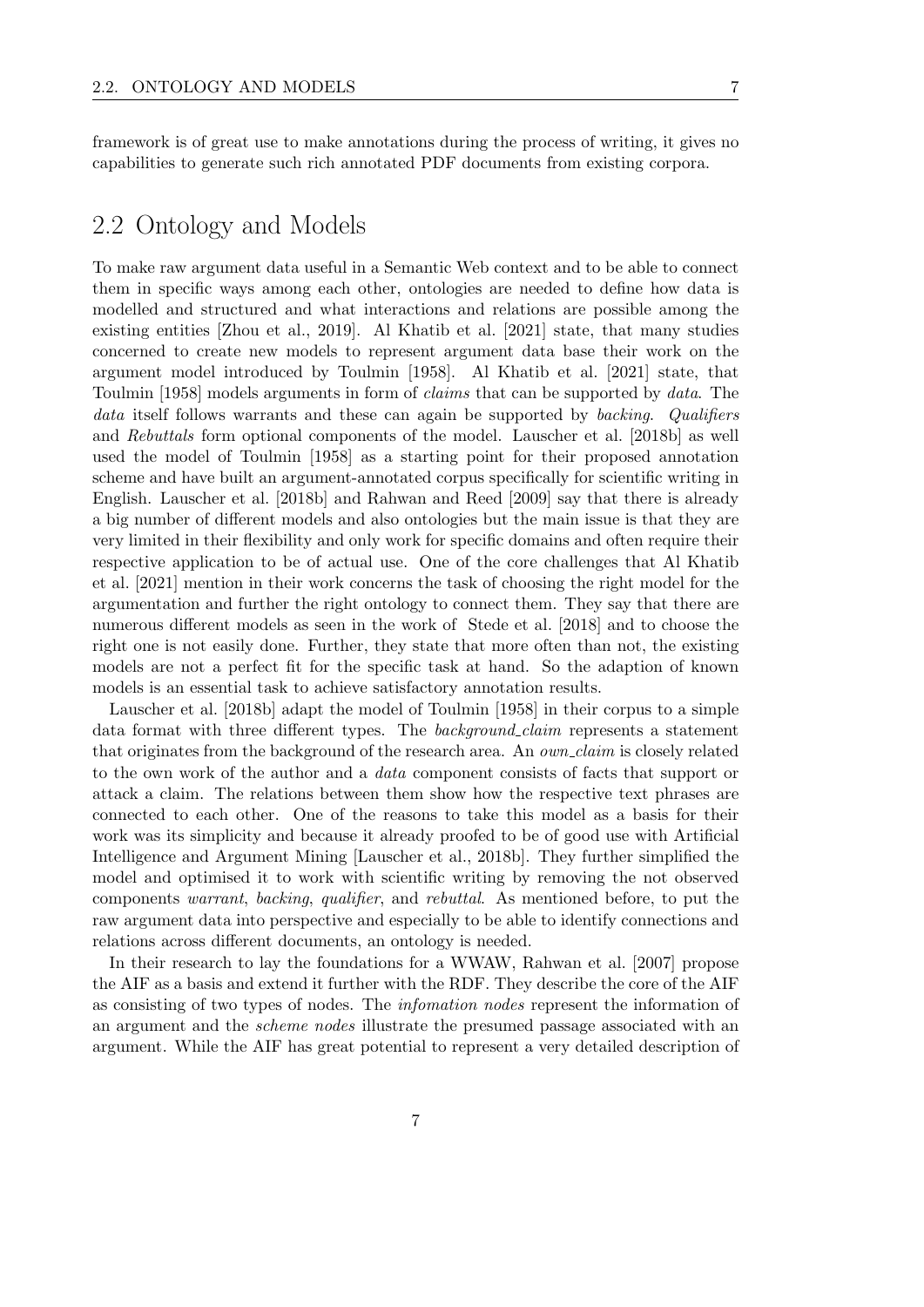framework is of great use to make annotations during the process of writing, it gives no capabilities to generate such rich annotated PDF documents from existing corpora.

## 2.2 Ontology and Models

To make raw argument data useful in a Semantic Web context and to be able to connect them in specific ways among each other, ontologies are needed to define how data is modelled and structured and what interactions and relations are possible among the existing entities [Zhou et al., 2019]. Al Khatib et al. [2021] state, that many studies concerned to create new models to represent argument data base their work on the argument model introduced by Toulmin [1958]. Al Khatib et al. [2021] state, that Toulmin [1958] models arguments in form of *claims* that can be supported by *data*. The *data* itself follows warrants and these can again be supported by *backing*. *Qualifiers* and *Rebuttals* form optional components of the model. Lauscher et al. [2018b] as well used the model of Toulmin [1958] as a starting point for their proposed annotation scheme and have built an argument-annotated corpus specifically for scientific writing in English. Lauscher et al. [2018b] and Rahwan and Reed [2009] say that there is already a big number of different models and also ontologies but the main issue is that they are very limited in their flexibility and only work for specific domains and often require their respective application to be of actual use. One of the core challenges that Al Khatib et al. [2021] mention in their work concerns the task of choosing the right model for the argumentation and further the right ontology to connect them. They say that there are numerous different models as seen in the work of Stede et al. [2018] and to choose the right one is not easily done. Further, they state that more often than not, the existing models are not a perfect fit for the specific task at hand. So the adaption of known models is an essential task to achieve satisfactory annotation results.

Lauscher et al. [2018b] adapt the model of Toulmin [1958] in their corpus to a simple data format with three different types. The *background_claim* represents a statement that originates from the background of the research area. An *own_claim* is closely related to the own work of the author and a *data* component consists of facts that support or attack a claim. The relations between them show how the respective text phrases are connected to each other. One of the reasons to take this model as a basis for their work was its simplicity and because it already proofed to be of good use with Artificial Intelligence and Argument Mining [Lauscher et al., 2018b]. They further simplified the model and optimised it to work with scientific writing by removing the not observed components *warrant*, *backing*, *qualifier*, and *rebuttal*. As mentioned before, to put the raw argument data into perspective and especially to be able to identify connections and relations across different documents, an ontology is needed.

In their research to lay the foundations for a WWAW, Rahwan et al. [2007] propose the AIF as a basis and extend it further with the RDF. They describe the core of the AIF as consisting of two types of nodes. The *infomation nodes* represent the information of an argument and the *scheme nodes* illustrate the presumed passage associated with an argument. While the AIF has great potential to represent a very detailed description of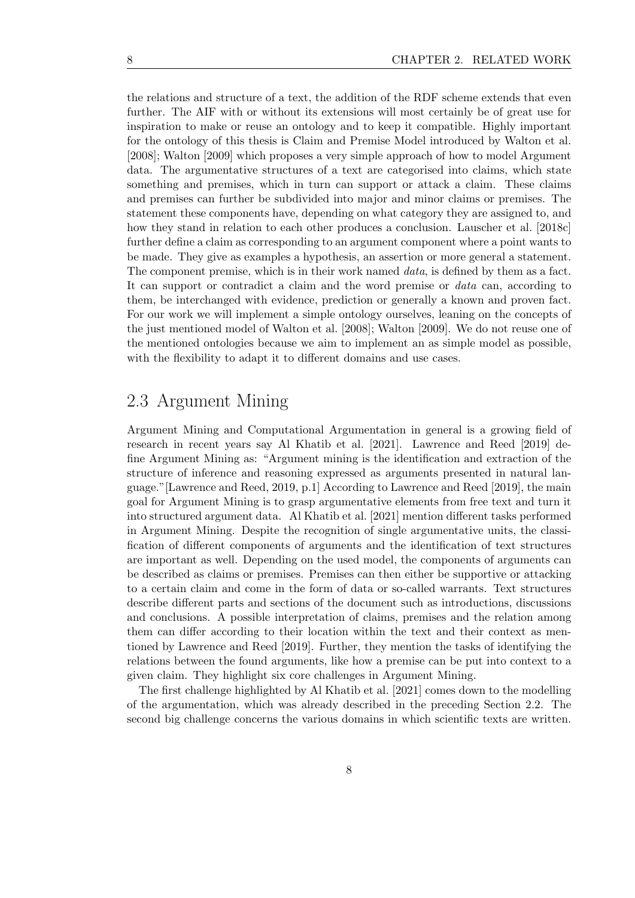the relations and structure of a text, the addition of the RDF scheme extends that even further. The AIF with or without its extensions will most certainly be of great use for inspiration to make or reuse an ontology and to keep it compatible. Highly important for the ontology of this thesis is Claim and Premise Model introduced by Walton et al. [2008]; Walton [2009] which proposes a very simple approach of how to model Argument data. The argumentative structures of a text are categorised into claims, which state something and premises, which in turn can support or attack a claim. These claims and premises can further be subdivided into major and minor claims or premises. The statement these components have, depending on what category they are assigned to, and how they stand in relation to each other produces a conclusion. Lauscher et al. [2018c] further define a claim as corresponding to an argument component where a point wants to be made. They give as examples a hypothesis, an assertion or more general a statement. The component premise, which is in their work named *data*, is defined by them as a fact. It can support or contradict a claim and the word premise or *data* can, according to them, be interchanged with evidence, prediction or generally a known and proven fact. For our work we will implement a simple ontology ourselves, leaning on the concepts of the just mentioned model of Walton et al. [2008]; Walton [2009]. We do not reuse one of the mentioned ontologies because we aim to implement an as simple model as possible, with the flexibility to adapt it to different domains and use cases.

## 2.3 Argument Mining

Argument Mining and Computational Argumentation in general is a growing field of research in recent years say Al Khatib et al. [2021]. Lawrence and Reed [2019] define Argument Mining as: "Argument mining is the identification and extraction of the structure of inference and reasoning expressed as arguments presented in natural language."[Lawrence and Reed, 2019, p.1] According to Lawrence and Reed [2019], the main goal for Argument Mining is to grasp argumentative elements from free text and turn it into structured argument data. Al Khatib et al. [2021] mention different tasks performed in Argument Mining. Despite the recognition of single argumentative units, the classification of different components of arguments and the identification of text structures are important as well. Depending on the used model, the components of arguments can be described as claims or premises. Premises can then either be supportive or attacking to a certain claim and come in the form of data or so-called warrants. Text structures describe different parts and sections of the document such as introductions, discussions and conclusions. A possible interpretation of claims, premises and the relation among them can differ according to their location within the text and their context as mentioned by Lawrence and Reed [2019]. Further, they mention the tasks of identifying the relations between the found arguments, like how a premise can be put into context to a given claim. They highlight six core challenges in Argument Mining.

The first challenge highlighted by Al Khatib et al. [2021] comes down to the modelling of the argumentation, which was already described in the preceding Section 2.2. The second big challenge concerns the various domains in which scientific texts are written.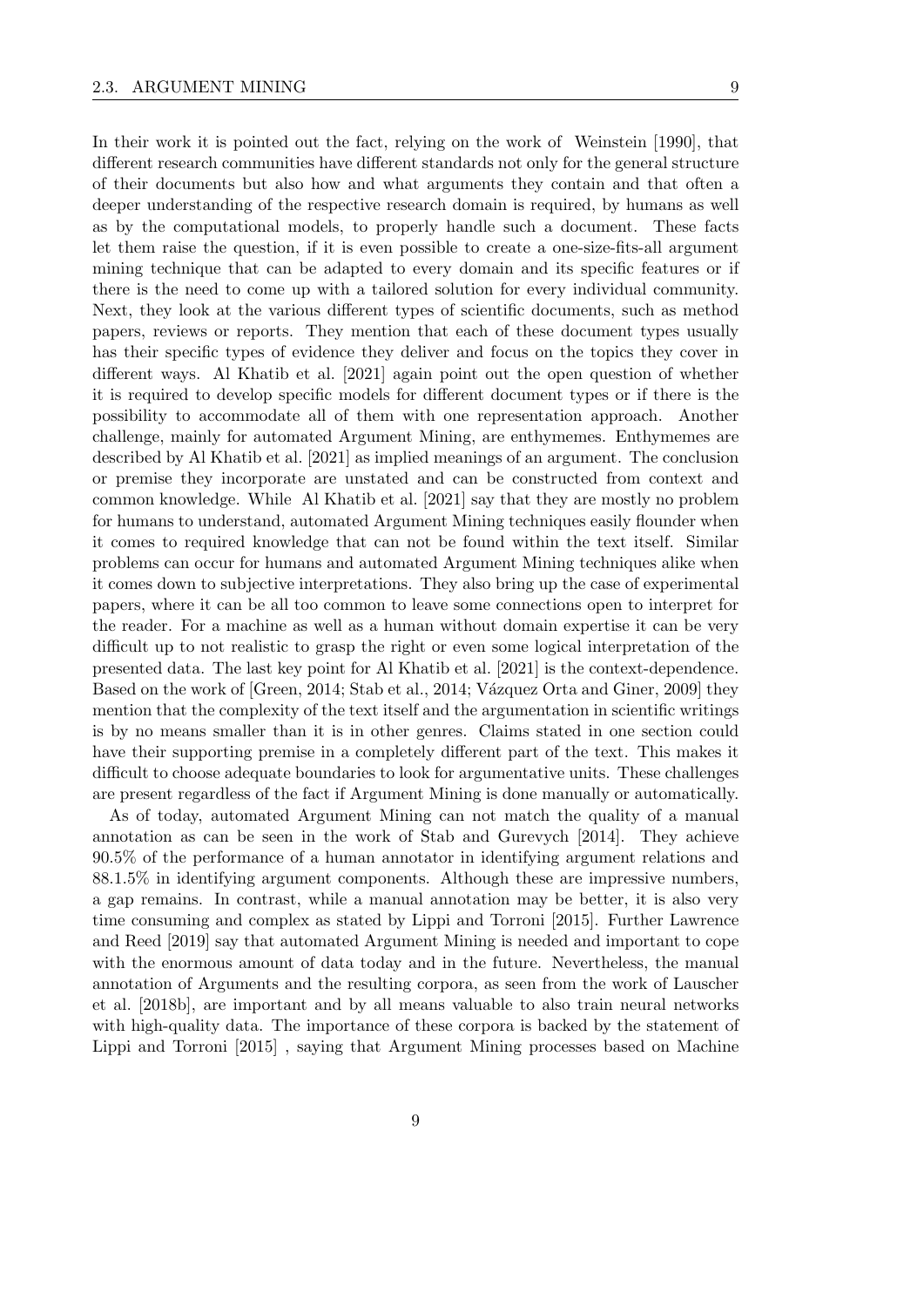In their work it is pointed out the fact, relying on the work of Weinstein [1990], that different research communities have different standards not only for the general structure of their documents but also how and what arguments they contain and that often a deeper understanding of the respective research domain is required, by humans as well as by the computational models, to properly handle such a document. These facts let them raise the question, if it is even possible to create a one-size-fits-all argument mining technique that can be adapted to every domain and its specific features or if there is the need to come up with a tailored solution for every individual community. Next, they look at the various different types of scientific documents, such as method papers, reviews or reports. They mention that each of these document types usually has their specific types of evidence they deliver and focus on the topics they cover in different ways. Al Khatib et al. [2021] again point out the open question of whether it is required to develop specific models for different document types or if there is the possibility to accommodate all of them with one representation approach. Another challenge, mainly for automated Argument Mining, are enthymemes. Enthymemes are described by Al Khatib et al. [2021] as implied meanings of an argument. The conclusion or premise they incorporate are unstated and can be constructed from context and common knowledge. While Al Khatib et al. [2021] say that they are mostly no problem for humans to understand, automated Argument Mining techniques easily flounder when it comes to required knowledge that can not be found within the text itself. Similar problems can occur for humans and automated Argument Mining techniques alike when it comes down to subjective interpretations. They also bring up the case of experimental papers, where it can be all too common to leave some connections open to interpret for the reader. For a machine as well as a human without domain expertise it can be very difficult up to not realistic to grasp the right or even some logical interpretation of the presented data. The last key point for Al Khatib et al. [2021] is the context-dependence. Based on the work of [Green, 2014; Stab et al., 2014; Vázquez Orta and Giner, 2009] they mention that the complexity of the text itself and the argumentation in scientific writings is by no means smaller than it is in other genres. Claims stated in one section could have their supporting premise in a completely different part of the text. This makes it difficult to choose adequate boundaries to look for argumentative units. These challenges are present regardless of the fact if Argument Mining is done manually or automatically.

As of today, automated Argument Mining can not match the quality of a manual annotation as can be seen in the work of Stab and Gurevych [2014]. They achieve 90.5% of the performance of a human annotator in identifying argument relations and 88.1.5% in identifying argument components. Although these are impressive numbers, a gap remains. In contrast, while a manual annotation may be better, it is also very time consuming and complex as stated by Lippi and Torroni [2015]. Further Lawrence and Reed [2019] say that automated Argument Mining is needed and important to cope with the enormous amount of data today and in the future. Nevertheless, the manual annotation of Arguments and the resulting corpora, as seen from the work of Lauscher et al. [2018b], are important and by all means valuable to also train neural networks with high-quality data. The importance of these corpora is backed by the statement of Lippi and Torroni [2015] , saying that Argument Mining processes based on Machine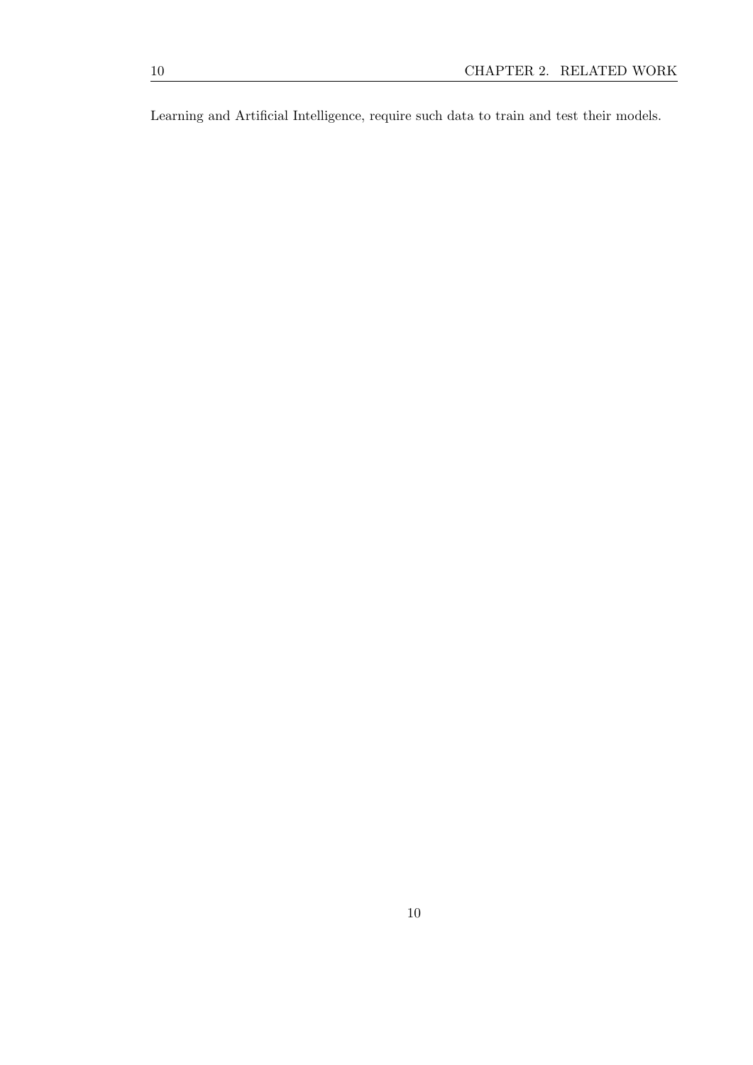Learning and Artificial Intelligence, require such data to train and test their models.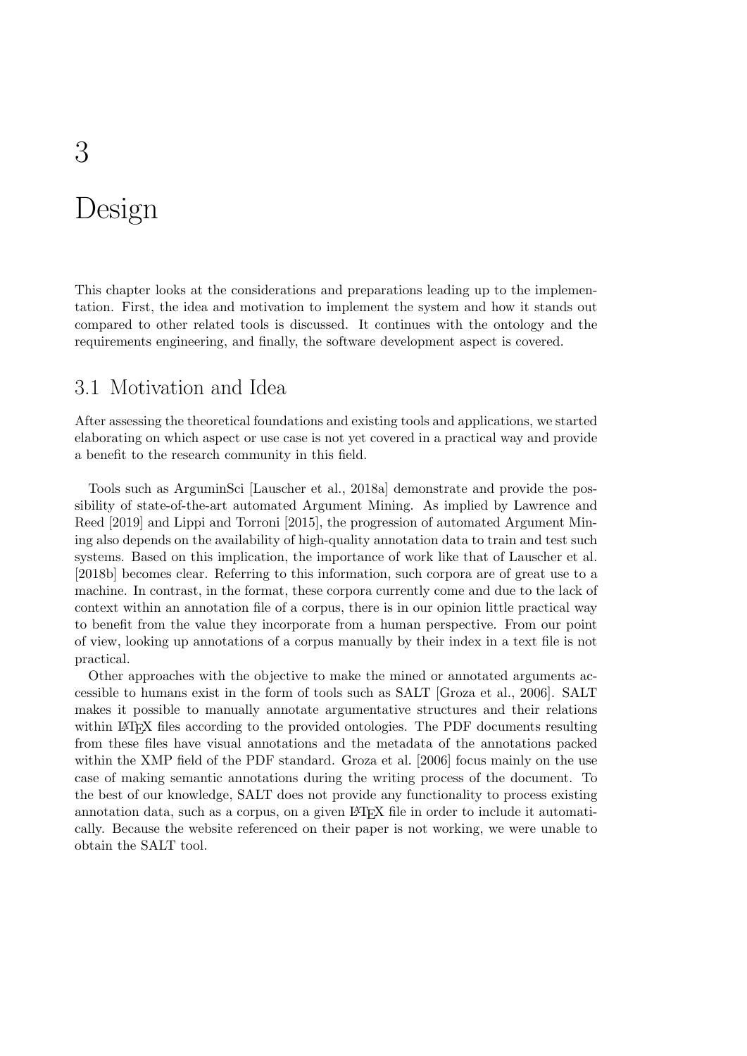# 3

# Design

This chapter looks at the considerations and preparations leading up to the implementation. First, the idea and motivation to implement the system and how it stands out compared to other related tools is discussed. It continues with the ontology and the requirements engineering, and finally, the software development aspect is covered.

## 3.1 Motivation and Idea

After assessing the theoretical foundations and existing tools and applications, we started elaborating on which aspect or use case is not yet covered in a practical way and provide a benefit to the research community in this field.

Tools such as ArguminSci [Lauscher et al., 2018a] demonstrate and provide the possibility of state-of-the-art automated Argument Mining. As implied by Lawrence and Reed [2019] and Lippi and Torroni [2015], the progression of automated Argument Mining also depends on the availability of high-quality annotation data to train and test such systems. Based on this implication, the importance of work like that of Lauscher et al. [2018b] becomes clear. Referring to this information, such corpora are of great use to a machine. In contrast, in the format, these corpora currently come and due to the lack of context within an annotation file of a corpus, there is in our opinion little practical way to benefit from the value they incorporate from a human perspective. From our point of view, looking up annotations of a corpus manually by their index in a text file is not practical.

Other approaches with the objective to make the mined or annotated arguments accessible to humans exist in the form of tools such as SALT [Groza et al., 2006]. SALT makes it possible to manually annotate argumentative structures and their relations within LaTeX files according to the provided ontologies. The PDF documents resulting from these files have visual annotations and the metadata of the annotations packed within the XMP field of the PDF standard. Groza et al. [2006] focus mainly on the use case of making semantic annotations during the writing process of the document. To the best of our knowledge, SALT does not provide any functionality to process existing annotation data, such as a corpus, on a given LaTeX file in order to include it automatically. Because the website referenced on their paper is not working, we were unable to obtain the SALT tool.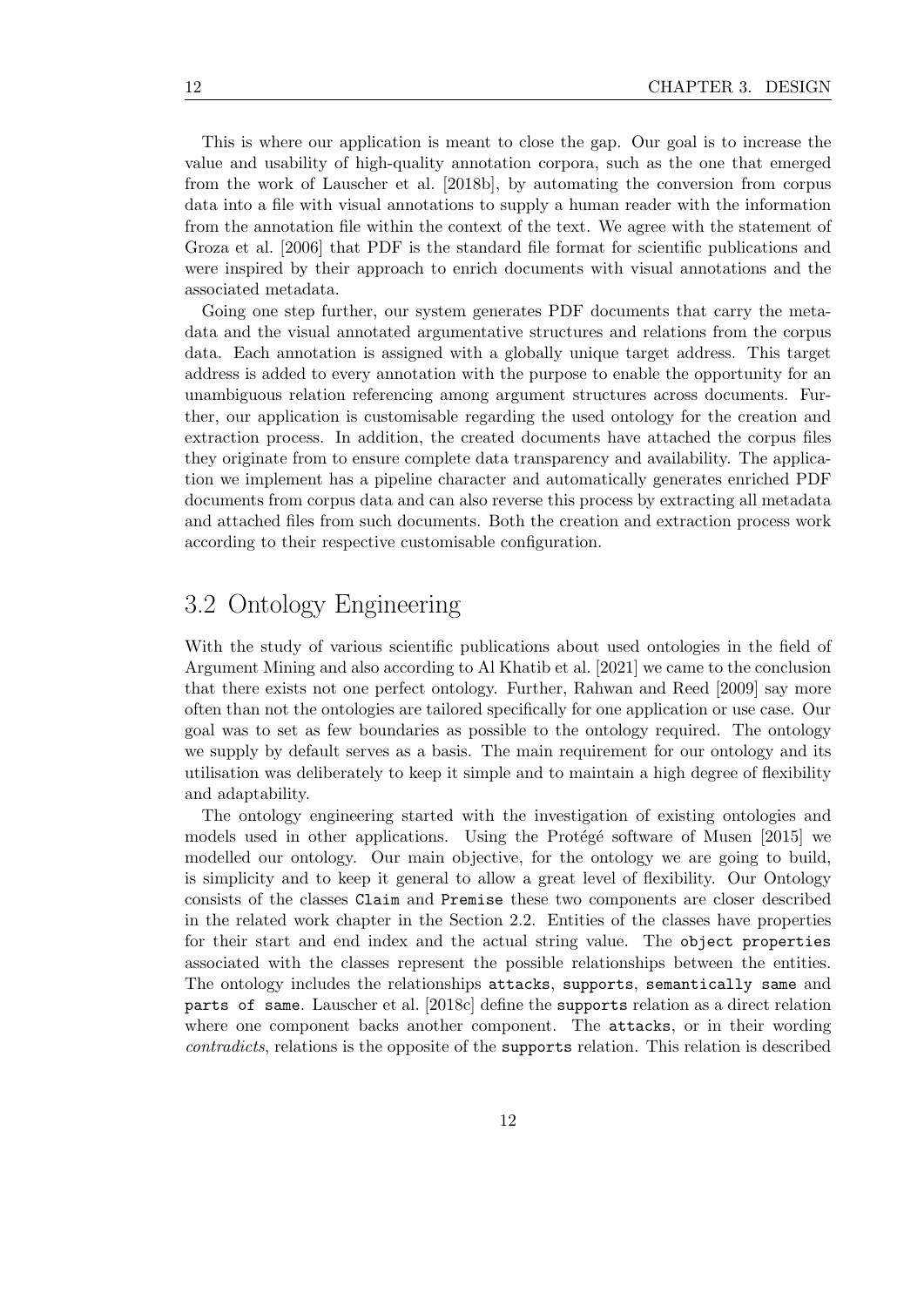This is where our application is meant to close the gap. Our goal is to increase the value and usability of high-quality annotation corpora, such as the one that emerged from the work of Lauscher et al. [2018b], by automating the conversion from corpus data into a file with visual annotations to supply a human reader with the information from the annotation file within the context of the text. We agree with the statement of Groza et al. [2006] that PDF is the standard file format for scientific publications and were inspired by their approach to enrich documents with visual annotations and the associated metadata.

Going one step further, our system generates PDF documents that carry the metadata and the visual annotated argumentative structures and relations from the corpus data. Each annotation is assigned with a globally unique target address. This target address is added to every annotation with the purpose to enable the opportunity for an unambiguous relation referencing among argument structures across documents. Further, our application is customisable regarding the used ontology for the creation and extraction process. In addition, the created documents have attached the corpus files they originate from to ensure complete data transparency and availability. The application we implement has a pipeline character and automatically generates enriched PDF documents from corpus data and can also reverse this process by extracting all metadata and attached files from such documents. Both the creation and extraction process work according to their respective customisable configuration.

## 3.2 Ontology Engineering

With the study of various scientific publications about used ontologies in the field of Argument Mining and also according to Al Khatib et al. [2021] we came to the conclusion that there exists not one perfect ontology. Further, Rahwan and Reed [2009] say more often than not the ontologies are tailored specifically for one application or use case. Our goal was to set as few boundaries as possible to the ontology required. The ontology we supply by default serves as a basis. The main requirement for our ontology and its utilisation was deliberately to keep it simple and to maintain a high degree of flexibility and adaptability.

The ontology engineering started with the investigation of existing ontologies and models used in other applications. Using the Protégé software of Musen [2015] we modelled our ontology. Our main objective, for the ontology we are going to build, is simplicity and to keep it general to allow a great level of flexibility. Our Ontology consists of the classes `Claim` and `Premise` these two components are closer described in the related work chapter in the Section 2.2. Entities of the classes have properties for their start and end index and the actual string value. The `object properties` associated with the classes represent the possible relationships between the entities. The ontology includes the relationships `attacks`, `supports`, `semantically same` and `parts of same`. Lauscher et al. [2018c] define the `supports` relation as a direct relation where one component backs another component. The `attacks`, or in their wording *contradicts*, relations is the opposite of the `supports` relation. This relation is described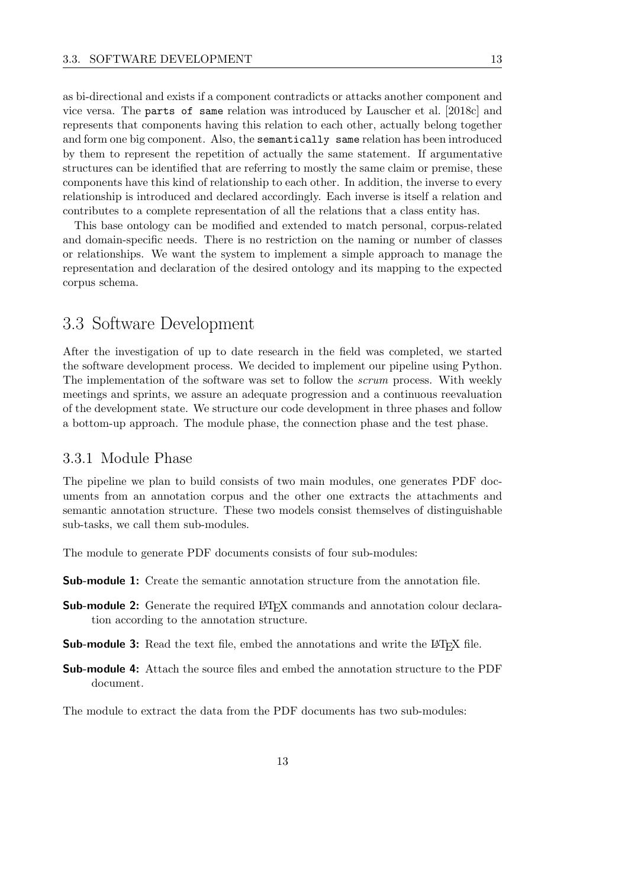as bi-directional and exists if a component contradicts or attacks another component and vice versa. The `parts of same` relation was introduced by Lauscher et al. [2018c] and represents that components having this relation to each other, actually belong together and form one big component. Also, the `semantically same` relation has been introduced by them to represent the repetition of actually the same statement. If argumentative structures can be identified that are referring to mostly the same claim or premise, these components have this kind of relationship to each other. In addition, the inverse to every relationship is introduced and declared accordingly. Each inverse is itself a relation and contributes to a complete representation of all the relations that a class entity has.

This base ontology can be modified and extended to match personal, corpus-related and domain-specific needs. There is no restriction on the naming or number of classes or relationships. We want the system to implement a simple approach to manage the representation and declaration of the desired ontology and its mapping to the expected corpus schema.

## 3.3 Software Development

After the investigation of up to date research in the field was completed, we started the software development process. We decided to implement our pipeline using Python. The implementation of the software was set to follow the *scrum* process. With weekly meetings and sprints, we assure an adequate progression and a continuous reevaluation of the development state. We structure our code development in three phases and follow a bottom-up approach. The module phase, the connection phase and the test phase.

### 3.3.1 Module Phase

The pipeline we plan to build consists of two main modules, one generates PDF documents from an annotation corpus and the other one extracts the attachments and semantic annotation structure. These two models consist themselves of distinguishable sub-tasks, we call them sub-modules.

The module to generate PDF documents consists of four sub-modules:

**Sub-module 1:** Create the semantic annotation structure from the annotation file.

**Sub-module 2:** Generate the required LaTeX commands and annotation colour declaration according to the annotation structure.

**Sub-module 3:** Read the text file, embed the annotations and write the LaTeX file.

**Sub-module 4:** Attach the source files and embed the annotation structure to the PDF document.

The module to extract the data from the PDF documents has two sub-modules: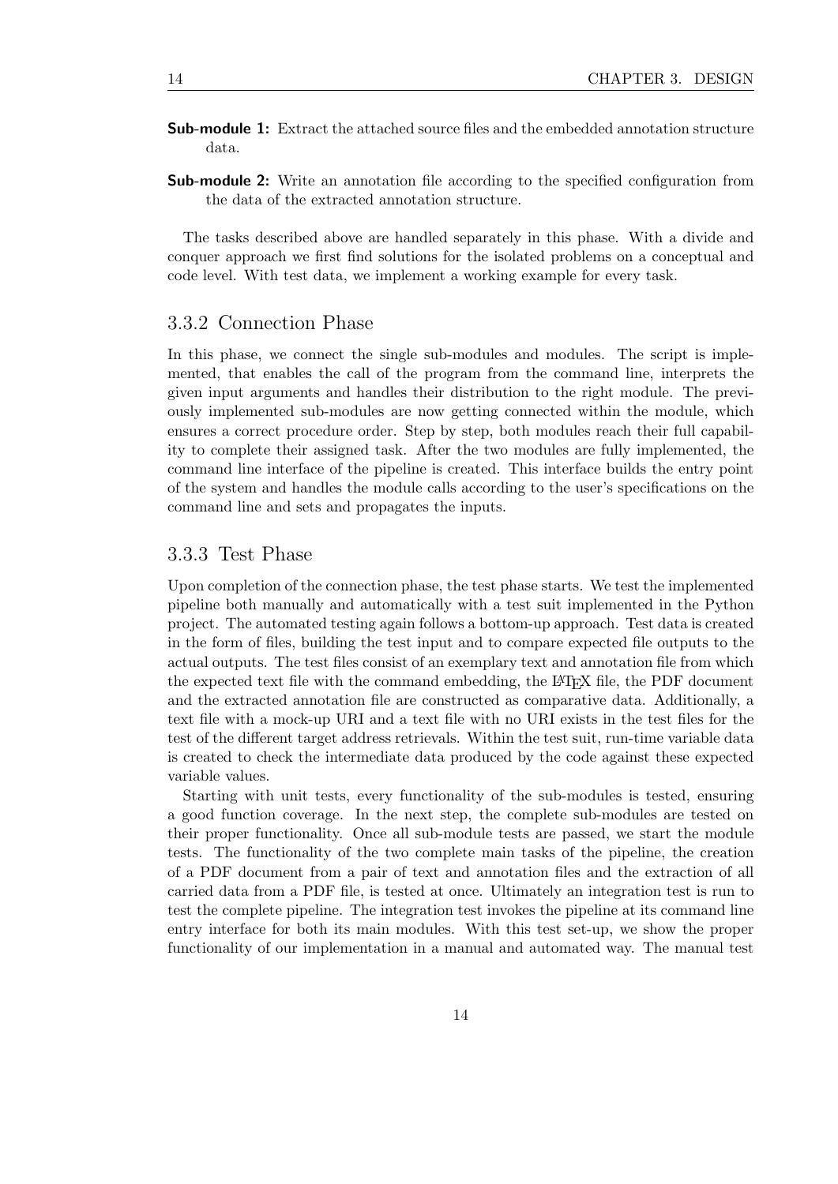**Sub-module 1:** Extract the attached source files and the embedded annotation structure data.

**Sub-module 2:** Write an annotation file according to the specified configuration from the data of the extracted annotation structure.

The tasks described above are handled separately in this phase. With a divide and conquer approach we first find solutions for the isolated problems on a conceptual and code level. With test data, we implement a working example for every task.

### 3.3.2 Connection Phase

In this phase, we connect the single sub-modules and modules. The script is implemented, that enables the call of the program from the command line, interprets the given input arguments and handles their distribution to the right module. The previously implemented sub-modules are now getting connected within the module, which ensures a correct procedure order. Step by step, both modules reach their full capability to complete their assigned task. After the two modules are fully implemented, the command line interface of the pipeline is created. This interface builds the entry point of the system and handles the module calls according to the user's specifications on the command line and sets and propagates the inputs.

### 3.3.3 Test Phase

Upon completion of the connection phase, the test phase starts. We test the implemented pipeline both manually and automatically with a test suit implemented in the Python project. The automated testing again follows a bottom-up approach. Test data is created in the form of files, building the test input and to compare expected file outputs to the actual outputs. The test files consist of an exemplary text and annotation file from which the expected text file with the command embedding, the LaTeX file, the PDF document and the extracted annotation file are constructed as comparative data. Additionally, a text file with a mock-up URI and a text file with no URI exists in the test files for the test of the different target address retrievals. Within the test suit, run-time variable data is created to check the intermediate data produced by the code against these expected variable values.

Starting with unit tests, every functionality of the sub-modules is tested, ensuring a good function coverage. In the next step, the complete sub-modules are tested on their proper functionality. Once all sub-module tests are passed, we start the module tests. The functionality of the two complete main tasks of the pipeline, the creation of a PDF document from a pair of text and annotation files and the extraction of all carried data from a PDF file, is tested at once. Ultimately an integration test is run to test the complete pipeline. The integration test invokes the pipeline at its command line entry interface for both its main modules. With this test set-up, we show the proper functionality of our implementation in a manual and automated way. The manual test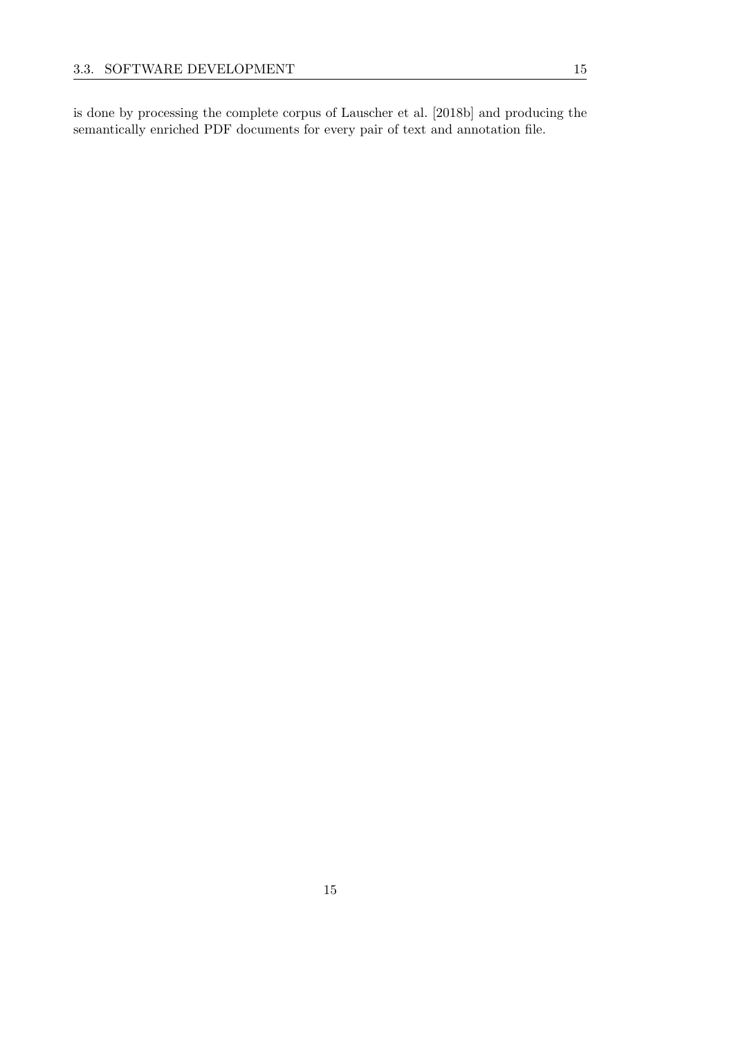is done by processing the complete corpus of Lauscher et al. [2018b] and producing the semantically enriched PDF documents for every pair of text and annotation file.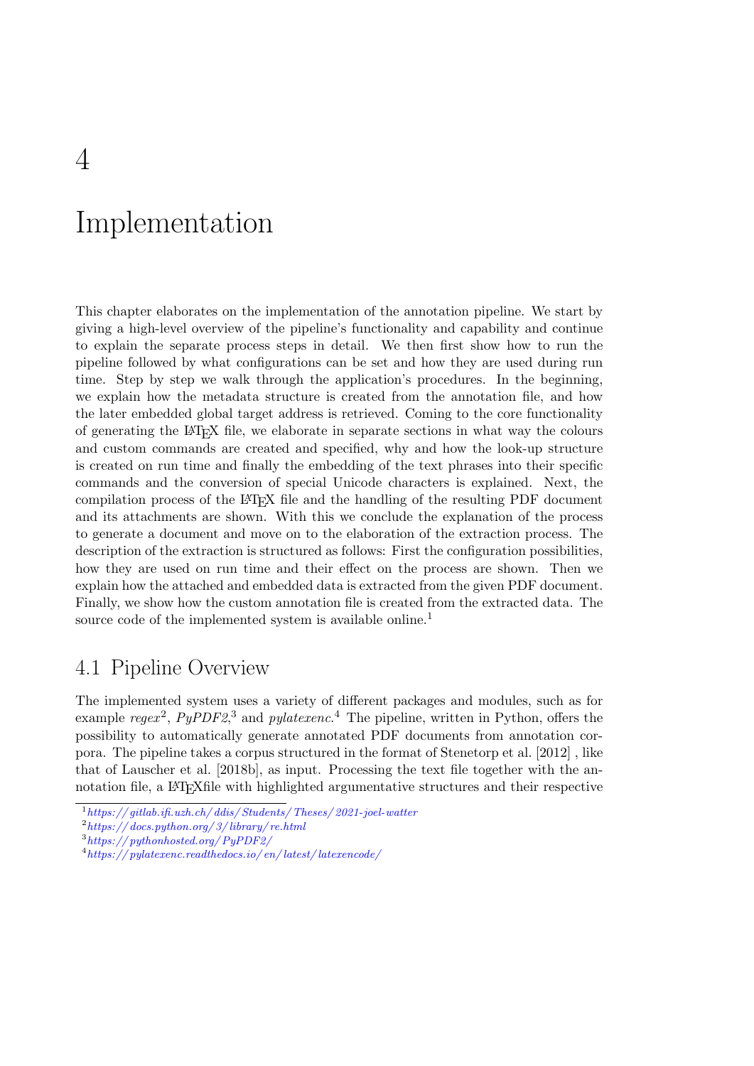# 4 Implementation

This chapter elaborates on the implementation of the annotation pipeline. We start by giving a high-level overview of the pipeline's functionality and capability and continue to explain the separate process steps in detail. We then first show how to run the pipeline followed by what configurations can be set and how they are used during run time. Step by step we walk through the application's procedures. In the beginning, we explain how the metadata structure is created from the annotation file, and how the later embedded global target address is retrieved. Coming to the core functionality of generating the LaTeX file, we elaborate in separate sections in what way the colours and custom commands are created and specified, why and how the look-up structure is created on run time and finally the embedding of the text phrases into their specific commands and the conversion of special Unicode characters is explained. Next, the compilation process of the LaTeX file and the handling of the resulting PDF document and its attachments are shown. With this we conclude the explanation of the process to generate a document and move on to the elaboration of the extraction process. The description of the extraction is structured as follows: First the configuration possibilities, how they are used on run time and their effect on the process are shown. Then we explain how the attached and embedded data is extracted from the given PDF document. Finally, we show how the custom annotation file is created from the extracted data. The source code of the implemented system is available online.[1]

## 4.1 Pipeline Overview

The implemented system uses a variety of different packages and modules, such as for example *regex*[2], *PyPDF2*,[3] and *pylatexenc*.[4] The pipeline, written in Python, offers the possibility to automatically generate annotated PDF documents from annotation corpora. The pipeline takes a corpus structured in the format of Stenetorp et al. [2012] , like that of Lauscher et al. [2018b], as input. Processing the text file together with the annotation file, a LaTeXfile with highlighted argumentative structures and their respective

[1] *https://gitlab.ifi.uzh.ch/ddis/Students/Theses/2021-joel-watter*

[2] *https://docs.python.org/3/library/re.html*

[3] *https://pythonhosted.org/PyPDF2/*

[4] *https://pylatexenc.readthedocs.io/en/latest/latexencode/*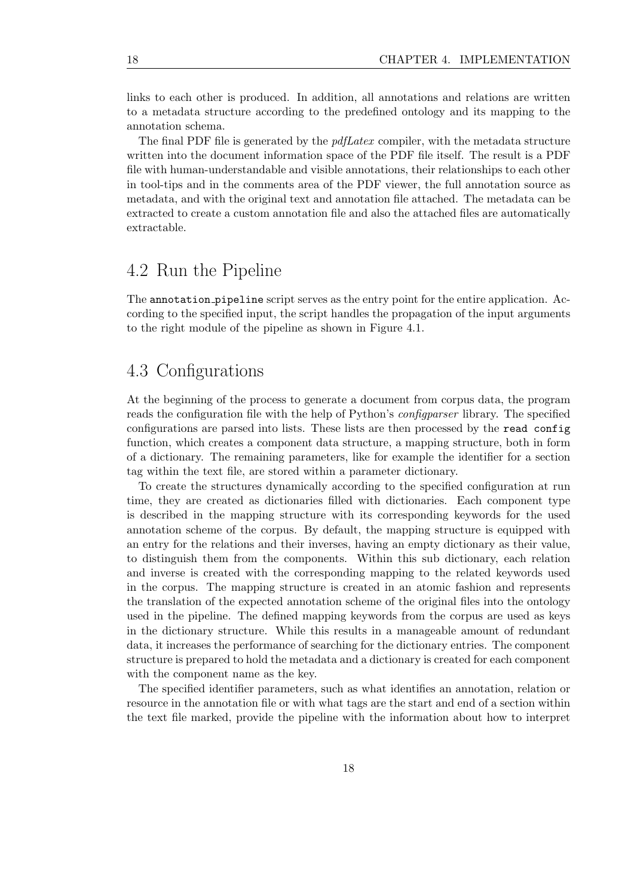links to each other is produced. In addition, all annotations and relations are written to a metadata structure according to the predefined ontology and its mapping to the annotation schema.

The final PDF file is generated by the *pdfLatex* compiler, with the metadata structure written into the document information space of the PDF file itself. The result is a PDF file with human-understandable and visible annotations, their relationships to each other in tool-tips and in the comments area of the PDF viewer, the full annotation source as metadata, and with the original text and annotation file attached. The metadata can be extracted to create a custom annotation file and also the attached files are automatically extractable.

## 4.2 Run the Pipeline

The `annotation_pipeline` script serves as the entry point for the entire application. According to the specified input, the script handles the propagation of the input arguments to the right module of the pipeline as shown in Figure 4.1.

## 4.3 Configurations

At the beginning of the process to generate a document from corpus data, the program reads the configuration file with the help of Python's *configparser* library. The specified configurations are parsed into lists. These lists are then processed by the `read config` function, which creates a component data structure, a mapping structure, both in form of a dictionary. The remaining parameters, like for example the identifier for a section tag within the text file, are stored within a parameter dictionary.

To create the structures dynamically according to the specified configuration at run time, they are created as dictionaries filled with dictionaries. Each component type is described in the mapping structure with its corresponding keywords for the used annotation scheme of the corpus. By default, the mapping structure is equipped with an entry for the relations and their inverses, having an empty dictionary as their value, to distinguish them from the components. Within this sub dictionary, each relation and inverse is created with the corresponding mapping to the related keywords used in the corpus. The mapping structure is created in an atomic fashion and represents the translation of the expected annotation scheme of the original files into the ontology used in the pipeline. The defined mapping keywords from the corpus are used as keys in the dictionary structure. While this results in a manageable amount of redundant data, it increases the performance of searching for the dictionary entries. The component structure is prepared to hold the metadata and a dictionary is created for each component with the component name as the key.

The specified identifier parameters, such as what identifies an annotation, relation or resource in the annotation file or with what tags are the start and end of a section within the text file marked, provide the pipeline with the information about how to interpret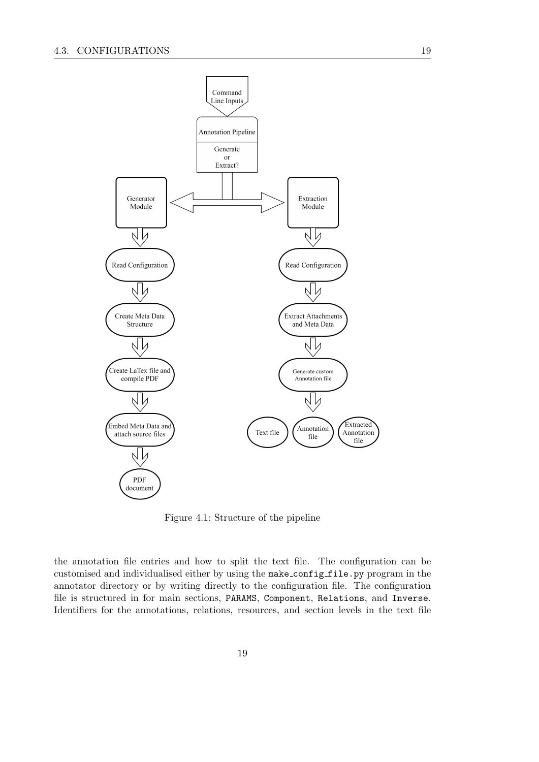Figure 4.1: Structure of the pipeline

the annotation file entries and how to split the text file. The configuration can be customised and individualised either by using the `make_config_file.py` program in the annotator directory or by writing directly to the configuration file. The configuration file is structured in for main sections, `PARAMS`, `Component`, `Relations`, and `Inverse`. Identifiers for the annotations, relations, resources, and section levels in the text file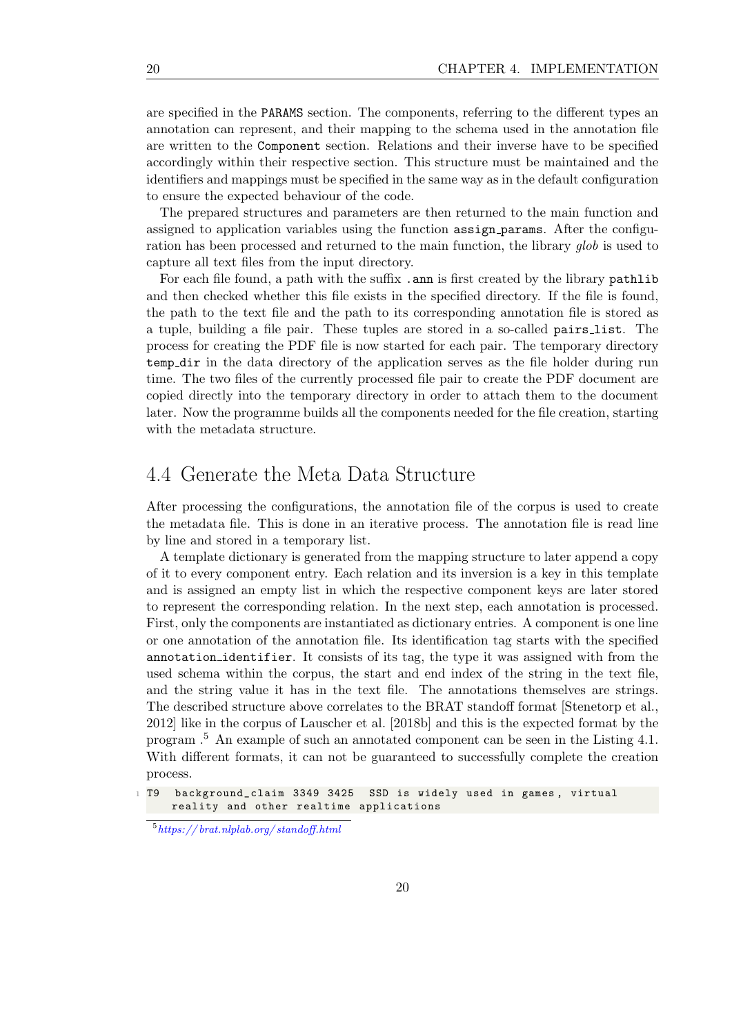are specified in the PARAMS section. The components, referring to the different types an annotation can represent, and their mapping to the schema used in the annotation file are written to the Component section. Relations and their inverse have to be specified accordingly within their respective section. This structure must be maintained and the identifiers and mappings must be specified in the same way as in the default configuration to ensure the expected behaviour of the code.

The prepared structures and parameters are then returned to the main function and assigned to application variables using the function assign_params. After the configuration has been processed and returned to the main function, the library *glob* is used to capture all text files from the input directory.

For each file found, a path with the suffix .ann is first created by the library pathlib and then checked whether this file exists in the specified directory. If the file is found, the path to the text file and the path to its corresponding annotation file is stored as a tuple, building a file pair. These tuples are stored in a so-called pairs_list. The process for creating the PDF file is now started for each pair. The temporary directory temp_dir in the data directory of the application serves as the file holder during run time. The two files of the currently processed file pair to create the PDF document are copied directly into the temporary directory in order to attach them to the document later. Now the programme builds all the components needed for the file creation, starting with the metadata structure.

## 4.4 Generate the Meta Data Structure

After processing the configurations, the annotation file of the corpus is used to create the metadata file. This is done in an iterative process. The annotation file is read line by line and stored in a temporary list.

A template dictionary is generated from the mapping structure to later append a copy of it to every component entry. Each relation and its inversion is a key in this template and is assigned an empty list in which the respective component keys are later stored to represent the corresponding relation. In the next step, each annotation is processed. First, only the components are instantiated as dictionary entries. A component is one line or one annotation of the annotation file. Its identification tag starts with the specified annotation_identifier. It consists of its tag, the type it was assigned with from the used schema within the corpus, the start and end index of the string in the text file, and the string value it has in the text file. The annotations themselves are strings. The described structure above correlates to the BRAT standoff format [Stenetorp et al., 2012] like in the corpus of Lauscher et al. [2018b] and this is the expected format by the program .[5] An example of such an annotated component can be seen in the Listing 4.1. With different formats, it can not be guaranteed to successfully complete the creation process.

```
T9  background_claim 3349 3425  SSD is widely used in games, virtual
    reality and other realtime applications
```

[5] https://brat.nlplab.org/standoff.html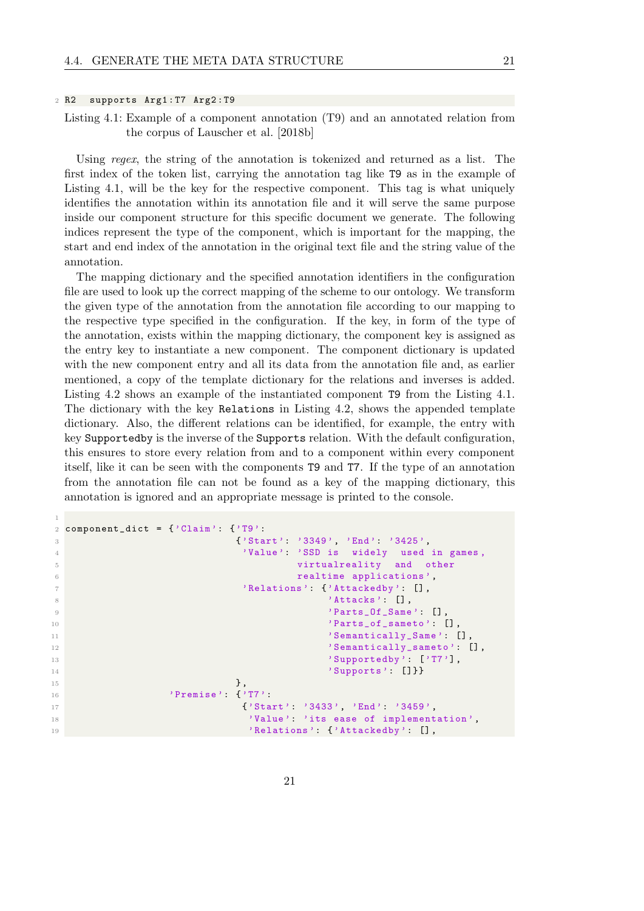```
R2  supports Arg1:T7 Arg2:T9
```

Listing 4.1: Example of a component annotation (T9) and an annotated relation from the corpus of Lauscher et al. [2018b]

Using *regex*, the string of the annotation is tokenized and returned as a list. The first index of the token list, carrying the annotation tag like `T9` as in the example of Listing 4.1, will be the key for the respective component. This tag is what uniquely identifies the annotation within its annotation file and it will serve the same purpose inside our component structure for this specific document we generate. The following indices represent the type of the component, which is important for the mapping, the start and end index of the annotation in the original text file and the string value of the annotation.

The mapping dictionary and the specified annotation identifiers in the configuration file are used to look up the correct mapping of the scheme to our ontology. We transform the given type of the annotation from the annotation file according to our mapping to the respective type specified in the configuration. If the key, in form of the type of the annotation, exists within the mapping dictionary, the component key is assigned as the entry key to instantiate a new component. The component dictionary is updated with the new component entry and all its data from the annotation file and, as earlier mentioned, a copy of the template dictionary for the relations and inverses is added. Listing 4.2 shows an example of the instantiated component `T9` from the Listing 4.1. The dictionary with the key `Relations` in Listing 4.2, shows the appended template dictionary. Also, the different relations can be identified, for example, the entry with key `Supportedby` is the inverse of the `Supports` relation. With the default configuration, this ensures to store every relation from and to a component within every component itself, like it can be seen with the components `T9` and `T7`. If the type of an annotation from the annotation file can not be found as a key of the mapping dictionary, this annotation is ignored and an appropriate message is printed to the console.

```

component_dict = {'Claim': {'T9':
                            {'Start': '3349', 'End': '3425',
                             'Value': 'SSD is  widely  used in games,
                                     virtualreality  and  other
                                     realtime applications',
                             'Relations': {'Attackedby': [],
                                           'Attacks': [],
                                           'Parts_Of_Same': [],
                                           'Parts_of_sameto': [],
                                           'Semantically_Same': [],
                                           'Semantically_sameto': [],
                                           'Supportedby': ['T7'],
                                           'Supports': []}}
                            },
                  'Premise': {'T7':
                             {'Start': '3433', 'End': '3459',
                              'Value': 'its ease of implementation',
                              'Relations': {'Attackedby': [],
```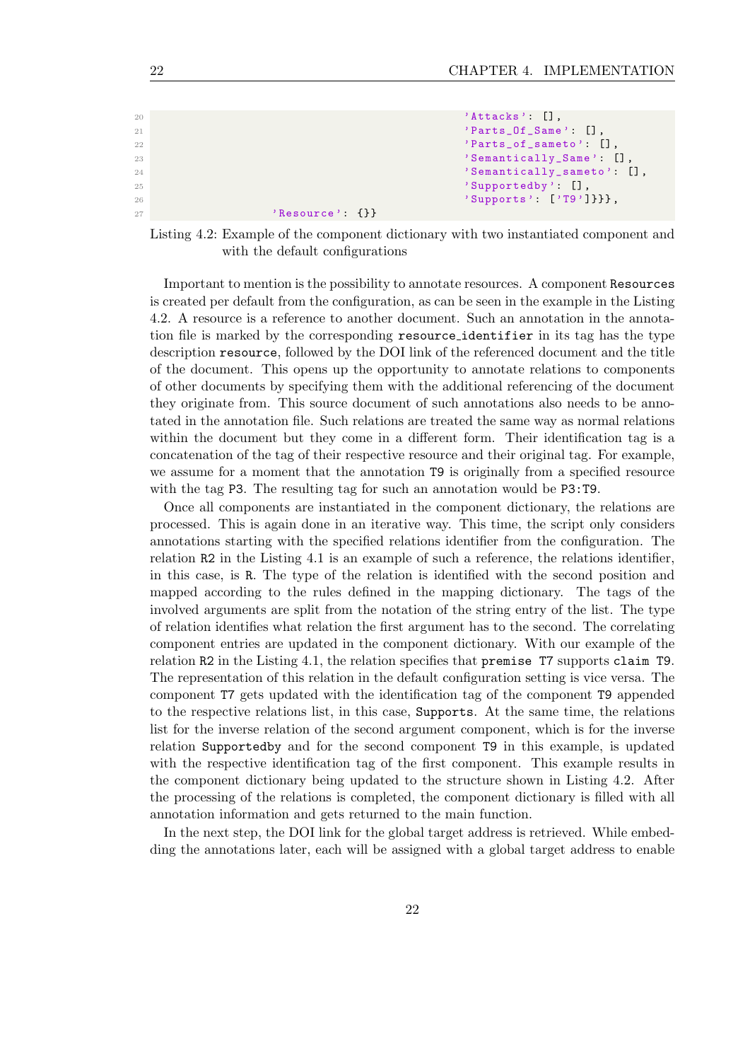```
                                                  'Attacks': [],
                                                  'Parts_Of_Same': [],
                                                  'Parts_of_sameto': [],
                                                  'Semantically_Same': [],
                                                  'Semantically_sameto': [],
                                                  'Supportedby': [],
                                                  'Supports': ['T9']}}},
                    'Resource': {}}
```

Listing 4.2: Example of the component dictionary with two instantiated component and with the default configurations

Important to mention is the possibility to annotate resources. A component `Resources` is created per default from the configuration, as can be seen in the example in the Listing 4.2. A resource is a reference to another document. Such an annotation in the annotation file is marked by the corresponding `resource_identifier` in its tag has the type description `resource`, followed by the DOI link of the referenced document and the title of the document. This opens up the opportunity to annotate relations to components of other documents by specifying them with the additional referencing of the document they originate from. This source document of such annotations also needs to be annotated in the annotation file. Such relations are treated the same way as normal relations within the document but they come in a different form. Their identification tag is a concatenation of the tag of their respective resource and their original tag. For example, we assume for a moment that the annotation `T9` is originally from a specified resource with the tag `P3`. The resulting tag for such an annotation would be `P3:T9`.

Once all components are instantiated in the component dictionary, the relations are processed. This is again done in an iterative way. This time, the script only considers annotations starting with the specified relations identifier from the configuration. The relation `R2` in the Listing 4.1 is an example of such a reference, the relations identifier, in this case, is `R`. The type of the relation is identified with the second position and mapped according to the rules defined in the mapping dictionary. The tags of the involved arguments are split from the notation of the string entry of the list. The type of relation identifies what relation the first argument has to the second. The correlating component entries are updated in the component dictionary. With our example of the relation `R2` in the Listing 4.1, the relation specifies that `premise T7` supports `claim T9`. The representation of this relation in the default configuration setting is vice versa. The component `T7` gets updated with the identification tag of the component `T9` appended to the respective relations list, in this case, `Supports`. At the same time, the relations list for the inverse relation of the second argument component, which is for the inverse relation `Supportedby` and for the second component `T9` in this example, is updated with the respective identification tag of the first component. This example results in the component dictionary being updated to the structure shown in Listing 4.2. After the processing of the relations is completed, the component dictionary is filled with all annotation information and gets returned to the main function.

In the next step, the DOI link for the global target address is retrieved. While embedding the annotations later, each will be assigned with a global target address to enable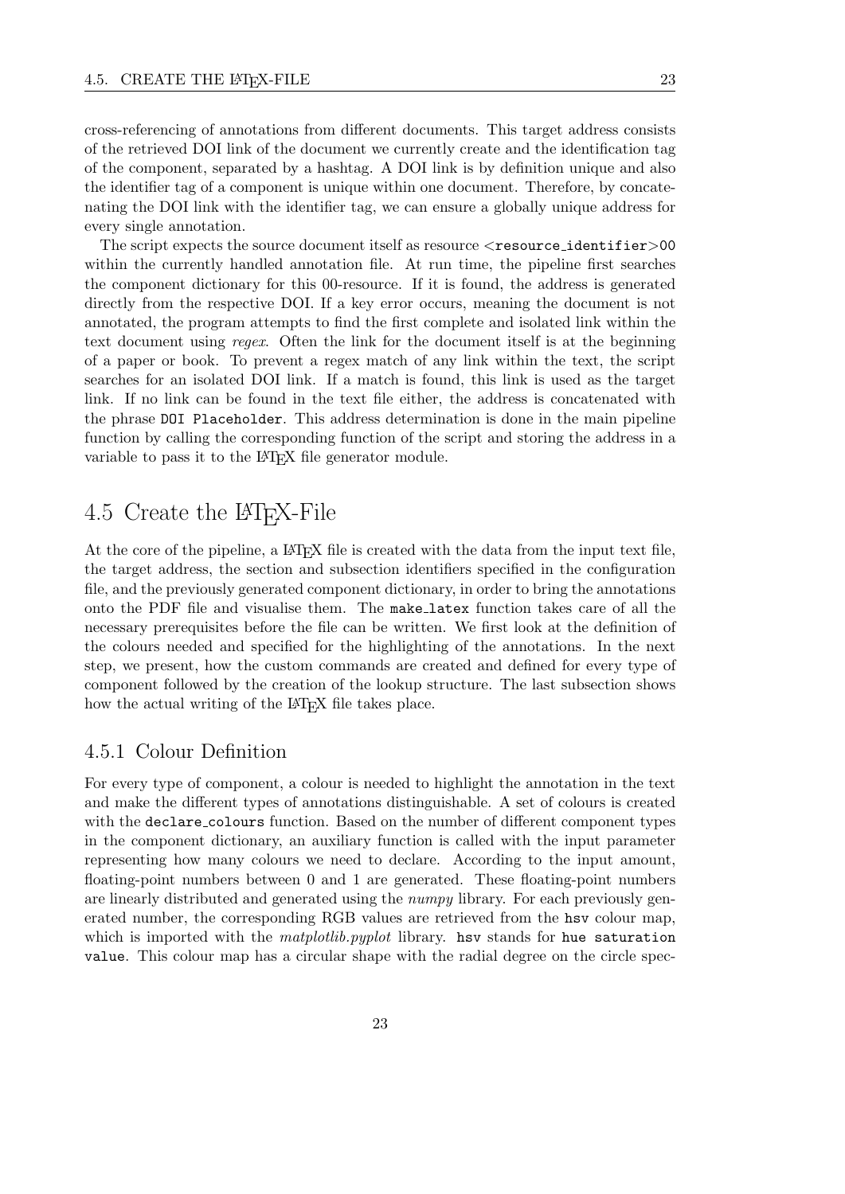cross-referencing of annotations from different documents. This target address consists of the retrieved DOI link of the document we currently create and the identification tag of the component, separated by a hashtag. A DOI link is by definition unique and also the identifier tag of a component is unique within one document. Therefore, by concatenating the DOI link with the identifier tag, we can ensure a globally unique address for every single annotation.

The script expects the source document itself as resource `<resource_identifier>00` within the currently handled annotation file. At run time, the pipeline first searches the component dictionary for this 00-resource. If it is found, the address is generated directly from the respective DOI. If a key error occurs, meaning the document is not annotated, the program attempts to find the first complete and isolated link within the text document using *regex*. Often the link for the document itself is at the beginning of a paper or book. To prevent a regex match of any link within the text, the script searches for an isolated DOI link. If a match is found, this link is used as the target link. If no link can be found in the text file either, the address is concatenated with the phrase `DOI Placeholder`. This address determination is done in the main pipeline function by calling the corresponding function of the script and storing the address in a variable to pass it to the LaTeX file generator module.

## 4.5 Create the LaTeX-File

At the core of the pipeline, a LaTeX file is created with the data from the input text file, the target address, the section and subsection identifiers specified in the configuration file, and the previously generated component dictionary, in order to bring the annotations onto the PDF file and visualise them. The `make_latex` function takes care of all the necessary prerequisites before the file can be written. We first look at the definition of the colours needed and specified for the highlighting of the annotations. In the next step, we present, how the custom commands are created and defined for every type of component followed by the creation of the lookup structure. The last subsection shows how the actual writing of the LaTeX file takes place.

### 4.5.1 Colour Definition

For every type of component, a colour is needed to highlight the annotation in the text and make the different types of annotations distinguishable. A set of colours is created with the `declare_colours` function. Based on the number of different component types in the component dictionary, an auxiliary function is called with the input parameter representing how many colours we need to declare. According to the input amount, floating-point numbers between 0 and 1 are generated. These floating-point numbers are linearly distributed and generated using the *numpy* library. For each previously generated number, the corresponding RGB values are retrieved from the `hsv` colour map, which is imported with the *matplotlib.pyplot* library. `hsv` stands for `hue saturation value`. This colour map has a circular shape with the radial degree on the circle spec-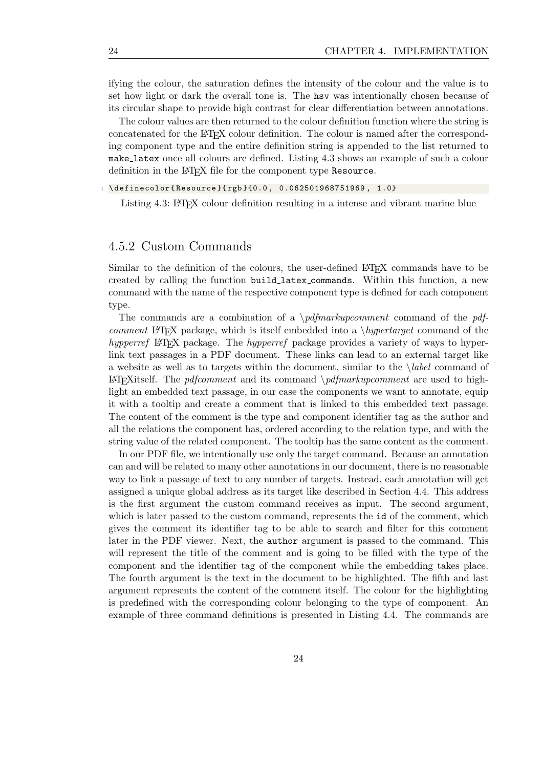ifying the colour, the saturation defines the intensity of the colour and the value is to set how light or dark the overall tone is. The `hsv` was intentionally chosen because of its circular shape to provide high contrast for clear differentiation between annotations.

The colour values are then returned to the colour definition function where the string is concatenated for the LaTeX colour definition. The colour is named after the corresponding component type and the entire definition string is appended to the list returned to `make_latex` once all colours are defined. Listing 4.3 shows an example of such a colour definition in the LaTeX file for the component type `Resource`.

```
\definecolor{Resource}{rgb}{0.0, 0.062501968751969, 1.0}
```

Listing 4.3: LaTeX colour definition resulting in a intense and vibrant marine blue

### 4.5.2 Custom Commands

Similar to the definition of the colours, the user-defined LaTeX commands have to be created by calling the function `build_latex_commands`. Within this function, a new command with the name of the respective component type is defined for each component type.

The commands are a combination of a *\pdfmarkupcomment* command of the *pdfcomment* LaTeX package, which is itself embedded into a *\hypertarget* command of the *hypperref* LaTeX package. The *hypperref* package provides a variety of ways to hyperlink text passages in a PDF document. These links can lead to an external target like a website as well as to targets within the document, similar to the *\label* command of LaTeXitself. The *pdfcomment* and its command *\pdfmarkupcomment* are used to highlight an embedded text passage, in our case the components we want to annotate, equip it with a tooltip and create a comment that is linked to this embedded text passage. The content of the comment is the type and component identifier tag as the author and all the relations the component has, ordered according to the relation type, and with the string value of the related component. The tooltip has the same content as the comment.

In our PDF file, we intentionally use only the target command. Because an annotation can and will be related to many other annotations in our document, there is no reasonable way to link a passage of text to any number of targets. Instead, each annotation will get assigned a unique global address as its target like described in Section 4.4. This address is the first argument the custom command receives as input. The second argument, which is later passed to the custom command, represents the `id` of the comment, which gives the comment its identifier tag to be able to search and filter for this comment later in the PDF viewer. Next, the `author` argument is passed to the command. This will represent the title of the comment and is going to be filled with the type of the component and the identifier tag of the component while the embedding takes place. The fourth argument is the text in the document to be highlighted. The fifth and last argument represents the content of the comment itself. The colour for the highlighting is predefined with the corresponding colour belonging to the type of component. An example of three command definitions is presented in Listing 4.4. The commands are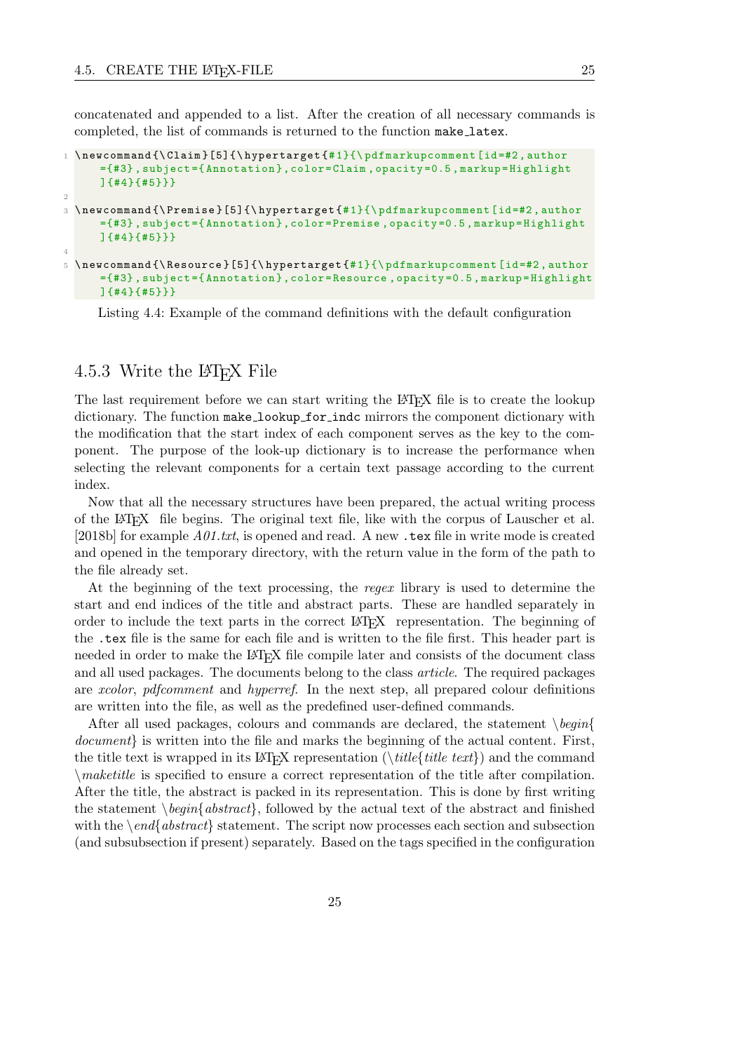concatenated and appended to a list. After the creation of all necessary commands is completed, the list of commands is returned to the function `make_latex`.

```
\newcommand{\Claim}[5]{\hypertarget{#1}{\pdfmarkupcomment[id=#2,author={#3},subject={Annotation},color=Claim,opacity=0.5,markup=Highlight]{#4}{#5}}}

\newcommand{\Premise}[5]{\hypertarget{#1}{\pdfmarkupcomment[id=#2,author={#3},subject={Annotation},color=Premise,opacity=0.5,markup=Highlight]{#4}{#5}}}

\newcommand{\Resource}[5]{\hypertarget{#1}{\pdfmarkupcomment[id=#2,author={#3},subject={Annotation},color=Resource,opacity=0.5,markup=Highlight]{#4}{#5}}}
```

Listing 4.4: Example of the command definitions with the default configuration

### 4.5.3 Write the LaTeX File

The last requirement before we can start writing the LaTeX file is to create the lookup dictionary. The function `make_lookup_for_indc` mirrors the component dictionary with the modification that the start index of each component serves as the key to the component. The purpose of the look-up dictionary is to increase the performance when selecting the relevant components for a certain text passage according to the current index.

Now that all the necessary structures have been prepared, the actual writing process of the LaTeX file begins. The original text file, like with the corpus of Lauscher et al. [2018b] for example *A01.txt*, is opened and read. A new `.tex` file in write mode is created and opened in the temporary directory, with the return value in the form of the path to the file already set.

At the beginning of the text processing, the *regex* library is used to determine the start and end indices of the title and abstract parts. These are handled separately in order to include the text parts in the correct LaTeX representation. The beginning of the `.tex` file is the same for each file and is written to the file first. This header part is needed in order to make the LaTeX file compile later and consists of the document class and all used packages. The documents belong to the class *article*. The required packages are *xcolor*, *pdfcomment* and *hyperref*. In the next step, all prepared colour definitions are written into the file, as well as the predefined user-defined commands.

After all used packages, colours and commands are declared, the statement *\begin{document}* is written into the file and marks the beginning of the actual content. First, the title text is wrapped in its LaTeX representation (*\title{title text}*) and the command *\maketitle* is specified to ensure a correct representation of the title after compilation. After the title, the abstract is packed in its representation. This is done by first writing the statement *\begin{abstract}*, followed by the actual text of the abstract and finished with the *\end{abstract}* statement. The script now processes each section and subsection (and subsubsection if present) separately. Based on the tags specified in the configuration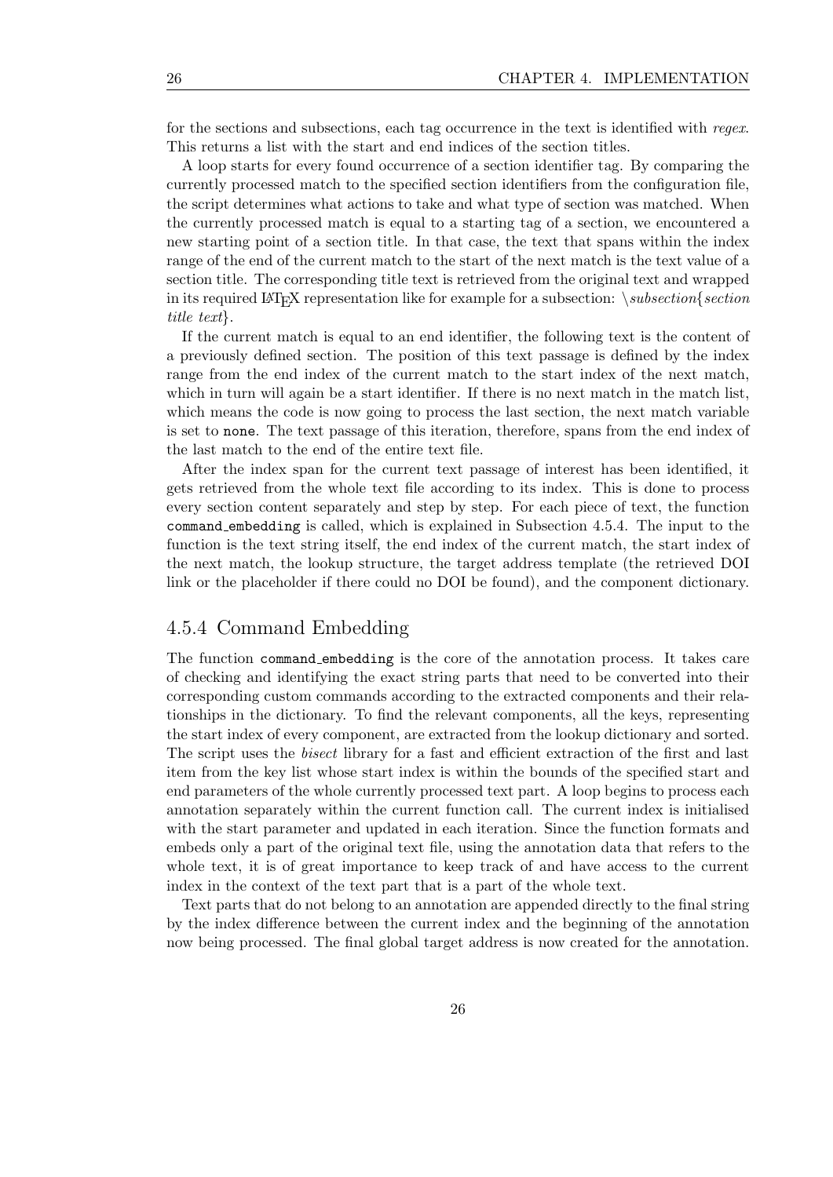for the sections and subsections, each tag occurrence in the text is identified with *regex*. This returns a list with the start and end indices of the section titles.

A loop starts for every found occurrence of a section identifier tag. By comparing the currently processed match to the specified section identifiers from the configuration file, the script determines what actions to take and what type of section was matched. When the currently processed match is equal to a starting tag of a section, we encountered a new starting point of a section title. In that case, the text that spans within the index range of the end of the current match to the start of the next match is the text value of a section title. The corresponding title text is retrieved from the original text and wrapped in its required LaTeX representation like for example for a subsection: *\subsection{section title text}*.

If the current match is equal to an end identifier, the following text is the content of a previously defined section. The position of this text passage is defined by the index range from the end index of the current match to the start index of the next match, which in turn will again be a start identifier. If there is no next match in the match list, which means the code is now going to process the last section, the next match variable is set to `none`. The text passage of this iteration, therefore, spans from the end index of the last match to the end of the entire text file.

After the index span for the current text passage of interest has been identified, it gets retrieved from the whole text file according to its index. This is done to process every section content separately and step by step. For each piece of text, the function `command_embedding` is called, which is explained in Subsection 4.5.4. The input to the function is the text string itself, the end index of the current match, the start index of the next match, the lookup structure, the target address template (the retrieved DOI link or the placeholder if there could no DOI be found), and the component dictionary.

### 4.5.4 Command Embedding

The function `command_embedding` is the core of the annotation process. It takes care of checking and identifying the exact string parts that need to be converted into their corresponding custom commands according to the extracted components and their relationships in the dictionary. To find the relevant components, all the keys, representing the start index of every component, are extracted from the lookup dictionary and sorted. The script uses the *bisect* library for a fast and efficient extraction of the first and last item from the key list whose start index is within the bounds of the specified start and end parameters of the whole currently processed text part. A loop begins to process each annotation separately within the current function call. The current index is initialised with the start parameter and updated in each iteration. Since the function formats and embeds only a part of the original text file, using the annotation data that refers to the whole text, it is of great importance to keep track of and have access to the current index in the context of the text part that is a part of the whole text.

Text parts that do not belong to an annotation are appended directly to the final string by the index difference between the current index and the beginning of the annotation now being processed. The final global target address is now created for the annotation.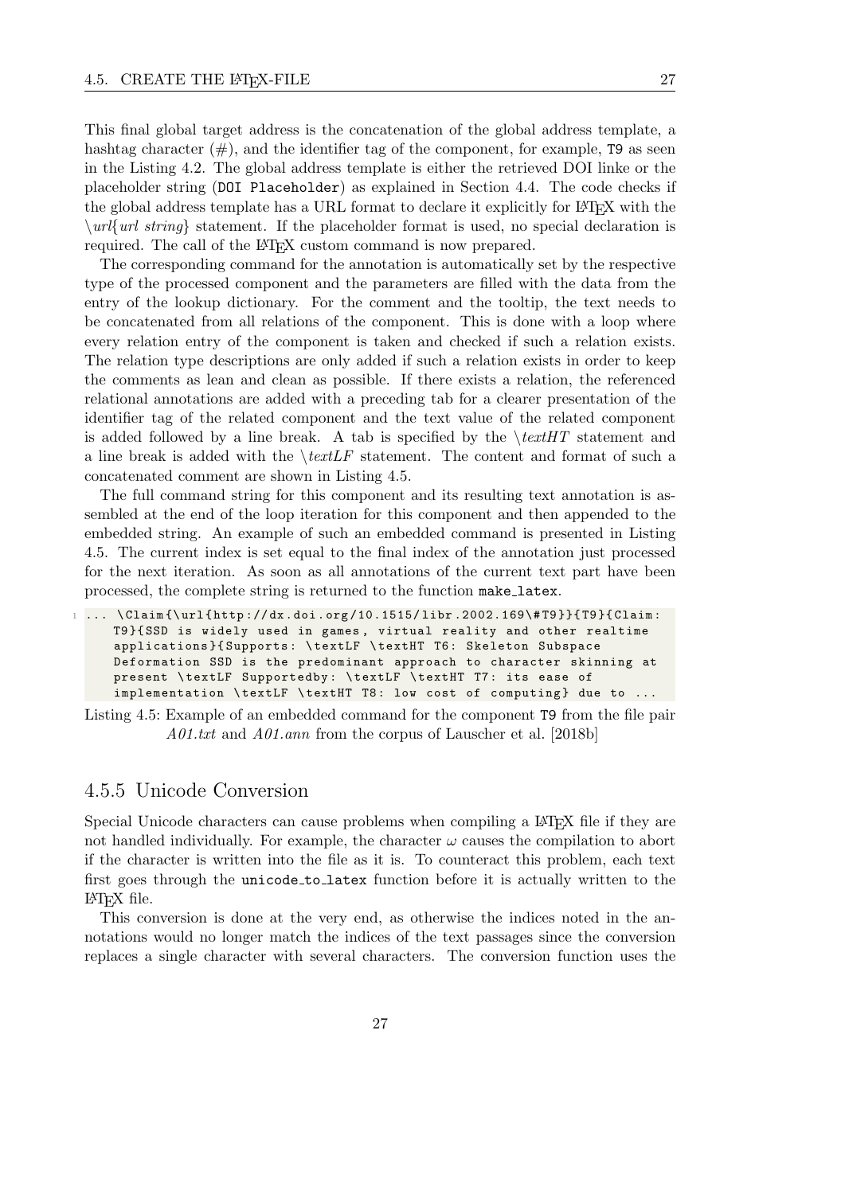This final global target address is the concatenation of the global address template, a hashtag character (#), and the identifier tag of the component, for example, `T9` as seen in the Listing 4.2. The global address template is either the retrieved DOI linke or the placeholder string (`DOI Placeholder`) as explained in Section 4.4. The code checks if the global address template has a URL format to declare it explicitly for LaTeX with the *\url{url string}* statement. If the placeholder format is used, no special declaration is required. The call of the LaTeX custom command is now prepared.

The corresponding command for the annotation is automatically set by the respective type of the processed component and the parameters are filled with the data from the entry of the lookup dictionary. For the comment and the tooltip, the text needs to be concatenated from all relations of the component. This is done with a loop where every relation entry of the component is taken and checked if such a relation exists. The relation type descriptions are only added if such a relation exists in order to keep the comments as lean and clean as possible. If there exists a relation, the referenced relational annotations are added with a preceding tab for a clearer presentation of the identifier tag of the related component and the text value of the related component is added followed by a line break. A tab is specified by the *\textHT* statement and a line break is added with the *\textLF* statement. The content and format of such a concatenated comment are shown in Listing 4.5.

The full command string for this component and its resulting text annotation is assembled at the end of the loop iteration for this component and then appended to the embedded string. An example of such an embedded command is presented in Listing 4.5. The current index is set equal to the final index of the annotation just processed for the next iteration. As soon as all annotations of the current text part have been processed, the complete string is returned to the function `make_latex`.

```
... \Claim{\url{http://dx.doi.org/10.1515/libr.2002.169\#T9}}{T9}{Claim:
    T9}{SSD is widely used in games, virtual reality and other realtime
    applications}{Supports: \textLF \textHT T6: Skeleton Subspace
    Deformation SSD is the predominant approach to character skinning at
    present \textLF Supportedby: \textLF \textHT T7: its ease of
    implementation \textLF \textHT T8: low cost of computing} due to ...
```

Listing 4.5: Example of an embedded command for the component `T9` from the file pair *A01.txt* and *A01.ann* from the corpus of Lauscher et al. [2018b]

### 4.5.5 Unicode Conversion

Special Unicode characters can cause problems when compiling a LaTeX file if they are not handled individually. For example, the character $\omega$ causes the compilation to abort if the character is written into the file as it is. To counteract this problem, each text first goes through the `unicode_to_latex` function before it is actually written to the LaTeX file.

This conversion is done at the very end, as otherwise the indices noted in the annotations would no longer match the indices of the text passages since the conversion replaces a single character with several characters. The conversion function uses the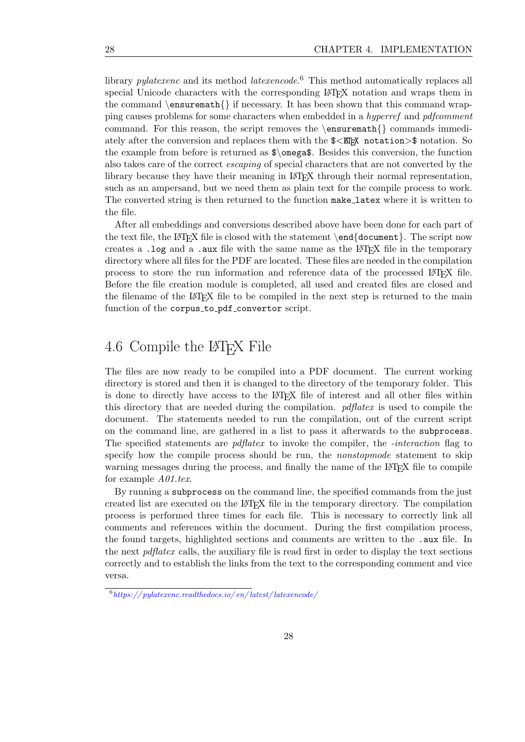library *pylatexenc* and its method *latexencode*.[6] This method automatically replaces all special Unicode characters with the corresponding LaTeX notation and wraps them in the command `\ensuremath{}` if necessary. It has been shown that this command wrapping causes problems for some characters when embedded in a *hyperref* and *pdfcomment* command. For this reason, the script removes the `\ensuremath{}` commands immediately after the conversion and replaces them with the `$<LaTeX notation>$` notation. So the example from before is returned as `$\omega$`. Besides this conversion, the function also takes care of the correct *escaping* of special characters that are not converted by the library because they have their meaning in LaTeX through their normal representation, such as an ampersand, but we need them as plain text for the compile process to work. The converted string is then returned to the function `make_latex` where it is written to the file.

After all embeddings and conversions described above have been done for each part of the text file, the LaTeX file is closed with the statement `\end{document}`. The script now creates a `.log` and a `.aux` file with the same name as the LaTeX file in the temporary directory where all files for the PDF are located. These files are needed in the compilation process to store the run information and reference data of the processed LaTeX file. Before the file creation module is completed, all used and created files are closed and the filename of the LaTeX file to be compiled in the next step is returned to the main function of the `corpus_to_pdf_convertor` script.

## 4.6 Compile the LaTeX File

The files are now ready to be compiled into a PDF document. The current working directory is stored and then it is changed to the directory of the temporary folder. This is done to directly have access to the LaTeX file of interest and all other files within this directory that are needed during the compilation. *pdflatex* is used to compile the document. The statements needed to run the compilation, out of the current script on the command line, are gathered in a list to pass it afterwards to the `subprocess`. The specified statements are *pdflatex* to invoke the compiler, the *-interaction* flag to specify how the compile process should be run, the *nonstopmode* statement to skip warning messages during the process, and finally the name of the LaTeX file to compile for example *A01.tex*.

By running a `subprocess` on the command line, the specified commands from the just created list are executed on the LaTeX file in the temporary directory. The compilation process is performed three times for each file. This is necessary to correctly link all comments and references within the document. During the first compilation process, the found targets, highlighted sections and comments are written to the `.aux` file. In the next *pdflatex* calls, the auxiliary file is read first in order to display the text sections correctly and to establish the links from the text to the corresponding comment and vice versa.

[6] *https://pylatexenc.readthedocs.io/en/latest/latexencode/*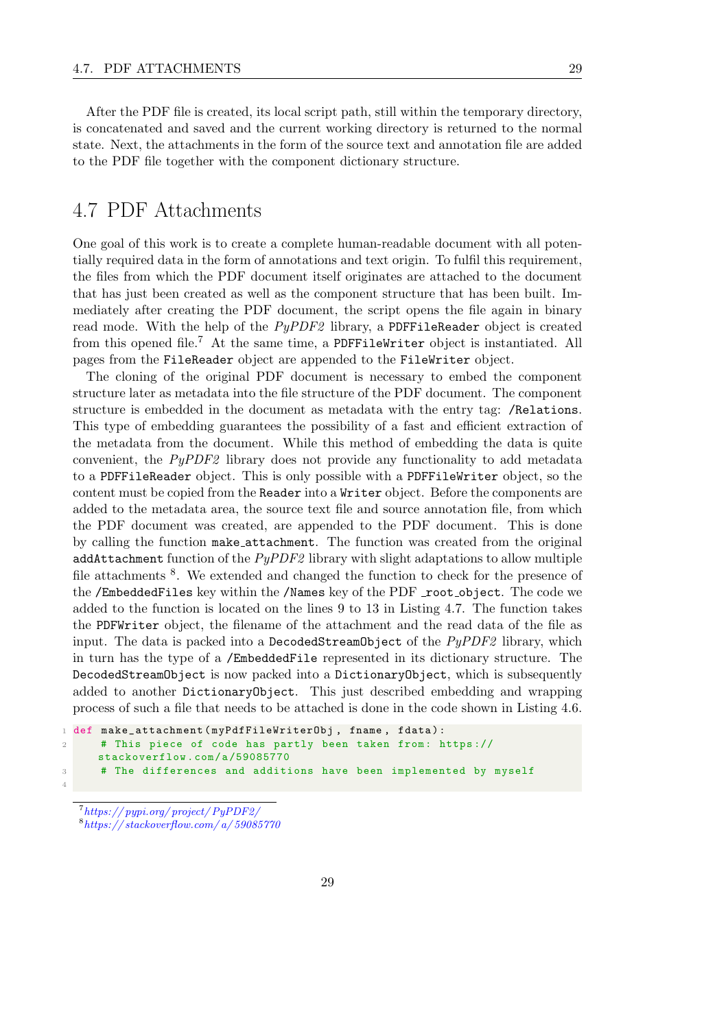After the PDF file is created, its local script path, still within the temporary directory, is concatenated and saved and the current working directory is returned to the normal state. Next, the attachments in the form of the source text and annotation file are added to the PDF file together with the component dictionary structure.

## 4.7 PDF Attachments

One goal of this work is to create a complete human-readable document with all potentially required data in the form of annotations and text origin. To fulfil this requirement, the files from which the PDF document itself originates are attached to the document that has just been created as well as the component structure that has been built. Immediately after creating the PDF document, the script opens the file again in binary read mode. With the help of the *PyPDF2* library, a `PDFFileReader` object is created from this opened file.[7] At the same time, a `PDFFileWriter` object is instantiated. All pages from the `FileReader` object are appended to the `FileWriter` object.

The cloning of the original PDF document is necessary to embed the component structure later as metadata into the file structure of the PDF document. The component structure is embedded in the document as metadata with the entry tag: `/Relations`. This type of embedding guarantees the possibility of a fast and efficient extraction of the metadata from the document. While this method of embedding the data is quite convenient, the *PyPDF2* library does not provide any functionality to add metadata to a `PDFFileReader` object. This is only possible with a `PDFFileWriter` object, so the content must be copied from the `Reader` into a `Writer` object. Before the components are added to the metadata area, the source text file and source annotation file, from which the PDF document was created, are appended to the PDF document. This is done by calling the function `make_attachment`. The function was created from the original `addAttachment` function of the *PyPDF2* library with slight adaptations to allow multiple file attachments [8]. We extended and changed the function to check for the presence of the `/EmbeddedFiles` key within the `/Names` key of the PDF `_root_object`. The code we added to the function is located on the lines 9 to 13 in Listing 4.7. The function takes the `PDFWriter` object, the filename of the attachment and the read data of the file as input. The data is packed into a `DecodedStreamObject` of the *PyPDF2* library, which in turn has the type of a `/EmbeddedFile` represented in its dictionary structure. The `DecodedStreamObject` is now packed into a `DictionaryObject`, which is subsequently added to another `DictionaryObject`. This just described embedding and wrapping process of such a file that needs to be attached is done in the code shown in Listing 4.6.

```
1 def make_attachment(myPdfFileWriterObj, fname, fdata):
2     # This piece of code has partly been taken from: https://stackoverflow.com/a/59085770
3     # The differences and additions have been implemented by myself
4
```

[7] https://pypi.org/project/PyPDF2/

[8] https://stackoverflow.com/a/59085770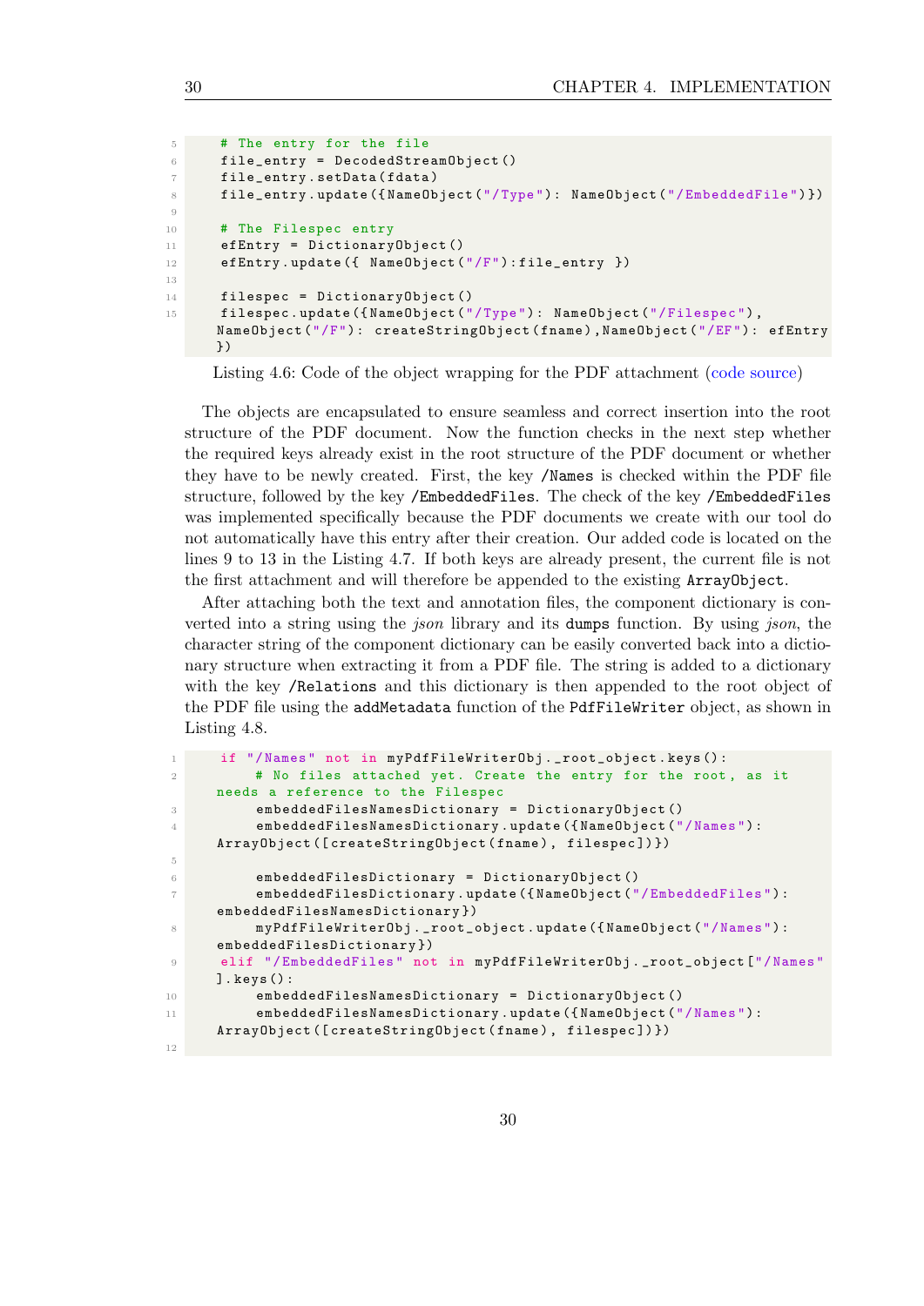```python
    # The entry for the file
    file_entry = DecodedStreamObject()
    file_entry.setData(fdata)
    file_entry.update({NameObject("/Type"): NameObject("/EmbeddedFile")})

    # The Filespec entry
    efEntry = DictionaryObject()
    efEntry.update({ NameObject("/F"):file_entry })

    filespec = DictionaryObject()
    filespec.update({NameObject("/Type"): NameObject("/Filespec"),
    NameObject("/F"): createStringObject(fname),NameObject("/EF"): efEntry
    })
```

Listing 4.6: Code of the object wrapping for the PDF attachment (code source)

The objects are encapsulated to ensure seamless and correct insertion into the root structure of the PDF document. Now the function checks in the next step whether the required keys already exist in the root structure of the PDF document or whether they have to be newly created. First, the key `/Names` is checked within the PDF file structure, followed by the key `/EmbeddedFiles`. The check of the key `/EmbeddedFiles` was implemented specifically because the PDF documents we create with our tool do not automatically have this entry after their creation. Our added code is located on the lines 9 to 13 in the Listing 4.7. If both keys are already present, the current file is not the first attachment and will therefore be appended to the existing `ArrayObject`.

After attaching both the text and annotation files, the component dictionary is converted into a string using the *json* library and its `dumps` function. By using *json*, the character string of the component dictionary can be easily converted back into a dictionary structure when extracting it from a PDF file. The string is added to a dictionary with the key `/Relations` and this dictionary is then appended to the root object of the PDF file using the `addMetadata` function of the `PdfFileWriter` object, as shown in Listing 4.8.

```python
    if "/Names" not in myPdfFileWriterObj._root_object.keys():
        # No files attached yet. Create the entry for the root, as it
    needs a reference to the Filespec
        embeddedFilesNamesDictionary = DictionaryObject()
        embeddedFilesNamesDictionary.update({NameObject("/Names"):
    ArrayObject([createStringObject(fname), filespec])})

        embeddedFilesDictionary = DictionaryObject()
        embeddedFilesDictionary.update({NameObject("/EmbeddedFiles"):
    embeddedFilesNamesDictionary})
        myPdfFileWriterObj._root_object.update({NameObject("/Names"):
    embeddedFilesDictionary})
    elif "/EmbeddedFiles" not in myPdfFileWriterObj._root_object["/Names"
    ].keys():
        embeddedFilesNamesDictionary = DictionaryObject()
        embeddedFilesNamesDictionary.update({NameObject("/Names"):
    ArrayObject([createStringObject(fname), filespec])})

```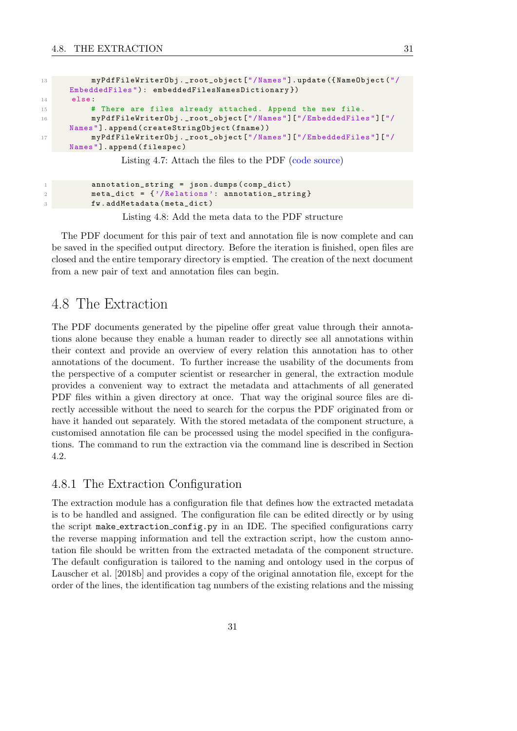```
        myPdfFileWriterObj._root_object["/Names"].update({NameObject("/EmbeddedFiles"): embeddedFilesNamesDictionary})
    else:
        # There are files already attached. Append the new file.
        myPdfFileWriterObj._root_object["/Names"]["/EmbeddedFiles"]["/Names"].append(createStringObject(fname))
        myPdfFileWriterObj._root_object["/Names"]["/EmbeddedFiles"]["/Names"].append(filespec)
```

Listing 4.7: Attach the files to the PDF (code source)

```
        annotation_string = json.dumps(comp_dict)
        meta_dict = {'/Relations': annotation_string}
        fw.addMetadata(meta_dict)
```

Listing 4.8: Add the meta data to the PDF structure

The PDF document for this pair of text and annotation file is now complete and can be saved in the specified output directory. Before the iteration is finished, open files are closed and the entire temporary directory is emptied. The creation of the next document from a new pair of text and annotation files can begin.

## 4.8 The Extraction

The PDF documents generated by the pipeline offer great value through their annotations alone because they enable a human reader to directly see all annotations within their context and provide an overview of every relation this annotation has to other annotations of the document. To further increase the usability of the documents from the perspective of a computer scientist or researcher in general, the extraction module provides a convenient way to extract the metadata and attachments of all generated PDF files within a given directory at once. That way the original source files are directly accessible without the need to search for the corpus the PDF originated from or have it handed out separately. With the stored metadata of the component structure, a customised annotation file can be processed using the model specified in the configurations. The command to run the extraction via the command line is described in Section 4.2.

### 4.8.1 The Extraction Configuration

The extraction module has a configuration file that defines how the extracted metadata is to be handled and assigned. The configuration file can be edited directly or by using the script `make_extraction_config.py` in an IDE. The specified configurations carry the reverse mapping information and tell the extraction script, how the custom annotation file should be written from the extracted metadata of the component structure. The default configuration is tailored to the naming and ontology used in the corpus of Lauscher et al. [2018b] and provides a copy of the original annotation file, except for the order of the lines, the identification tag numbers of the existing relations and the missing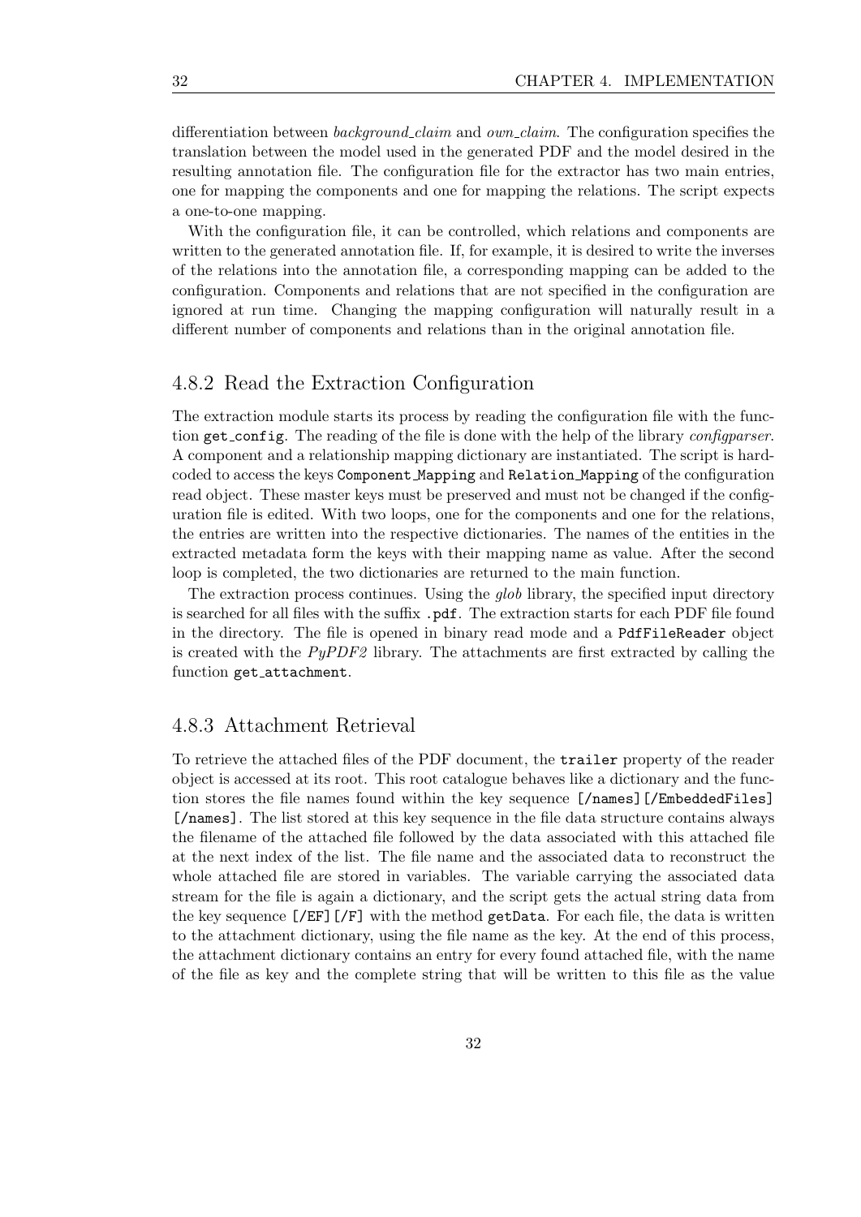differentiation between *background_claim* and *own_claim*. The configuration specifies the translation between the model used in the generated PDF and the model desired in the resulting annotation file. The configuration file for the extractor has two main entries, one for mapping the components and one for mapping the relations. The script expects a one-to-one mapping.

With the configuration file, it can be controlled, which relations and components are written to the generated annotation file. If, for example, it is desired to write the inverses of the relations into the annotation file, a corresponding mapping can be added to the configuration. Components and relations that are not specified in the configuration are ignored at run time. Changing the mapping configuration will naturally result in a different number of components and relations than in the original annotation file.

### 4.8.2 Read the Extraction Configuration

The extraction module starts its process by reading the configuration file with the function `get_config`. The reading of the file is done with the help of the library *configparser*. A component and a relationship mapping dictionary are instantiated. The script is hardcoded to access the keys `Component_Mapping` and `Relation_Mapping` of the configuration read object. These master keys must be preserved and must not be changed if the configuration file is edited. With two loops, one for the components and one for the relations, the entries are written into the respective dictionaries. The names of the entities in the extracted metadata form the keys with their mapping name as value. After the second loop is completed, the two dictionaries are returned to the main function.

The extraction process continues. Using the *glob* library, the specified input directory is searched for all files with the suffix `.pdf`. The extraction starts for each PDF file found in the directory. The file is opened in binary read mode and a `PdfFileReader` object is created with the *PyPDF2* library. The attachments are first extracted by calling the function `get_attachment`.

### 4.8.3 Attachment Retrieval

To retrieve the attached files of the PDF document, the `trailer` property of the reader object is accessed at its root. This root catalogue behaves like a dictionary and the function stores the file names found within the key sequence `[/names][/EmbeddedFiles][/names]`. The list stored at this key sequence in the file data structure contains always the filename of the attached file followed by the data associated with this attached file at the next index of the list. The file name and the associated data to reconstruct the whole attached file are stored in variables. The variable carrying the associated data stream for the file is again a dictionary, and the script gets the actual string data from the key sequence `[/EF][/F]` with the method `getData`. For each file, the data is written to the attachment dictionary, using the file name as the key. At the end of this process, the attachment dictionary contains an entry for every found attached file, with the name of the file as key and the complete string that will be written to this file as the value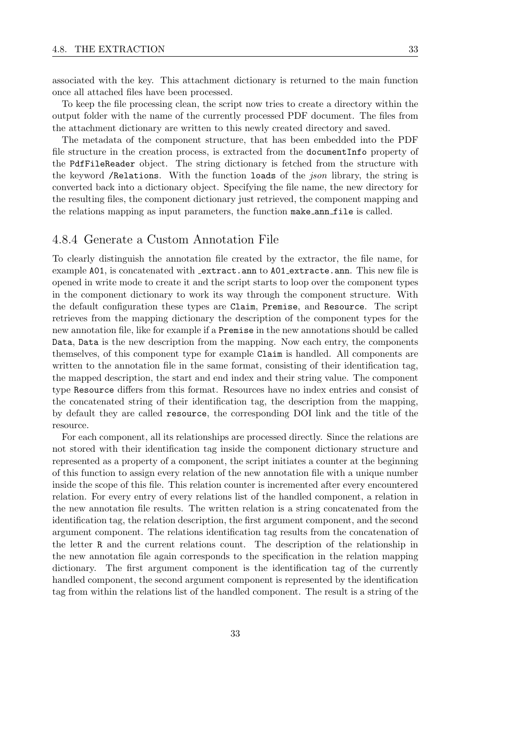associated with the key. This attachment dictionary is returned to the main function once all attached files have been processed.

To keep the file processing clean, the script now tries to create a directory within the output folder with the name of the currently processed PDF document. The files from the attachment dictionary are written to this newly created directory and saved.

The metadata of the component structure, that has been embedded into the PDF file structure in the creation process, is extracted from the `documentInfo` property of the `PdfFileReader` object. The string dictionary is fetched from the structure with the keyword `/Relations`. With the function `loads` of the *json* library, the string is converted back into a dictionary object. Specifying the file name, the new directory for the resulting files, the component dictionary just retrieved, the component mapping and the relations mapping as input parameters, the function `make_ann_file` is called.

### 4.8.4 Generate a Custom Annotation File

To clearly distinguish the annotation file created by the extractor, the file name, for example `A01`, is concatenated with `_extract.ann` to `A01_extracte.ann`. This new file is opened in write mode to create it and the script starts to loop over the component types in the component dictionary to work its way through the component structure. With the default configuration these types are `Claim`, `Premise`, and `Resource`. The script retrieves from the mapping dictionary the description of the component types for the new annotation file, like for example if a `Premise` in the new annotations should be called `Data`, `Data` is the new description from the mapping. Now each entry, the components themselves, of this component type for example `Claim` is handled. All components are written to the annotation file in the same format, consisting of their identification tag, the mapped description, the start and end index and their string value. The component type `Resource` differs from this format. Resources have no index entries and consist of the concatenated string of their identification tag, the description from the mapping, by default they are called `resource`, the corresponding DOI link and the title of the resource.

For each component, all its relationships are processed directly. Since the relations are not stored with their identification tag inside the component dictionary structure and represented as a property of a component, the script initiates a counter at the beginning of this function to assign every relation of the new annotation file with a unique number inside the scope of this file. This relation counter is incremented after every encountered relation. For every entry of every relations list of the handled component, a relation in the new annotation file results. The written relation is a string concatenated from the identification tag, the relation description, the first argument component, and the second argument component. The relations identification tag results from the concatenation of the letter `R` and the current relations count. The description of the relationship in the new annotation file again corresponds to the specification in the relation mapping dictionary. The first argument component is the identification tag of the currently handled component, the second argument component is represented by the identification tag from within the relations list of the handled component. The result is a string of the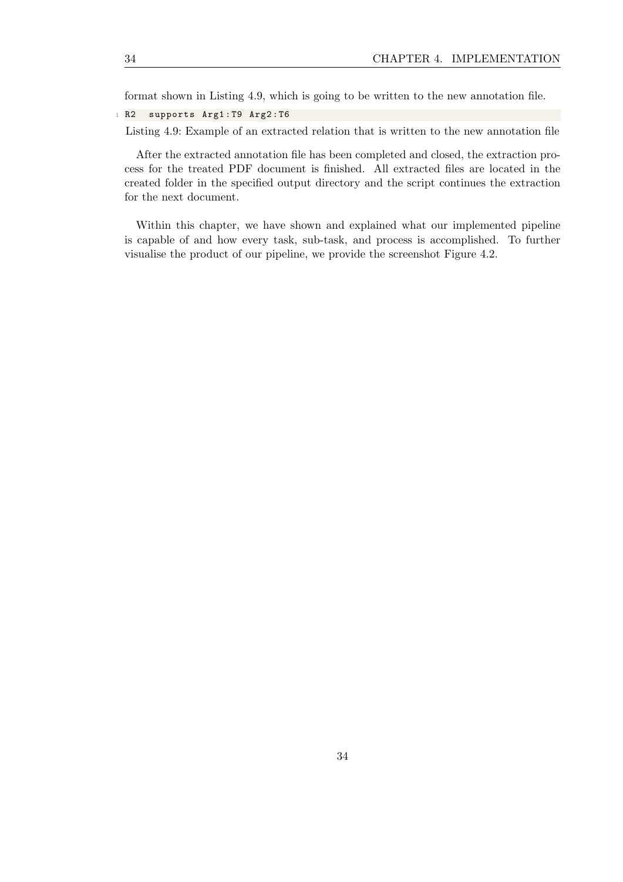format shown in Listing 4.9, which is going to be written to the new annotation file.

```
R2  supports Arg1:T9 Arg2:T6
```

Listing 4.9: Example of an extracted relation that is written to the new annotation file

After the extracted annotation file has been completed and closed, the extraction process for the treated PDF document is finished. All extracted files are located in the created folder in the specified output directory and the script continues the extraction for the next document.

Within this chapter, we have shown and explained what our implemented pipeline is capable of and how every task, sub-task, and process is accomplished. To further visualise the product of our pipeline, we provide the screenshot Figure 4.2.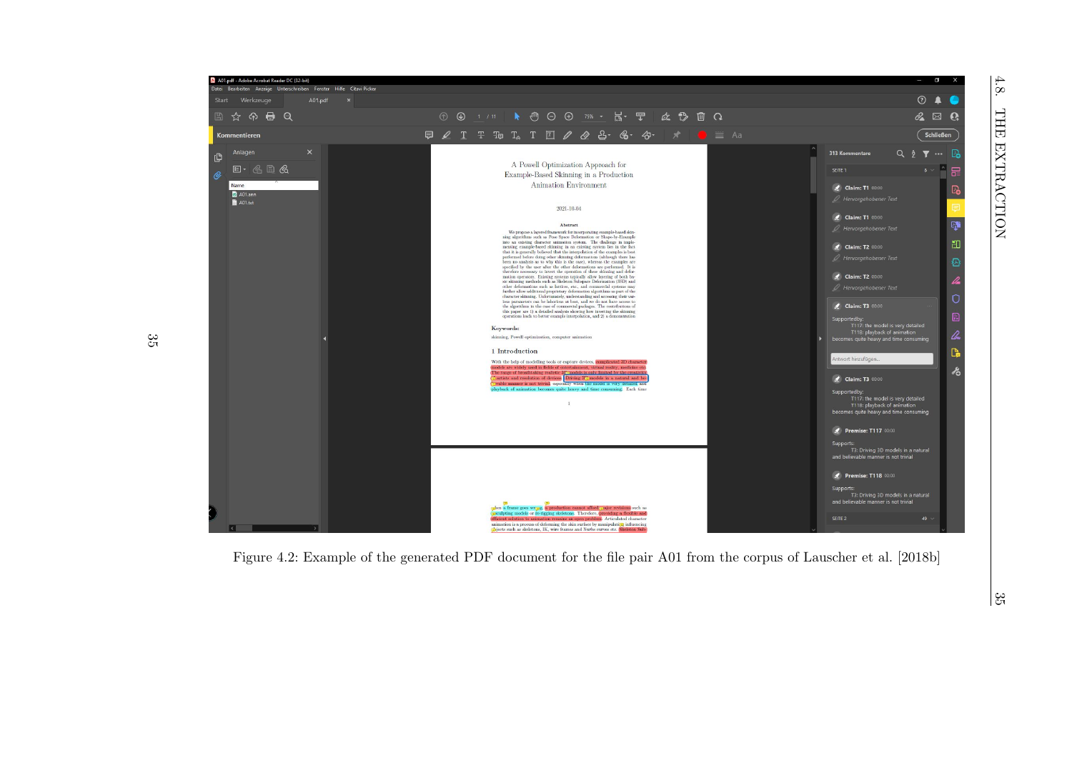Figure 4.2: Example of the generated PDF document for the file pair A01 from the corpus of Lauscher et al. [2018b]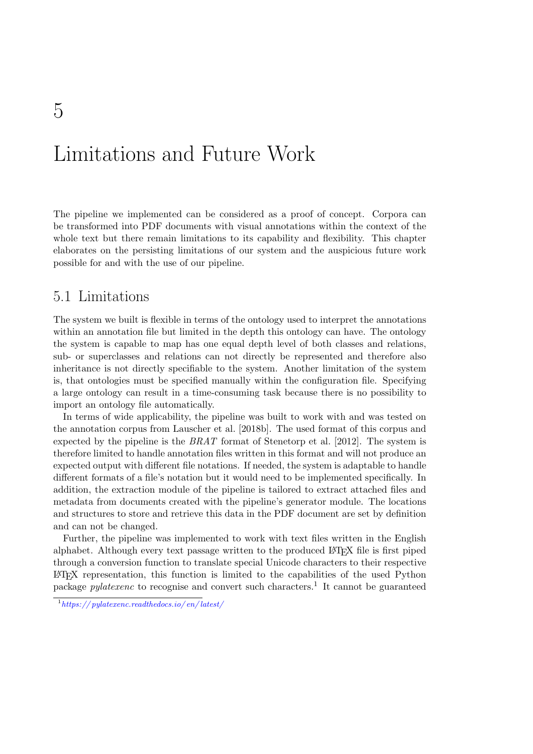# 5 Limitations and Future Work

The pipeline we implemented can be considered as a proof of concept. Corpora can be transformed into PDF documents with visual annotations within the context of the whole text but there remain limitations to its capability and flexibility. This chapter elaborates on the persisting limitations of our system and the auspicious future work possible for and with the use of our pipeline.

## 5.1 Limitations

The system we built is flexible in terms of the ontology used to interpret the annotations within an annotation file but limited in the depth this ontology can have. The ontology the system is capable to map has one equal depth level of both classes and relations, sub- or superclasses and relations can not directly be represented and therefore also inheritance is not directly specifiable to the system. Another limitation of the system is, that ontologies must be specified manually within the configuration file. Specifying a large ontology can result in a time-consuming task because there is no possibility to import an ontology file automatically.

In terms of wide applicability, the pipeline was built to work with and was tested on the annotation corpus from Lauscher et al. [2018b]. The used format of this corpus and expected by the pipeline is the *BRAT* format of Stenetorp et al. [2012]. The system is therefore limited to handle annotation files written in this format and will not produce an expected output with different file notations. If needed, the system is adaptable to handle different formats of a file's notation but it would need to be implemented specifically. In addition, the extraction module of the pipeline is tailored to extract attached files and metadata from documents created with the pipeline's generator module. The locations and structures to store and retrieve this data in the PDF document are set by definition and can not be changed.

Further, the pipeline was implemented to work with text files written in the English alphabet. Although every text passage written to the produced LaTeX file is first piped through a conversion function to translate special Unicode characters to their respective LaTeX representation, this function is limited to the capabilities of the used Python package *pylatexenc* to recognise and convert such characters.[1] It cannot be guaranteed

[1] *https://pylatexenc.readthedocs.io/en/latest/*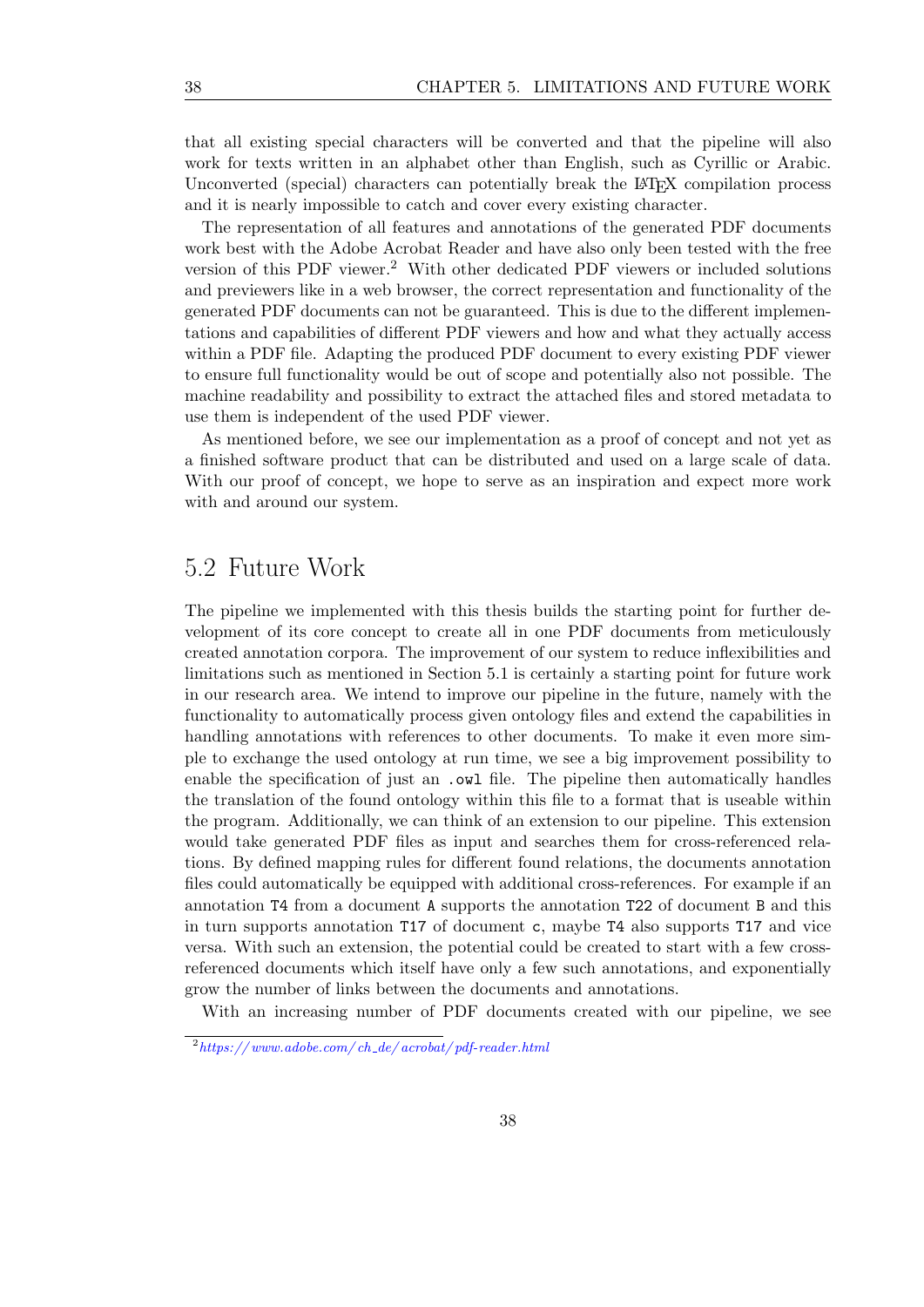that all existing special characters will be converted and that the pipeline will also work for texts written in an alphabet other than English, such as Cyrillic or Arabic. Unconverted (special) characters can potentially break the LaTeX compilation process and it is nearly impossible to catch and cover every existing character.

The representation of all features and annotations of the generated PDF documents work best with the Adobe Acrobat Reader and have also only been tested with the free version of this PDF viewer.[2] With other dedicated PDF viewers or included solutions and previewers like in a web browser, the correct representation and functionality of the generated PDF documents can not be guaranteed. This is due to the different implementations and capabilities of different PDF viewers and how and what they actually access within a PDF file. Adapting the produced PDF document to every existing PDF viewer to ensure full functionality would be out of scope and potentially also not possible. The machine readability and possibility to extract the attached files and stored metadata to use them is independent of the used PDF viewer.

As mentioned before, we see our implementation as a proof of concept and not yet as a finished software product that can be distributed and used on a large scale of data. With our proof of concept, we hope to serve as an inspiration and expect more work with and around our system.

## 5.2 Future Work

The pipeline we implemented with this thesis builds the starting point for further development of its core concept to create all in one PDF documents from meticulously created annotation corpora. The improvement of our system to reduce inflexibilities and limitations such as mentioned in Section 5.1 is certainly a starting point for future work in our research area. We intend to improve our pipeline in the future, namely with the functionality to automatically process given ontology files and extend the capabilities in handling annotations with references to other documents. To make it even more simple to exchange the used ontology at run time, we see a big improvement possibility to enable the specification of just an `.owl` file. The pipeline then automatically handles the translation of the found ontology within this file to a format that is useable within the program. Additionally, we can think of an extension to our pipeline. This extension would take generated PDF files as input and searches them for cross-referenced relations. By defined mapping rules for different found relations, the documents annotation files could automatically be equipped with additional cross-references. For example if an annotation `T4` from a document `A` supports the annotation `T22` of document `B` and this in turn supports annotation `T17` of document `c`, maybe `T4` also supports `T17` and vice versa. With such an extension, the potential could be created to start with a few cross-referenced documents which itself have only a few such annotations, and exponentially grow the number of links between the documents and annotations.

With an increasing number of PDF documents created with our pipeline, we see

[2] *https://www.adobe.com/ch_de/acrobat/pdf-reader.html*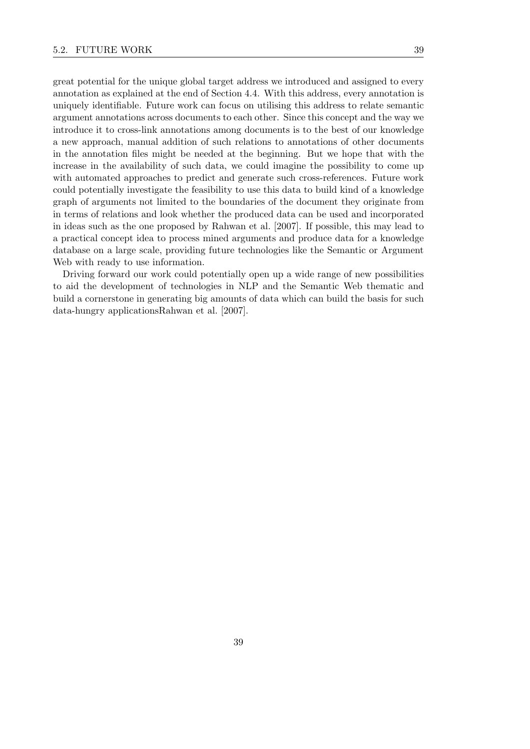great potential for the unique global target address we introduced and assigned to every annotation as explained at the end of Section 4.4. With this address, every annotation is uniquely identifiable. Future work can focus on utilising this address to relate semantic argument annotations across documents to each other. Since this concept and the way we introduce it to cross-link annotations among documents is to the best of our knowledge a new approach, manual addition of such relations to annotations of other documents in the annotation files might be needed at the beginning. But we hope that with the increase in the availability of such data, we could imagine the possibility to come up with automated approaches to predict and generate such cross-references. Future work could potentially investigate the feasibility to use this data to build kind of a knowledge graph of arguments not limited to the boundaries of the document they originate from in terms of relations and look whether the produced data can be used and incorporated in ideas such as the one proposed by Rahwan et al. [2007]. If possible, this may lead to a practical concept idea to process mined arguments and produce data for a knowledge database on a large scale, providing future technologies like the Semantic or Argument Web with ready to use information.

Driving forward our work could potentially open up a wide range of new possibilities to aid the development of technologies in NLP and the Semantic Web thematic and build a cornerstone in generating big amounts of data which can build the basis for such data-hungry applicationsRahwan et al. [2007].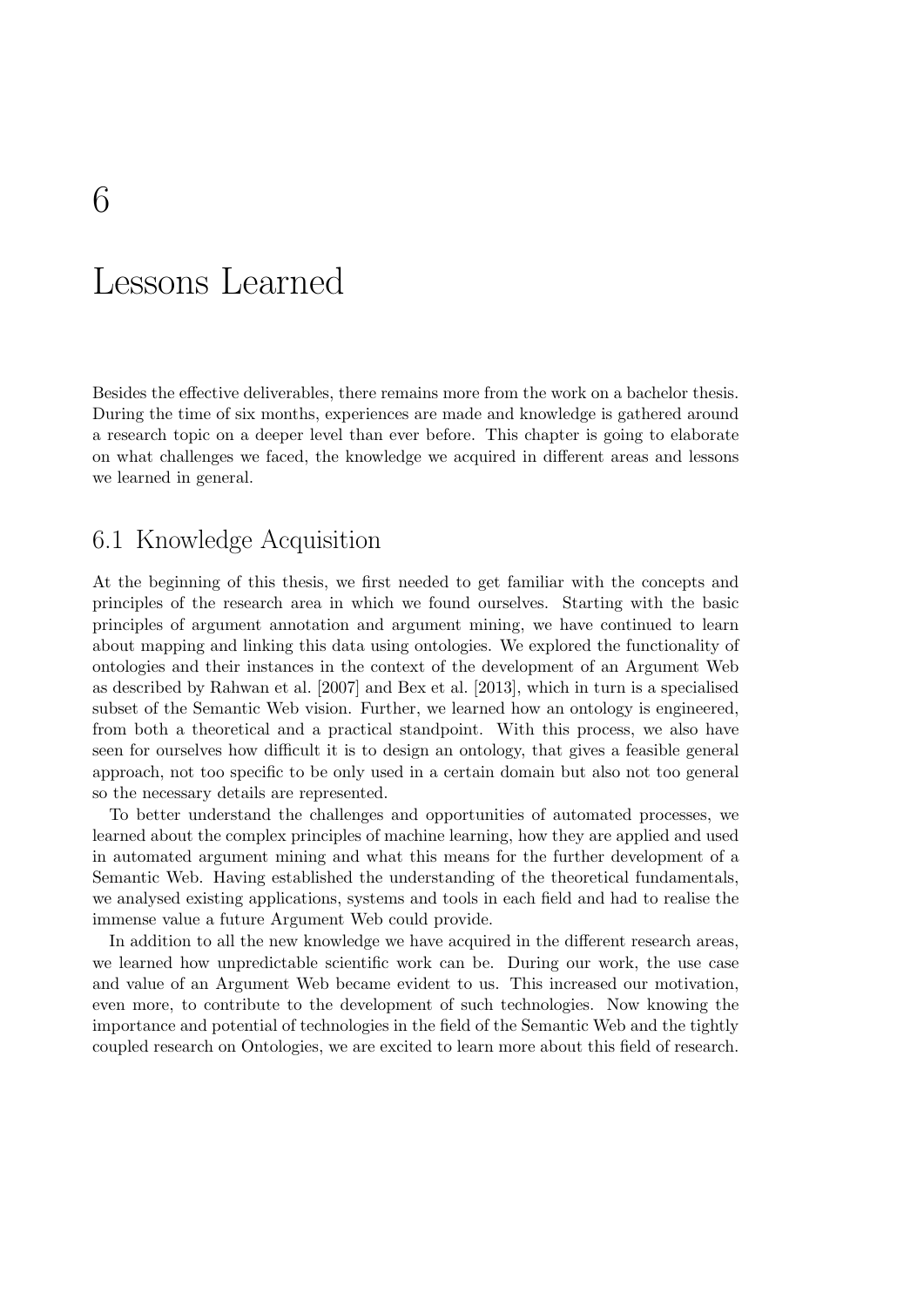# 6 Lessons Learned

Besides the effective deliverables, there remains more from the work on a bachelor thesis. During the time of six months, experiences are made and knowledge is gathered around a research topic on a deeper level than ever before. This chapter is going to elaborate on what challenges we faced, the knowledge we acquired in different areas and lessons we learned in general.

## 6.1 Knowledge Acquisition

At the beginning of this thesis, we first needed to get familiar with the concepts and principles of the research area in which we found ourselves. Starting with the basic principles of argument annotation and argument mining, we have continued to learn about mapping and linking this data using ontologies. We explored the functionality of ontologies and their instances in the context of the development of an Argument Web as described by Rahwan et al. [2007] and Bex et al. [2013], which in turn is a specialised subset of the Semantic Web vision. Further, we learned how an ontology is engineered, from both a theoretical and a practical standpoint. With this process, we also have seen for ourselves how difficult it is to design an ontology, that gives a feasible general approach, not too specific to be only used in a certain domain but also not too general so the necessary details are represented.

To better understand the challenges and opportunities of automated processes, we learned about the complex principles of machine learning, how they are applied and used in automated argument mining and what this means for the further development of a Semantic Web. Having established the understanding of the theoretical fundamentals, we analysed existing applications, systems and tools in each field and had to realise the immense value a future Argument Web could provide.

In addition to all the new knowledge we have acquired in the different research areas, we learned how unpredictable scientific work can be. During our work, the use case and value of an Argument Web became evident to us. This increased our motivation, even more, to contribute to the development of such technologies. Now knowing the importance and potential of technologies in the field of the Semantic Web and the tightly coupled research on Ontologies, we are excited to learn more about this field of research.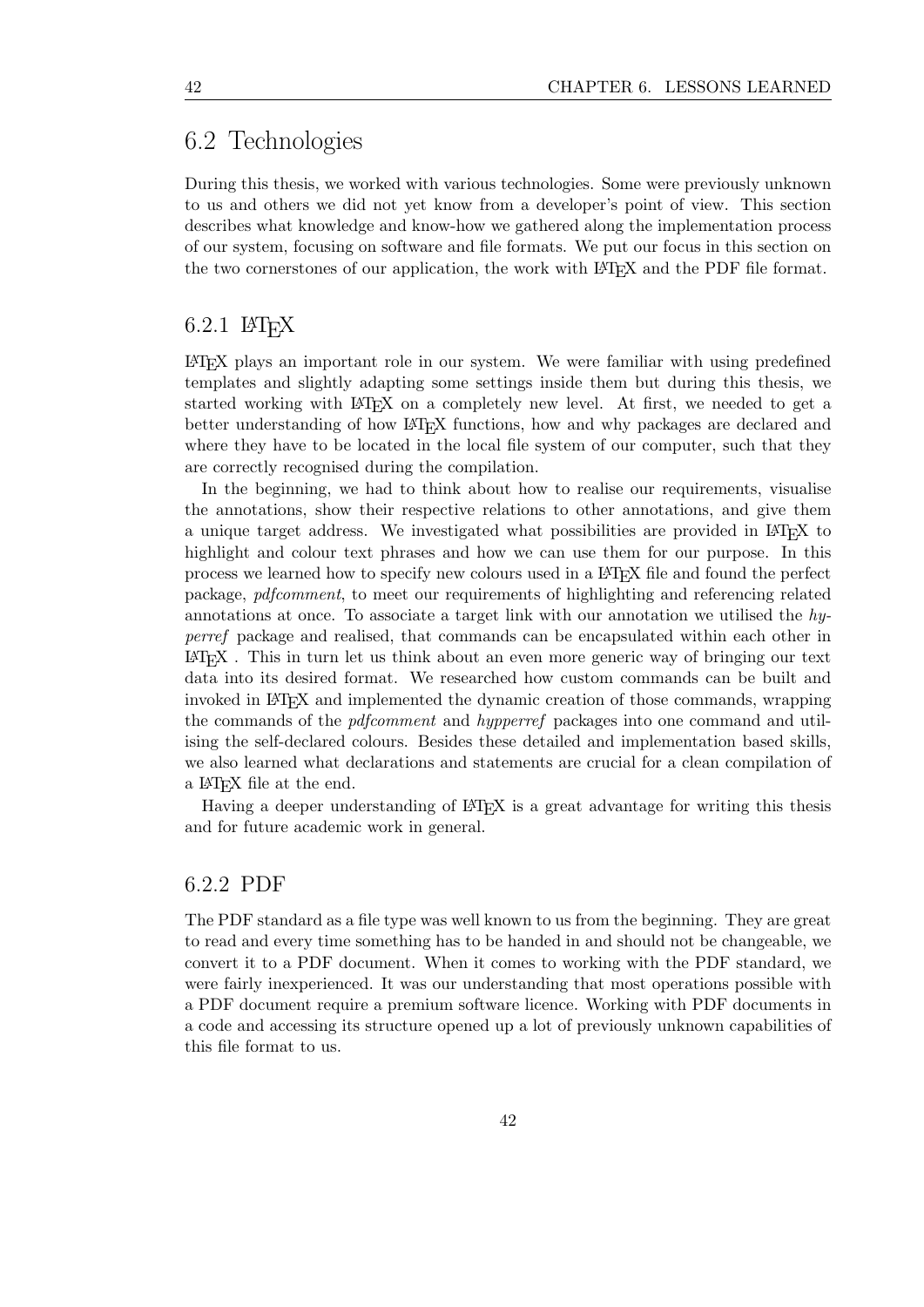## 6.2 Technologies

During this thesis, we worked with various technologies. Some were previously unknown to us and others we did not yet know from a developer's point of view. This section describes what knowledge and know-how we gathered along the implementation process of our system, focusing on software and file formats. We put our focus in this section on the two cornerstones of our application, the work with LaTeX and the PDF file format.

### 6.2.1 LaTeX

LaTeX plays an important role in our system. We were familiar with using predefined templates and slightly adapting some settings inside them but during this thesis, we started working with LaTeX on a completely new level. At first, we needed to get a better understanding of how LaTeX functions, how and why packages are declared and where they have to be located in the local file system of our computer, such that they are correctly recognised during the compilation.

In the beginning, we had to think about how to realise our requirements, visualise the annotations, show their respective relations to other annotations, and give them a unique target address. We investigated what possibilities are provided in LaTeX to highlight and colour text phrases and how we can use them for our purpose. In this process we learned how to specify new colours used in a LaTeX file and found the perfect package, *pdfcomment*, to meet our requirements of highlighting and referencing related annotations at once. To associate a target link with our annotation we utilised the *hyperref* package and realised, that commands can be encapsulated within each other in LaTeX . This in turn let us think about an even more generic way of bringing our text data into its desired format. We researched how custom commands can be built and invoked in LaTeX and implemented the dynamic creation of those commands, wrapping the commands of the *pdfcomment* and *hypperref* packages into one command and utilising the self-declared colours. Besides these detailed and implementation based skills, we also learned what declarations and statements are crucial for a clean compilation of a LaTeX file at the end.

Having a deeper understanding of LaTeX is a great advantage for writing this thesis and for future academic work in general.

### 6.2.2 PDF

The PDF standard as a file type was well known to us from the beginning. They are great to read and every time something has to be handed in and should not be changeable, we convert it to a PDF document. When it comes to working with the PDF standard, we were fairly inexperienced. It was our understanding that most operations possible with a PDF document require a premium software licence. Working with PDF documents in a code and accessing its structure opened up a lot of previously unknown capabilities of this file format to us.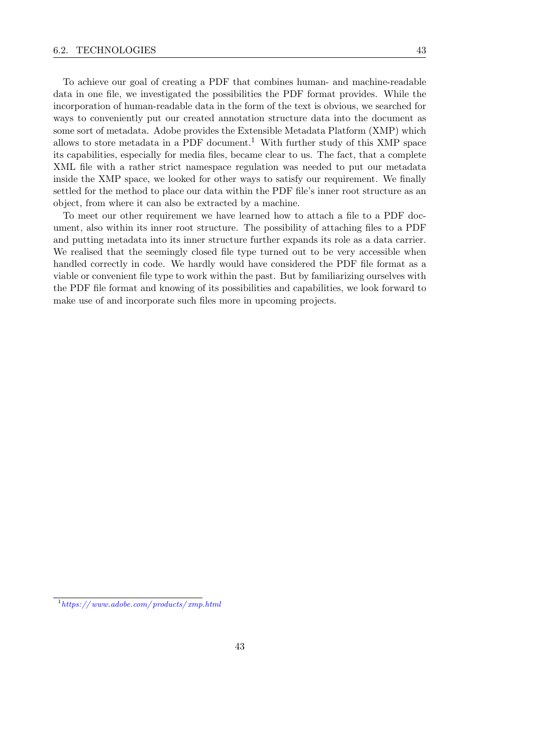To achieve our goal of creating a PDF that combines human- and machine-readable data in one file, we investigated the possibilities the PDF format provides. While the incorporation of human-readable data in the form of the text is obvious, we searched for ways to conveniently put our created annotation structure data into the document as some sort of metadata. Adobe provides the Extensible Metadata Platform (XMP) which allows to store metadata in a PDF document.[1] With further study of this XMP space its capabilities, especially for media files, became clear to us. The fact, that a complete XML file with a rather strict namespace regulation was needed to put our metadata inside the XMP space, we looked for other ways to satisfy our requirement. We finally settled for the method to place our data within the PDF file's inner root structure as an object, from where it can also be extracted by a machine.

To meet our other requirement we have learned how to attach a file to a PDF document, also within its inner root structure. The possibility of attaching files to a PDF and putting metadata into its inner structure further expands its role as a data carrier. We realised that the seemingly closed file type turned out to be very accessible when handled correctly in code. We hardly would have considered the PDF file format as a viable or convenient file type to work within the past. But by familiarizing ourselves with the PDF file format and knowing of its possibilities and capabilities, we look forward to make use of and incorporate such files more in upcoming projects.

[1] *https://www.adobe.com/products/xmp.html*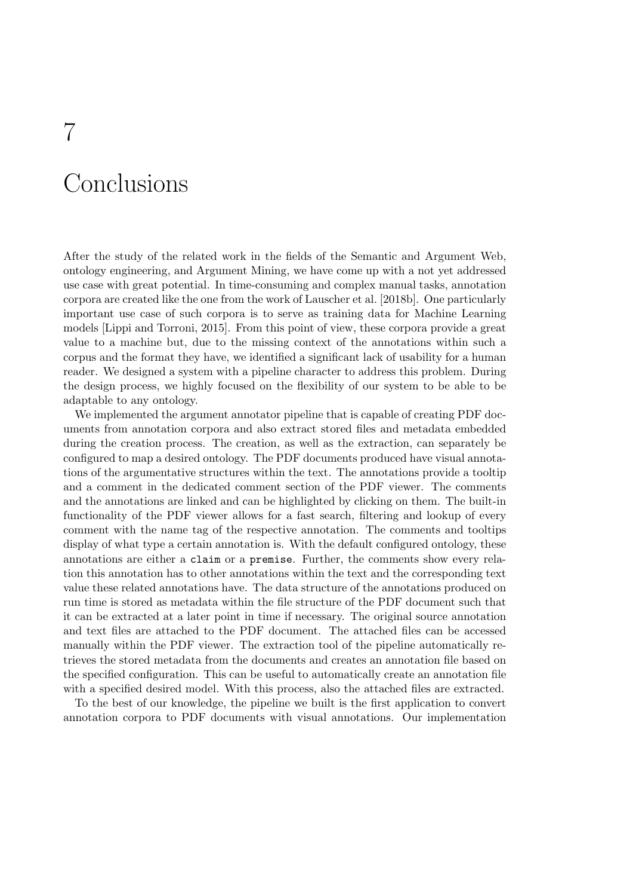# 7 Conclusions

After the study of the related work in the fields of the Semantic and Argument Web, ontology engineering, and Argument Mining, we have come up with a not yet addressed use case with great potential. In time-consuming and complex manual tasks, annotation corpora are created like the one from the work of Lauscher et al. [2018b]. One particularly important use case of such corpora is to serve as training data for Machine Learning models [Lippi and Torroni, 2015]. From this point of view, these corpora provide a great value to a machine but, due to the missing context of the annotations within such a corpus and the format they have, we identified a significant lack of usability for a human reader. We designed a system with a pipeline character to address this problem. During the design process, we highly focused on the flexibility of our system to be able to be adaptable to any ontology.

We implemented the argument annotator pipeline that is capable of creating PDF documents from annotation corpora and also extract stored files and metadata embedded during the creation process. The creation, as well as the extraction, can separately be configured to map a desired ontology. The PDF documents produced have visual annotations of the argumentative structures within the text. The annotations provide a tooltip and a comment in the dedicated comment section of the PDF viewer. The comments and the annotations are linked and can be highlighted by clicking on them. The built-in functionality of the PDF viewer allows for a fast search, filtering and lookup of every comment with the name tag of the respective annotation. The comments and tooltips display of what type a certain annotation is. With the default configured ontology, these annotations are either a `claim` or a `premise`. Further, the comments show every relation this annotation has to other annotations within the text and the corresponding text value these related annotations have. The data structure of the annotations produced on run time is stored as metadata within the file structure of the PDF document such that it can be extracted at a later point in time if necessary. The original source annotation and text files are attached to the PDF document. The attached files can be accessed manually within the PDF viewer. The extraction tool of the pipeline automatically retrieves the stored metadata from the documents and creates an annotation file based on the specified configuration. This can be useful to automatically create an annotation file with a specified desired model. With this process, also the attached files are extracted.

To the best of our knowledge, the pipeline we built is the first application to convert annotation corpora to PDF documents with visual annotations. Our implementation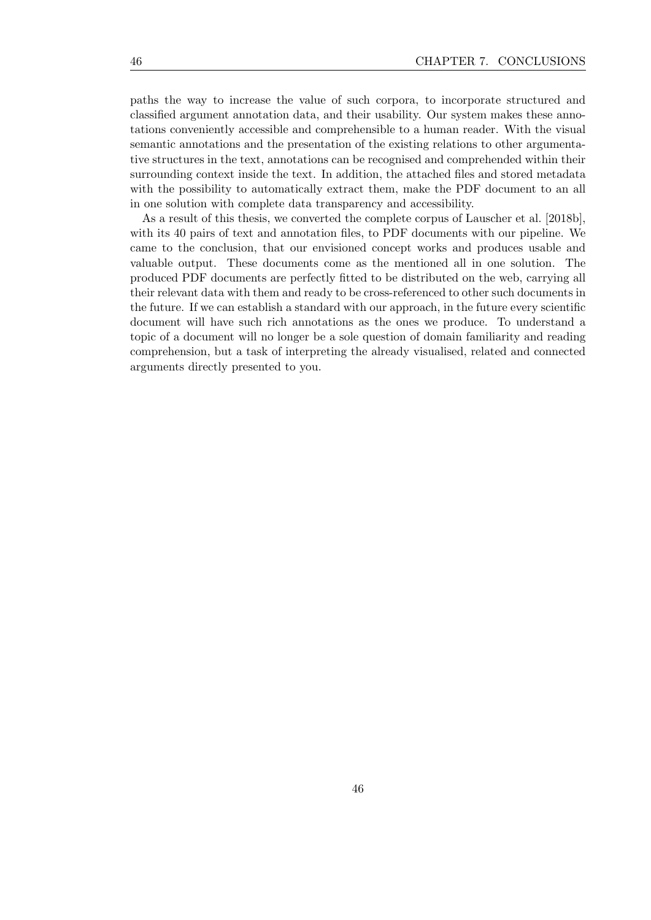paths the way to increase the value of such corpora, to incorporate structured and classified argument annotation data, and their usability. Our system makes these annotations conveniently accessible and comprehensible to a human reader. With the visual semantic annotations and the presentation of the existing relations to other argumentative structures in the text, annotations can be recognised and comprehended within their surrounding context inside the text. In addition, the attached files and stored metadata with the possibility to automatically extract them, make the PDF document to an all in one solution with complete data transparency and accessibility.

As a result of this thesis, we converted the complete corpus of Lauscher et al. [2018b], with its 40 pairs of text and annotation files, to PDF documents with our pipeline. We came to the conclusion, that our envisioned concept works and produces usable and valuable output. These documents come as the mentioned all in one solution. The produced PDF documents are perfectly fitted to be distributed on the web, carrying all their relevant data with them and ready to be cross-referenced to other such documents in the future. If we can establish a standard with our approach, in the future every scientific document will have such rich annotations as the ones we produce. To understand a topic of a document will no longer be a sole question of domain familiarity and reading comprehension, but a task of interpreting the already visualised, related and connected arguments directly presented to you.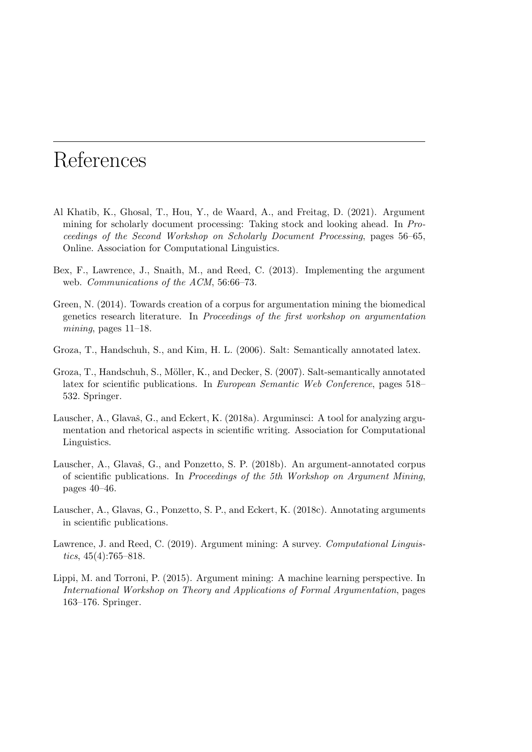# References

Al Khatib, K., Ghosal, T., Hou, Y., de Waard, A., and Freitag, D. (2021). Argument mining for scholarly document processing: Taking stock and looking ahead. In *Proceedings of the Second Workshop on Scholarly Document Processing*, pages 56–65, Online. Association for Computational Linguistics.

Bex, F., Lawrence, J., Snaith, M., and Reed, C. (2013). Implementing the argument web. *Communications of the ACM*, 56:66–73.

Green, N. (2014). Towards creation of a corpus for argumentation mining the biomedical genetics research literature. In *Proceedings of the first workshop on argumentation mining*, pages 11–18.

Groza, T., Handschuh, S., and Kim, H. L. (2006). Salt: Semantically annotated latex.

Groza, T., Handschuh, S., Möller, K., and Decker, S. (2007). Salt-semantically annotated latex for scientific publications. In *European Semantic Web Conference*, pages 518–532. Springer.

Lauscher, A., Glavaš, G., and Eckert, K. (2018a). Arguminsci: A tool for analyzing argumentation and rhetorical aspects in scientific writing. Association for Computational Linguistics.

Lauscher, A., Glavaš, G., and Ponzetto, S. P. (2018b). An argument-annotated corpus of scientific publications. In *Proceedings of the 5th Workshop on Argument Mining*, pages 40–46.

Lauscher, A., Glavas, G., Ponzetto, S. P., and Eckert, K. (2018c). Annotating arguments in scientific publications.

Lawrence, J. and Reed, C. (2019). Argument mining: A survey. *Computational Linguistics*, 45(4):765–818.

Lippi, M. and Torroni, P. (2015). Argument mining: A machine learning perspective. In *International Workshop on Theory and Applications of Formal Argumentation*, pages 163–176. Springer.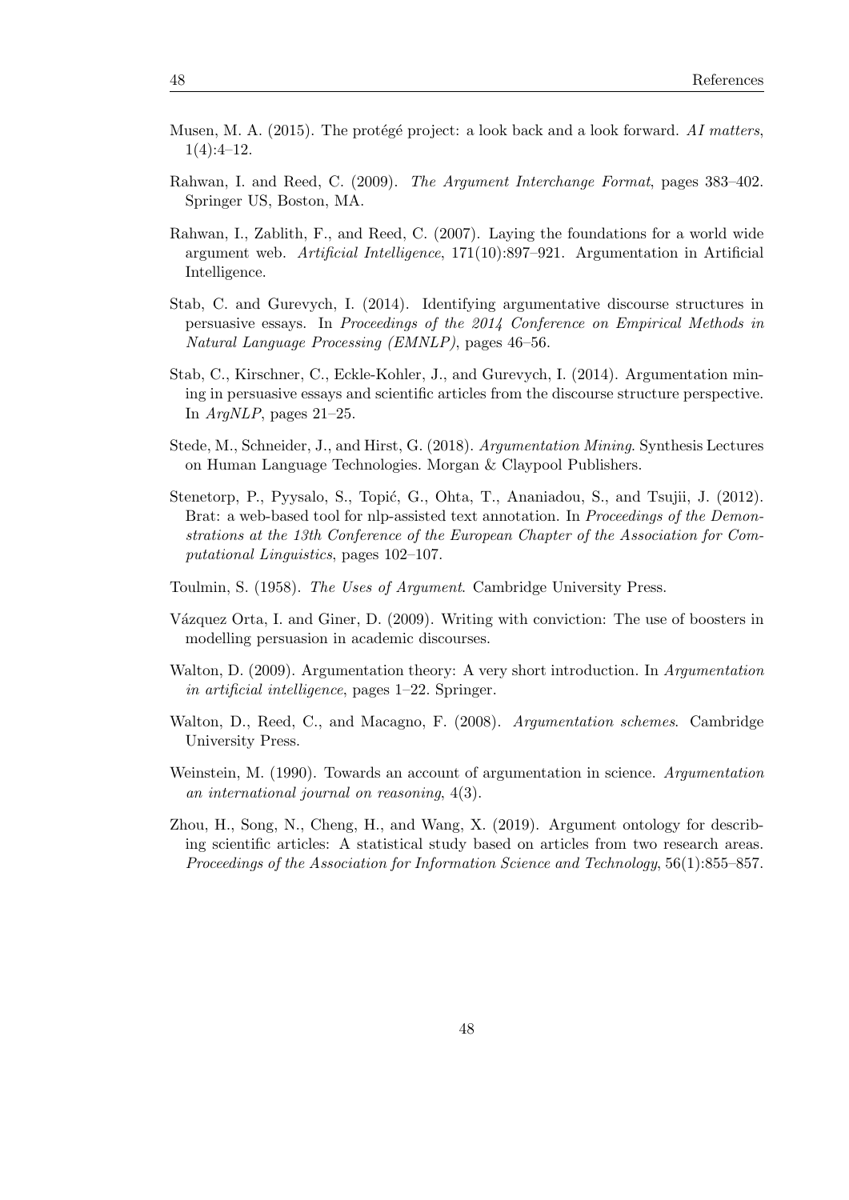Musen, M. A. (2015). The protégé project: a look back and a look forward. *AI matters*, 1(4):4–12.

Rahwan, I. and Reed, C. (2009). *The Argument Interchange Format*, pages 383–402. Springer US, Boston, MA.

Rahwan, I., Zablith, F., and Reed, C. (2007). Laying the foundations for a world wide argument web. *Artificial Intelligence*, 171(10):897–921. Argumentation in Artificial Intelligence.

Stab, C. and Gurevych, I. (2014). Identifying argumentative discourse structures in persuasive essays. In *Proceedings of the 2014 Conference on Empirical Methods in Natural Language Processing (EMNLP)*, pages 46–56.

Stab, C., Kirschner, C., Eckle-Kohler, J., and Gurevych, I. (2014). Argumentation mining in persuasive essays and scientific articles from the discourse structure perspective. In *ArgNLP*, pages 21–25.

Stede, M., Schneider, J., and Hirst, G. (2018). *Argumentation Mining*. Synthesis Lectures on Human Language Technologies. Morgan & Claypool Publishers.

Stenetorp, P., Pyysalo, S., Topić, G., Ohta, T., Ananiadou, S., and Tsujii, J. (2012). Brat: a web-based tool for nlp-assisted text annotation. In *Proceedings of the Demonstrations at the 13th Conference of the European Chapter of the Association for Computational Linguistics*, pages 102–107.

Toulmin, S. (1958). *The Uses of Argument*. Cambridge University Press.

Vázquez Orta, I. and Giner, D. (2009). Writing with conviction: The use of boosters in modelling persuasion in academic discourses.

Walton, D. (2009). Argumentation theory: A very short introduction. In *Argumentation in artificial intelligence*, pages 1–22. Springer.

Walton, D., Reed, C., and Macagno, F. (2008). *Argumentation schemes*. Cambridge University Press.

Weinstein, M. (1990). Towards an account of argumentation in science. *Argumentation an international journal on reasoning*, 4(3).

Zhou, H., Song, N., Cheng, H., and Wang, X. (2019). Argument ontology for describing scientific articles: A statistical study based on articles from two research areas. *Proceedings of the Association for Information Science and Technology*, 56(1):855–857.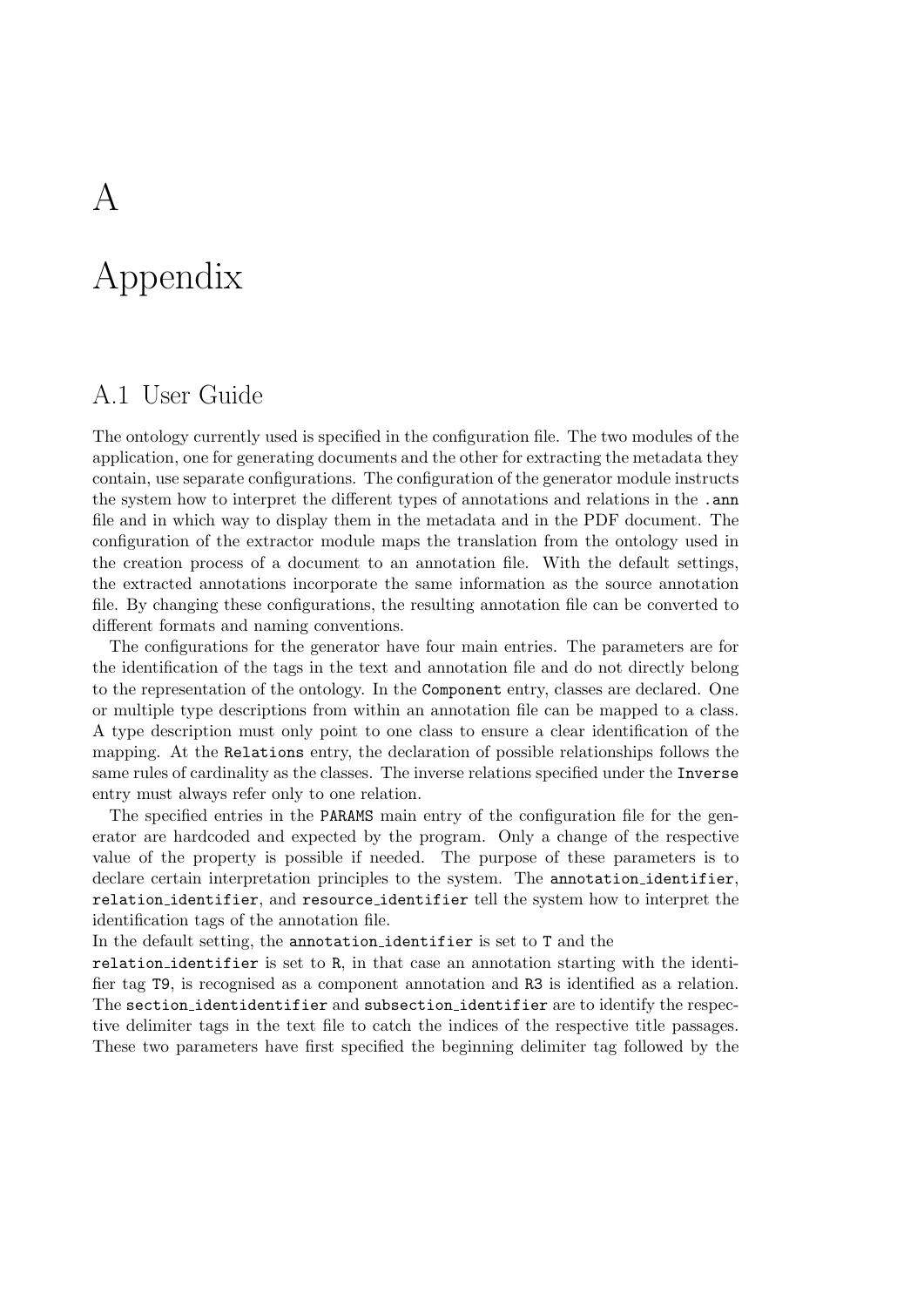# A

# Appendix

## A.1 User Guide

The ontology currently used is specified in the configuration file. The two modules of the application, one for generating documents and the other for extracting the metadata they contain, use separate configurations. The configuration of the generator module instructs the system how to interpret the different types of annotations and relations in the `.ann` file and in which way to display them in the metadata and in the PDF document. The configuration of the extractor module maps the translation from the ontology used in the creation process of a document to an annotation file. With the default settings, the extracted annotations incorporate the same information as the source annotation file. By changing these configurations, the resulting annotation file can be converted to different formats and naming conventions.

The configurations for the generator have four main entries. The parameters are for the identification of the tags in the text and annotation file and do not directly belong to the representation of the ontology. In the `Component` entry, classes are declared. One or multiple type descriptions from within an annotation file can be mapped to a class. A type description must only point to one class to ensure a clear identification of the mapping. At the `Relations` entry, the declaration of possible relationships follows the same rules of cardinality as the classes. The inverse relations specified under the `Inverse` entry must always refer only to one relation.

The specified entries in the `PARAMS` main entry of the configuration file for the generator are hardcoded and expected by the program. Only a change of the respective value of the property is possible if needed. The purpose of these parameters is to declare certain interpretation principles to the system. The `annotation_identifier`, `relation_identifier`, and `resource_identifier` tell the system how to interpret the identification tags of the annotation file.

In the default setting, the `annotation_identifier` is set to `T` and the `relation_identifier` is set to `R`, in that case an annotation starting with the identifier tag `T9`, is recognised as a component annotation and `R3` is identified as a relation. The `section_identidentifier` and `subsection_identifier` are to identify the respective delimiter tags in the text file to catch the indices of the respective title passages. These two parameters have first specified the beginning delimiter tag followed by the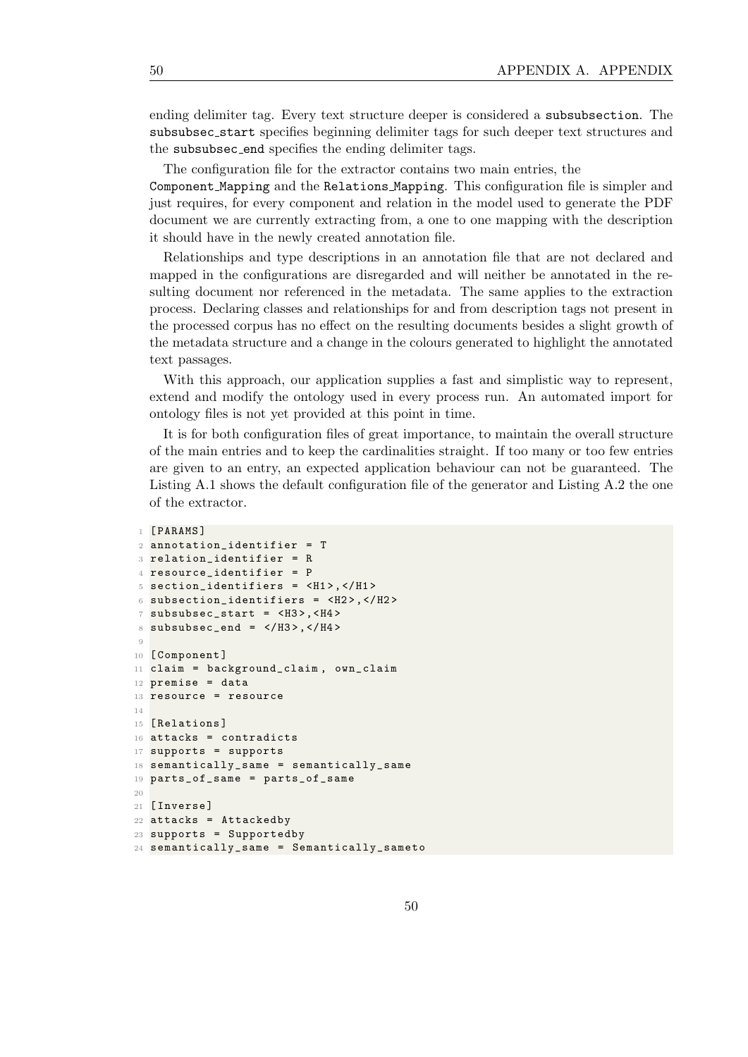ending delimiter tag. Every text structure deeper is considered a `subsubsection`. The `subsubsec_start` specifies beginning delimiter tags for such deeper text structures and the `subsubsec_end` specifies the ending delimiter tags.

The configuration file for the extractor contains two main entries, the `Component_Mapping` and the `Relations_Mapping`. This configuration file is simpler and just requires, for every component and relation in the model used to generate the PDF document we are currently extracting from, a one to one mapping with the description it should have in the newly created annotation file.

Relationships and type descriptions in an annotation file that are not declared and mapped in the configurations are disregarded and will neither be annotated in the resulting document nor referenced in the metadata. The same applies to the extraction process. Declaring classes and relationships for and from description tags not present in the processed corpus has no effect on the resulting documents besides a slight growth of the metadata structure and a change in the colours generated to highlight the annotated text passages.

With this approach, our application supplies a fast and simplistic way to represent, extend and modify the ontology used in every process run. An automated import for ontology files is not yet provided at this point in time.

It is for both configuration files of great importance, to maintain the overall structure of the main entries and to keep the cardinalities straight. If too many or too few entries are given to an entry, an expected application behaviour can not be guaranteed. The Listing A.1 shows the default configuration file of the generator and Listing A.2 the one of the extractor.

```
[PARAMS]
annotation_identifier = T
relation_identifier = R
resource_identifier = P
section_identifiers = <H1>,</H1>
subsection_identifiers = <H2>,</H2>
subsubsec_start = <H3>,<H4>
subsubsec_end = </H3>,</H4>

[Component]
claim = background_claim, own_claim
premise = data
resource = resource

[Relations]
attacks = contradicts
supports = supports
semantically_same = semantically_same
parts_of_same = parts_of_same

[Inverse]
attacks = Attackedby
supports = Supportedby
semantically_same = Semantically_sameto
```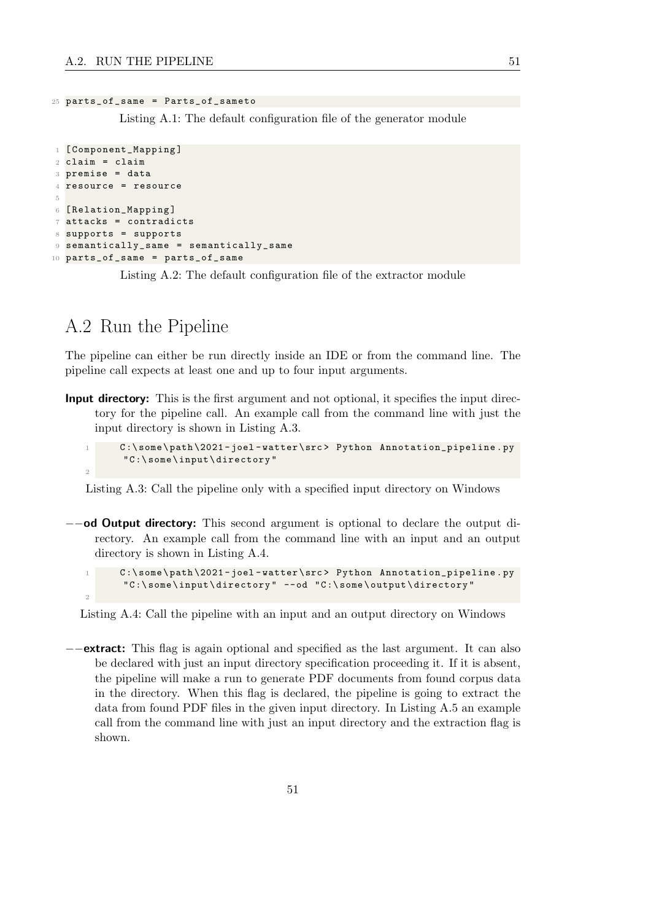```
25 parts_of_same = Parts_of_sameto
```

Listing A.1: The default configuration file of the generator module

```
1 [Component_Mapping]
2 claim = claim
3 premise = data
4 resource = resource
5
6 [Relation_Mapping]
7 attacks = contradicts
8 supports = supports
9 semantically_same = semantically_same
10 parts_of_same = parts_of_same
```

Listing A.2: The default configuration file of the extractor module

## A.2 Run the Pipeline

The pipeline can either be run directly inside an IDE or from the command line. The pipeline call expects at least one and up to four input arguments.

**Input directory:** This is the first argument and not optional, it specifies the input directory for the pipeline call. An example call from the command line with just the input directory is shown in Listing A.3.

```
1     C:\some\path\2021-joel-watter\src> Python Annotation_pipeline.py
      "C:\some\input\directory"
2
```

Listing A.3: Call the pipeline only with a specified input directory on Windows

**−−od Output directory:** This second argument is optional to declare the output directory. An example call from the command line with an input and an output directory is shown in Listing A.4.

```
1     C:\some\path\2021-joel-watter\src> Python Annotation_pipeline.py
      "C:\some\input\directory" --od "C:\some\output\directory"
2
```

Listing A.4: Call the pipeline with an input and an output directory on Windows

**−−extract:** This flag is again optional and specified as the last argument. It can also be declared with just an input directory specification proceeding it. If it is absent, the pipeline will make a run to generate PDF documents from found corpus data in the directory. When this flag is declared, the pipeline is going to extract the data from found PDF files in the given input directory. In Listing A.5 an example call from the command line with just an input directory and the extraction flag is shown.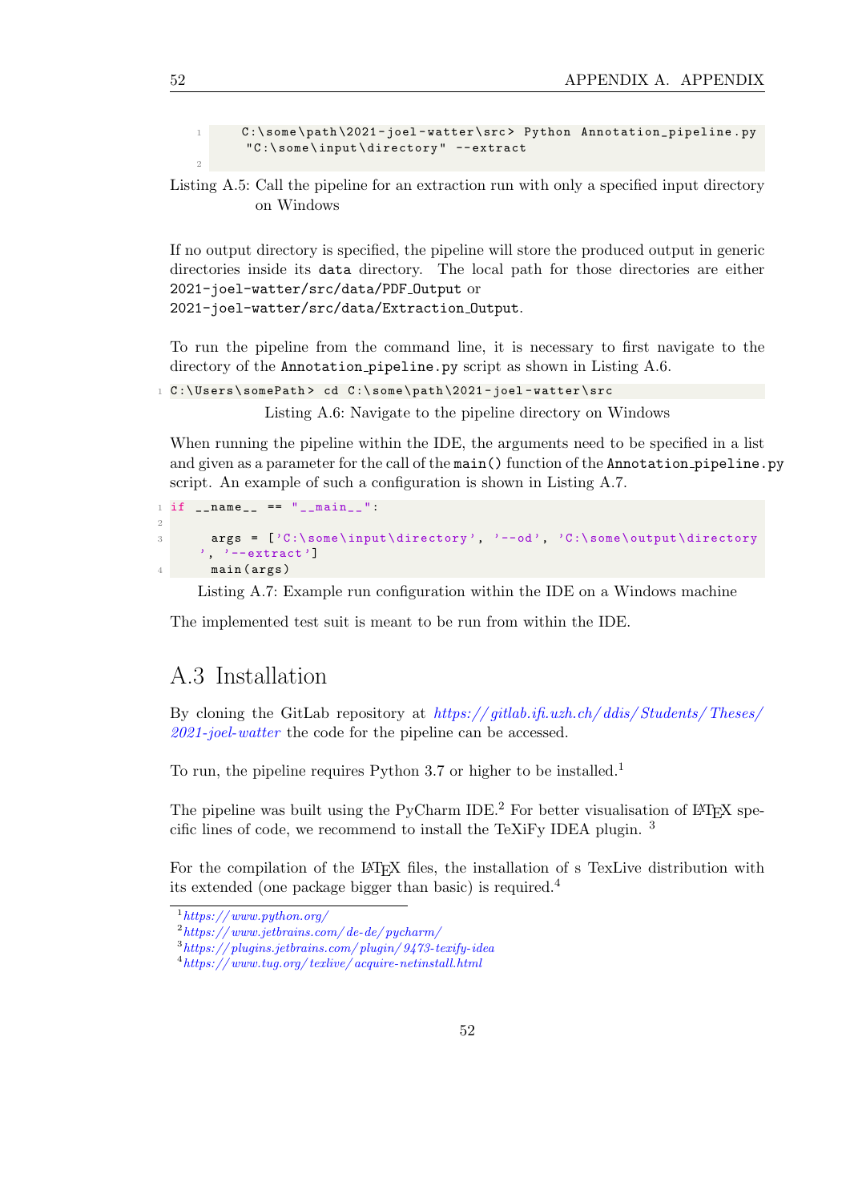```
C:\some\path\2021-joel-watter\src> Python Annotation_pipeline.py
 "C:\some\input\directory" --extract

```

Listing A.5: Call the pipeline for an extraction run with only a specified input directory on Windows

If no output directory is specified, the pipeline will store the produced output in generic directories inside its `data` directory. The local path for those directories are either `2021-joel-watter/src/data/PDF_Output` or `2021-joel-watter/src/data/Extraction_Output`.

To run the pipeline from the command line, it is necessary to first navigate to the directory of the `Annotation_pipeline.py` script as shown in Listing A.6.

```
C:\Users\somePath> cd C:\some\path\2021-joel-watter\src
```

Listing A.6: Navigate to the pipeline directory on Windows

When running the pipeline within the IDE, the arguments need to be specified in a list and given as a parameter for the call of the `main()` function of the `Annotation_pipeline.py` script. An example of such a configuration is shown in Listing A.7.

```
if __name__ == "__main__":

    args = ['C:\some\input\directory', '--od', 'C:\some\output\directory', '--extract']
    main(args)
```

Listing A.7: Example run configuration within the IDE on a Windows machine

The implemented test suit is meant to be run from within the IDE.

## A.3 Installation

By cloning the GitLab repository at *https://gitlab.ifi.uzh.ch/ddis/Students/Theses/2021-joel-watter* the code for the pipeline can be accessed.

To run, the pipeline requires Python 3.7 or higher to be installed.[1]

The pipeline was built using the PyCharm IDE.[2] For better visualisation of LaTeX specific lines of code, we recommend to install the TeXiFy IDEA plugin. [3]

For the compilation of the LaTeX files, the installation of s TexLive distribution with its extended (one package bigger than basic) is required.[4]

[1] *https://www.python.org/*

[2] *https://www.jetbrains.com/de-de/pycharm/*

[3] *https://plugins.jetbrains.com/plugin/9473-texify-idea*

[4] *https://www.tug.org/texlive/acquire-netinstall.html*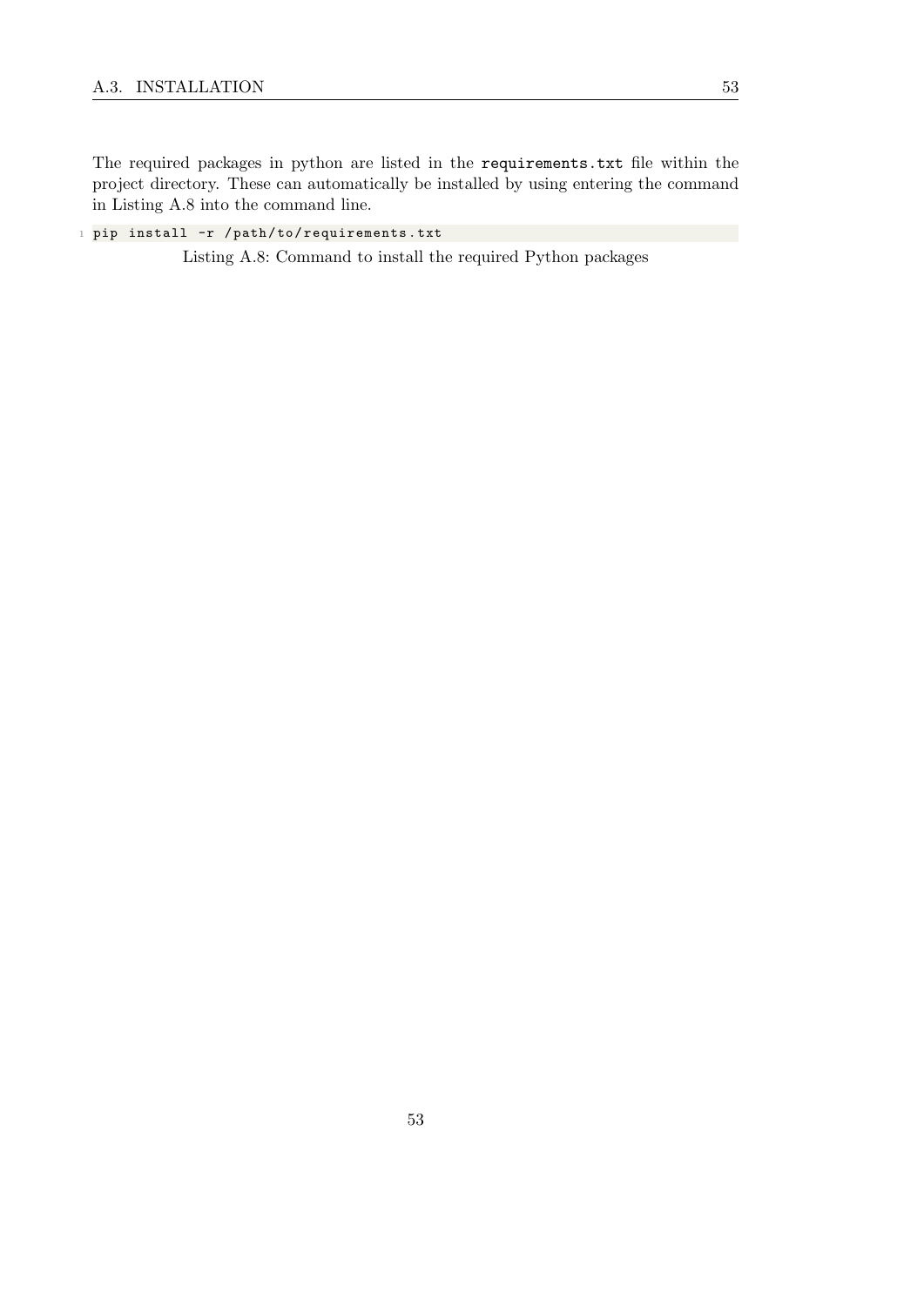The required packages in python are listed in the `requirements.txt` file within the project directory. These can automatically be installed by using entering the command in Listing A.8 into the command line.

```
pip install -r /path/to/requirements.txt
```

Listing A.8: Command to install the required Python packages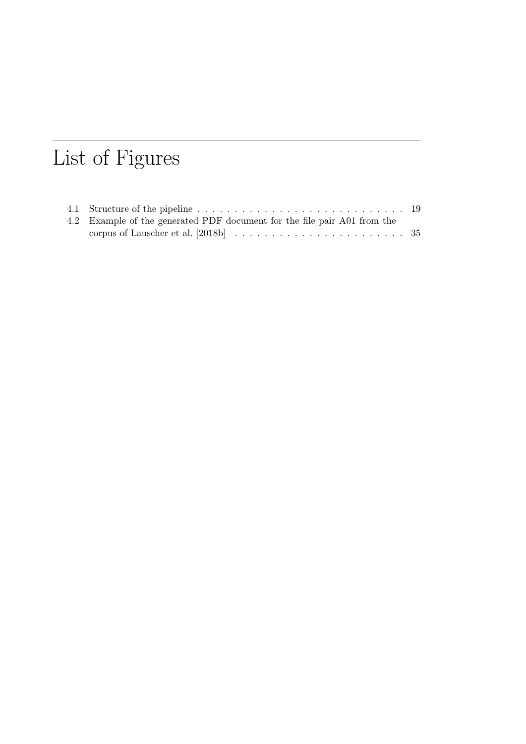# List of Figures

4.1 Structure of the pipeline . . . . . . . . . . . . . . . . . . . . . . . . . . . . . 19

4.2 Example of the generated PDF document for the file pair A01 from the corpus of Lauscher et al. [2018b] . . . . . . . . . . . . . . . . . . . . . . . 35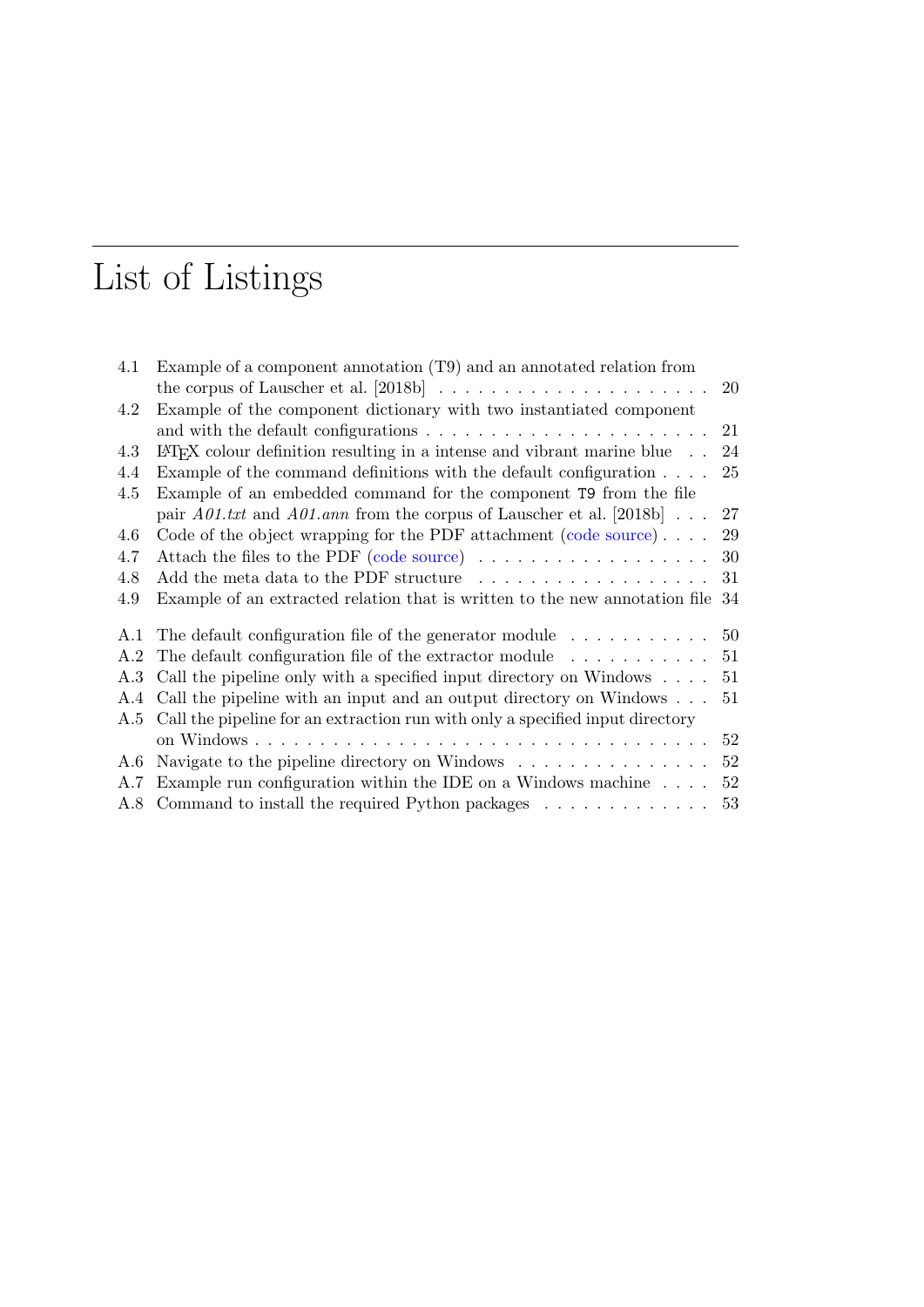# List of Listings

| | | |
|---|---|---|
| 4.1 | Example of a component annotation (T9) and an annotated relation from the corpus of Lauscher et al. [2018b] | 20 |
| 4.2 | Example of the component dictionary with two instantiated component and with the default configurations | 21 |
| 4.3 | LaTeX colour definition resulting in a intense and vibrant marine blue | 24 |
| 4.4 | Example of the command definitions with the default configuration | 25 |
| 4.5 | Example of an embedded command for the component `T9` from the file pair *A01.txt* and *A01.ann* from the corpus of Lauscher et al. [2018b] | 27 |
| 4.6 | Code of the object wrapping for the PDF attachment (code source) | 29 |
| 4.7 | Attach the files to the PDF (code source) | 30 |
| 4.8 | Add the meta data to the PDF structure | 31 |
| 4.9 | Example of an extracted relation that is written to the new annotation file | 34 |
| A.1 | The default configuration file of the generator module | 50 |
| A.2 | The default configuration file of the extractor module | 51 |
| A.3 | Call the pipeline only with a specified input directory on Windows | 51 |
| A.4 | Call the pipeline with an input and an output directory on Windows | 51 |
| A.5 | Call the pipeline for an extraction run with only a specified input directory on Windows | 52 |
| A.6 | Navigate to the pipeline directory on Windows | 52 |
| A.7 | Example run configuration within the IDE on a Windows machine | 52 |
| A.8 | Command to install the required Python packages | 53 |